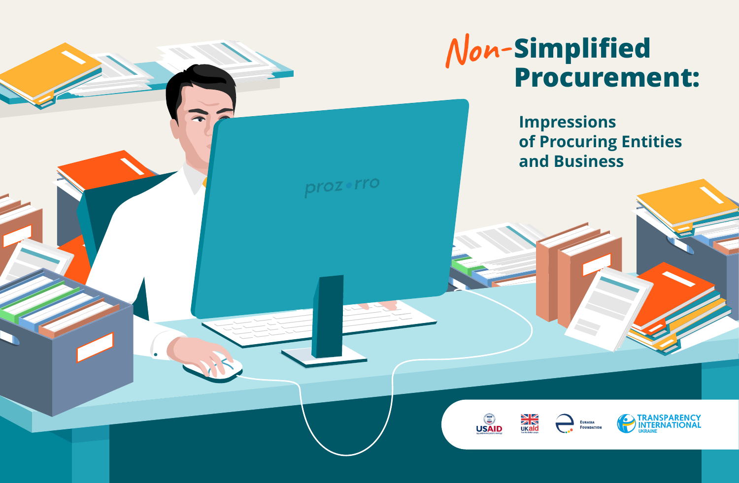# Non-Simplified Procurement:

## Impressions of Procuring Entities and Business

USAID | UKaid | Eurasia Foundation | Transparency International Ukraine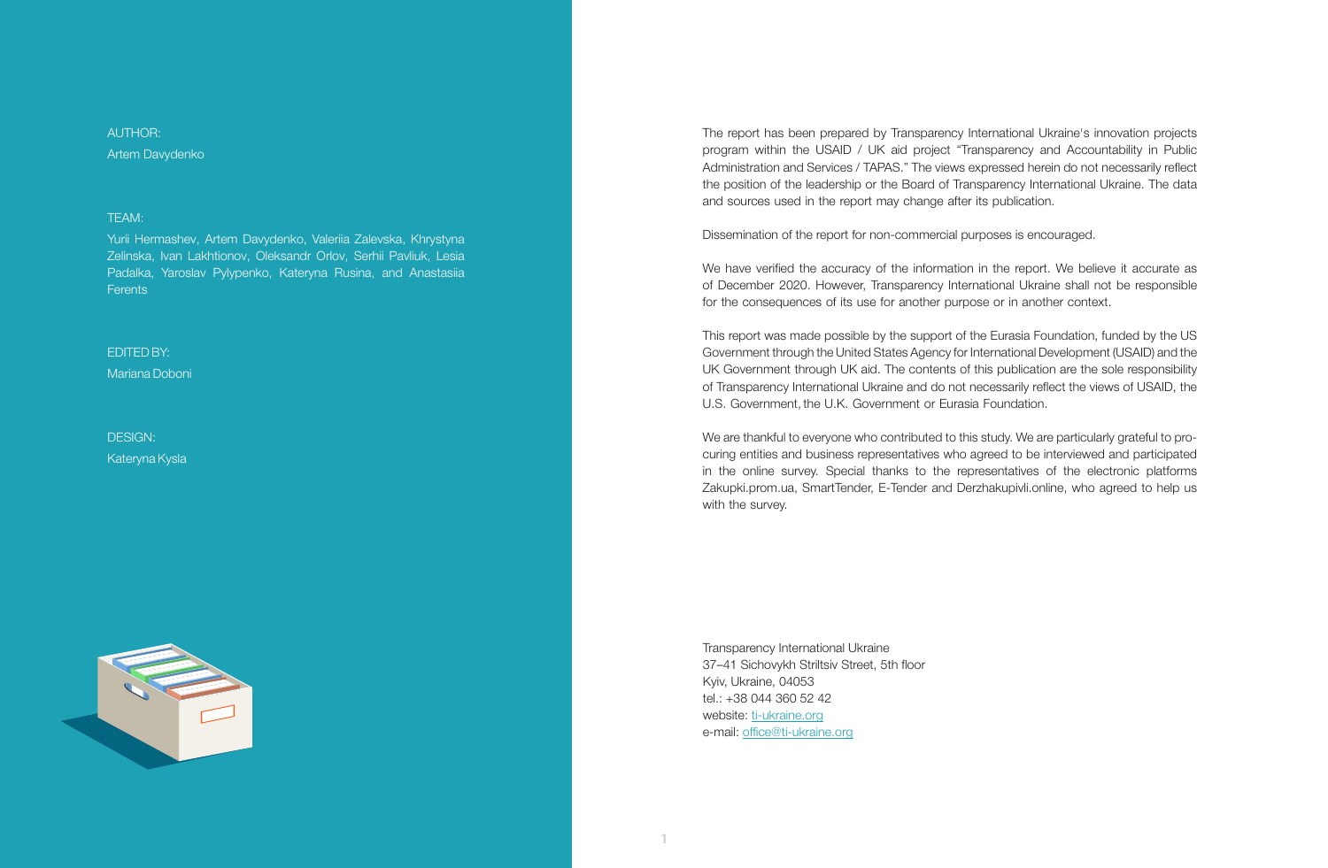AUTHOR:

Artem Davydenko

TEAM:

Yurii Hermashev, Artem Davydenko, Valeriia Zalevska, Khrystyna Zelinska, Ivan Lakhtionov, Oleksandr Orlov, Serhii Pavliuk, Lesia Padalka, Yaroslav Pylypenko, Kateryna Rusina, and Anastasiia Ferents

EDITED BY:

Mariana Doboni

DESIGN:

Kateryna Kysla

The report has been prepared by Transparency International Ukraine's innovation projects program within the USAID / UK aid project "Transparency and Accountability in Public Administration and Services / TAPAS." The views expressed herein do not necessarily reflect the position of the leadership or the Board of Transparency International Ukraine. The data and sources used in the report may change after its publication.

Dissemination of the report for non-commercial purposes is encouraged.

We have verified the accuracy of the information in the report. We believe it accurate as of December 2020. However, Transparency International Ukraine shall not be responsible for the consequences of its use for another purpose or in another context.

This report was made possible by the support of the Eurasia Foundation, funded by the US Government through the United States Agency for International Development (USAID) and the UK Government through UK aid. The contents of this publication are the sole responsibility of Transparency International Ukraine and do not necessarily reflect the views of USAID, the U.S. Government, the U.K. Government or Eurasia Foundation.

We are thankful to everyone who contributed to this study. We are particularly grateful to procuring entities and business representatives who agreed to be interviewed and participated in the online survey. Special thanks to the representatives of the electronic platforms Zakupki.prom.ua, SmartTender, E-Tender and Derzhakupivli.online, who agreed to help us with the survey.

Transparency International Ukraine
37–41 Sichovykh Striltsiv Street, 5th floor
Kyiv, Ukraine, 04053
tel.: +38 044 360 52 42
website: ti-ukraine.org
e-mail: office@ti-ukraine.org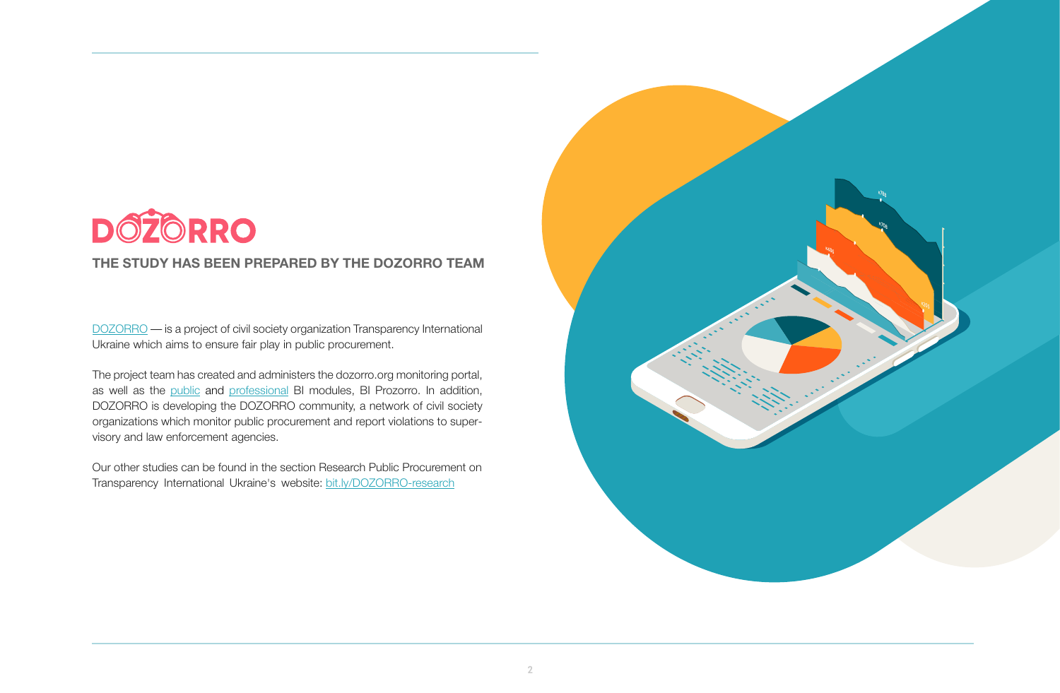DOZORRO

### THE STUDY HAS BEEN PREPARED BY THE DOZORRO TEAM

DOZORRO — is a project of civil society organization Transparency International Ukraine which aims to ensure fair play in public procurement.

The project team has created and administers the dozorro.org monitoring portal, as well as the public and professional BI modules, BI Prozorro. In addition, DOZORRO is developing the DOZORRO community, a network of civil society organizations which monitor public procurement and report violations to supervisory and law enforcement agencies.

Our other studies can be found in the section Research Public Procurement on Transparency International Ukraine's website: bit.ly/DOZORRO-research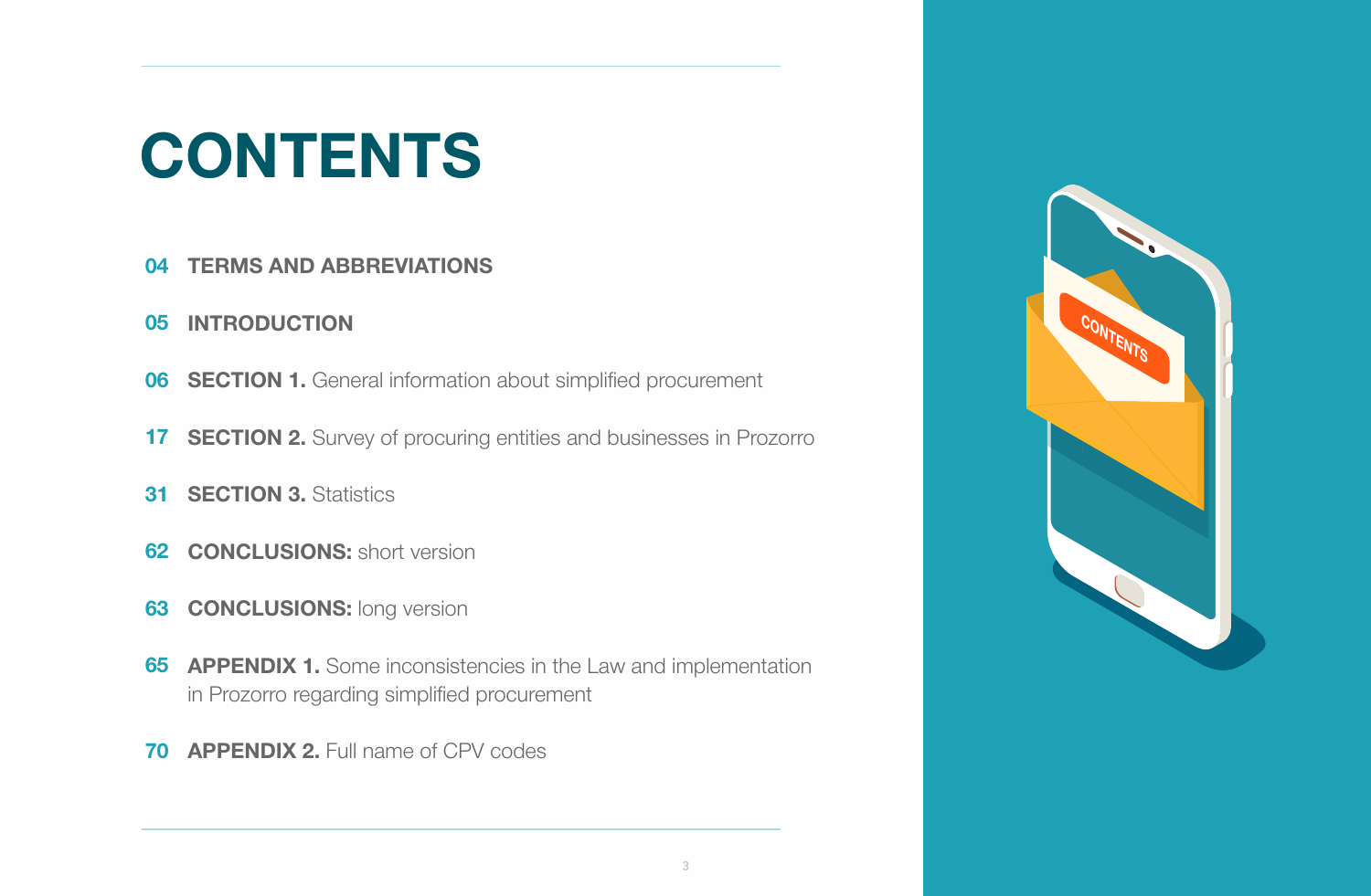# CONTENTS

04 **TERMS AND ABBREVIATIONS**

05 **INTRODUCTION**

06 **SECTION 1.** General information about simplified procurement

17 **SECTION 2.** Survey of procuring entities and businesses in Prozorro

31 **SECTION 3.** Statistics

62 **CONCLUSIONS:** short version

63 **CONCLUSIONS:** long version

65 **APPENDIX 1.** Some inconsistencies in the Law and implementation in Prozorro regarding simplified procurement

70 **APPENDIX 2.** Full name of CPV codes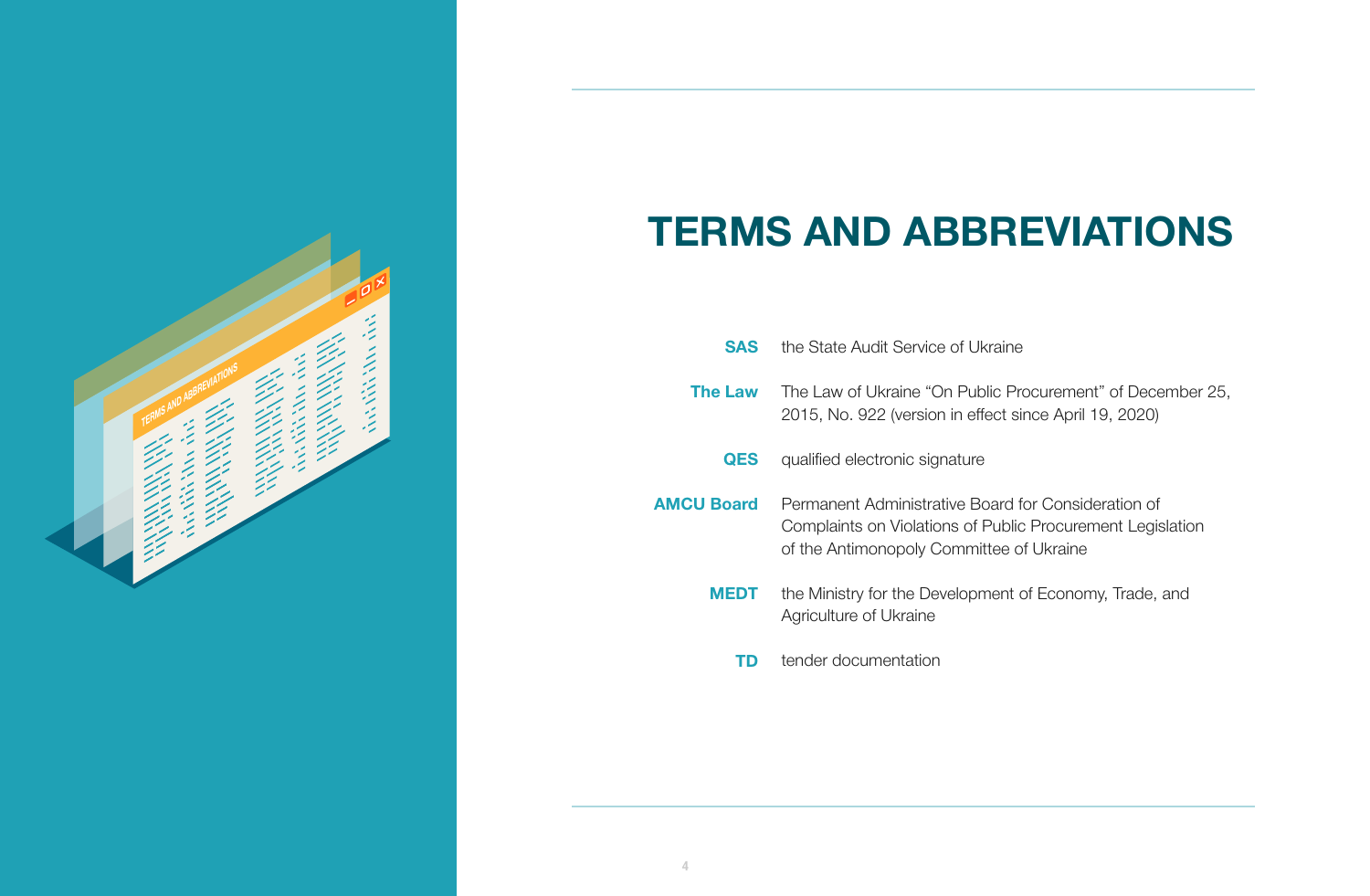# TERMS AND ABBREVIATIONS

| | |
|---|---|
| **SAS** | the State Audit Service of Ukraine |
| **The Law** | The Law of Ukraine "On Public Procurement" of December 25, 2015, No. 922 (version in effect since April 19, 2020) |
| **QES** | qualified electronic signature |
| **AMCU Board** | Permanent Administrative Board for Consideration of Complaints on Violations of Public Procurement Legislation of the Antimonopoly Committee of Ukraine |
| **MEDT** | the Ministry for the Development of Economy, Trade, and Agriculture of Ukraine |
| **TD** | tender documentation |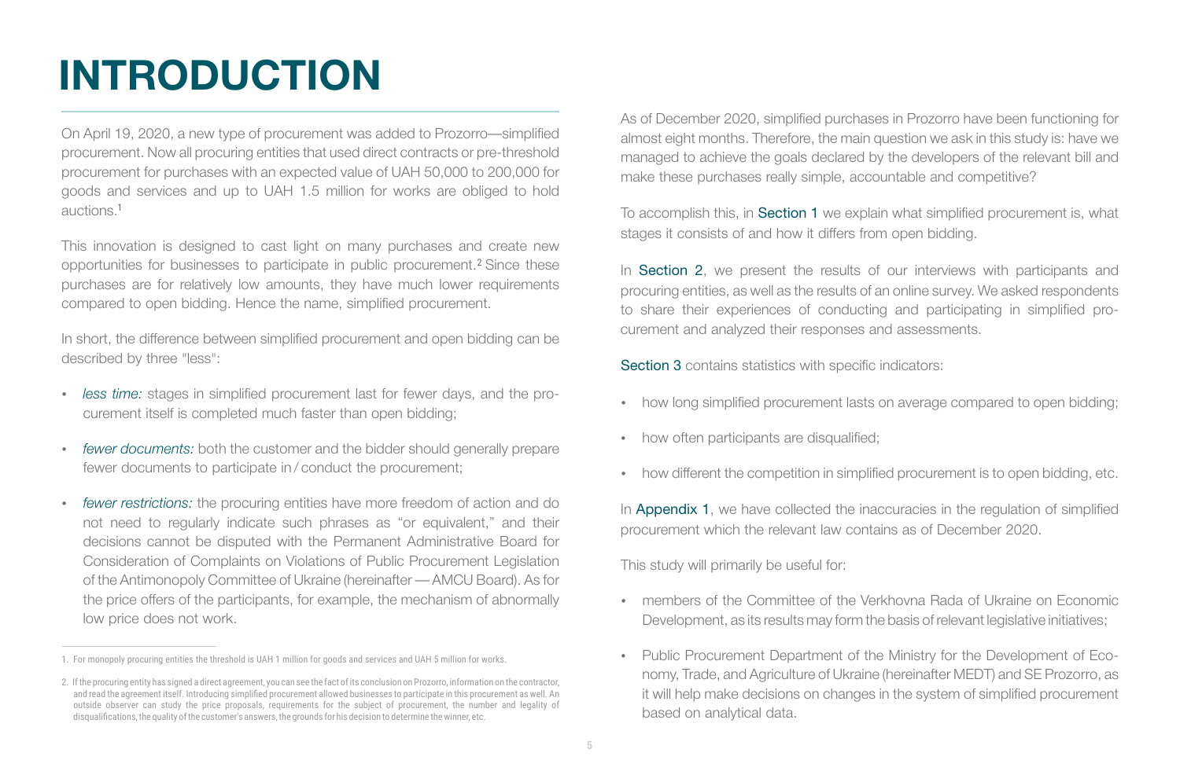# INTRODUCTION

On April 19, 2020, a new type of procurement was added to Prozorro—simplified procurement. Now all procuring entities that used direct contracts or pre-threshold procurement for purchases with an expected value of UAH 50,000 to 200,000 for goods and services and up to UAH 1.5 million for works are obliged to hold auctions.[1]

This innovation is designed to cast light on many purchases and create new opportunities for businesses to participate in public procurement.[2] Since these purchases are for relatively low amounts, they have much lower requirements compared to open bidding. Hence the name, simplified procurement.

In short, the difference between simplified procurement and open bidding can be described by three "less":

- *less time:* stages in simplified procurement last for fewer days, and the procurement itself is completed much faster than open bidding;
- *fewer documents:* both the customer and the bidder should generally prepare fewer documents to participate in / conduct the procurement;
- *fewer restrictions:* the procuring entities have more freedom of action and do not need to regularly indicate such phrases as "or equivalent," and their decisions cannot be disputed with the Permanent Administrative Board for Consideration of Complaints on Violations of Public Procurement Legislation of the Antimonopoly Committee of Ukraine (hereinafter — AMCU Board). As for the price offers of the participants, for example, the mechanism of abnormally low price does not work.

1. For monopoly procuring entities the threshold is UAH 1 million for goods and services and UAH 5 million for works.

2. If the procuring entity has signed a direct agreement, you can see the fact of its conclusion on Prozorro, information on the contractor, and read the agreement itself. Introducing simplified procurement allowed businesses to participate in this procurement as well. An outside observer can study the price proposals, requirements for the subject of procurement, the number and legality of disqualifications, the quality of the customer's answers, the grounds for his decision to determine the winner, etc.

As of December 2020, simplified purchases in Prozorro have been functioning for almost eight months. Therefore, the main question we ask in this study is: have we managed to achieve the goals declared by the developers of the relevant bill and make these purchases really simple, accountable and competitive?

To accomplish this, in Section 1 we explain what simplified procurement is, what stages it consists of and how it differs from open bidding.

In Section 2, we present the results of our interviews with participants and procuring entities, as well as the results of an online survey. We asked respondents to share their experiences of conducting and participating in simplified procurement and analyzed their responses and assessments.

Section 3 contains statistics with specific indicators:

- how long simplified procurement lasts on average compared to open bidding;
- how often participants are disqualified;
- how different the competition in simplified procurement is to open bidding, etc.

In Appendix 1, we have collected the inaccuracies in the regulation of simplified procurement which the relevant law contains as of December 2020.

This study will primarily be useful for:

- members of the Committee of the Verkhovna Rada of Ukraine on Economic Development, as its results may form the basis of relevant legislative initiatives;
- Public Procurement Department of the Ministry for the Development of Economy, Trade, and Agriculture of Ukraine (hereinafter MEDT) and SE Prozorro, as it will help make decisions on changes in the system of simplified procurement based on analytical data.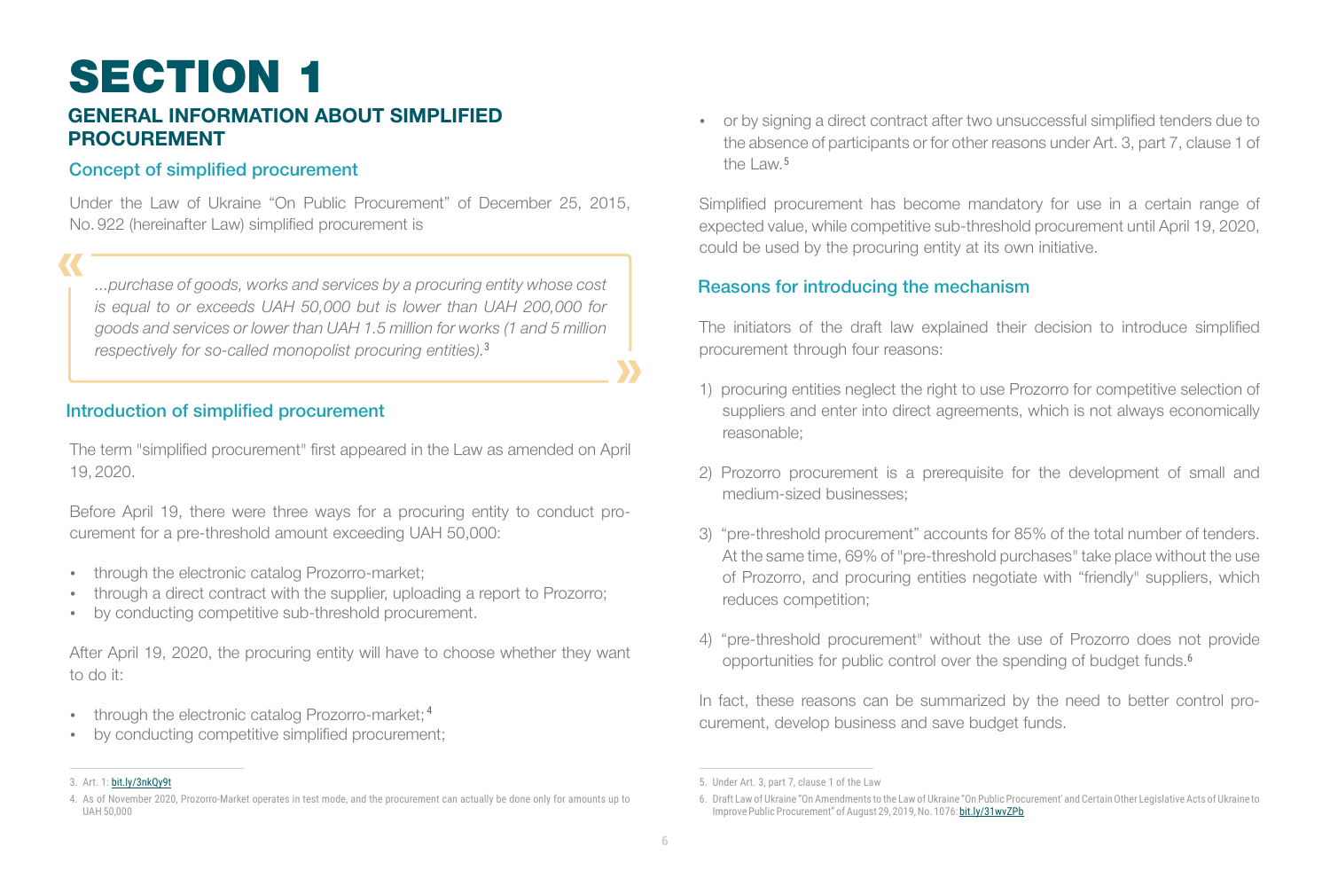# SECTION 1

## GENERAL INFORMATION ABOUT SIMPLIFIED PROCUREMENT

### Concept of simplified procurement

Under the Law of Ukraine "On Public Procurement" of December 25, 2015, No. 922 (hereinafter Law) simplified procurement is

> *...purchase of goods, works and services by a procuring entity whose cost is equal to or exceeds UAH 50,000 but is lower than UAH 200,000 for goods and services or lower than UAH 1.5 million for works (1 and 5 million respectively for so-called monopolist procuring entities).*[3]

### Introduction of simplified procurement

The term "simplified procurement" first appeared in the Law as amended on April 19, 2020.

Before April 19, there were three ways for a procuring entity to conduct procurement for a pre-threshold amount exceeding UAH 50,000:

- through the electronic catalog Prozorro-market;
- through a direct contract with the supplier, uploading a report to Prozorro;
- by conducting competitive sub-threshold procurement.

After April 19, 2020, the procuring entity will have to choose whether they want to do it:

- through the electronic catalog Prozorro-market;[4]
- by conducting competitive simplified procurement;
- or by signing a direct contract after two unsuccessful simplified tenders due to the absence of participants or for other reasons under Art. 3, part 7, clause 1 of the Law.[5]

Simplified procurement has become mandatory for use in a certain range of expected value, while competitive sub-threshold procurement until April 19, 2020, could be used by the procuring entity at its own initiative.

### Reasons for introducing the mechanism

The initiators of the draft law explained their decision to introduce simplified procurement through four reasons:

1) procuring entities neglect the right to use Prozorro for competitive selection of suppliers and enter into direct agreements, which is not always economically reasonable;
2) Prozorro procurement is a prerequisite for the development of small and medium-sized businesses;
3) "pre-threshold procurement" accounts for 85% of the total number of tenders. At the same time, 69% of "pre-threshold purchases" take place without the use of Prozorro, and procuring entities negotiate with "friendly" suppliers, which reduces competition;
4) "pre-threshold procurement" without the use of Prozorro does not provide opportunities for public control over the spending of budget funds.[6]

In fact, these reasons can be summarized by the need to better control procurement, develop business and save budget funds.

---

3. Art. 1: bit.ly/3nkQy9t
4. As of November 2020, Prozorro-Market operates in test mode, and the procurement can actually be done only for amounts up to UAH 50,000
5. Under Art. 3, part 7, clause 1 of the Law
6. Draft Law of Ukraine "On Amendments to the Law of Ukraine "On Public Procurement' and Certain Other Legislative Acts of Ukraine to Improve Public Procurement" of August 29, 2019, No. 1076: bit.ly/31wvZPb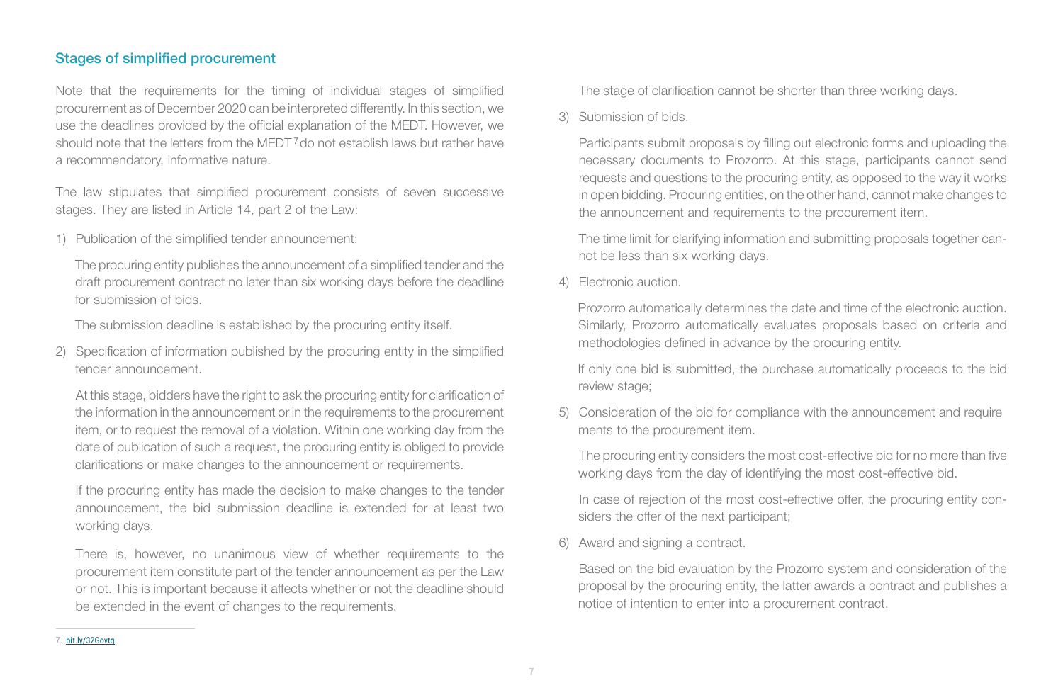## Stages of simplified procurement

Note that the requirements for the timing of individual stages of simplified procurement as of December 2020 can be interpreted differently. In this section, we use the deadlines provided by the official explanation of the MEDT. However, we should note that the letters from the MEDT[7] do not establish laws but rather have a recommendatory, informative nature.

The law stipulates that simplified procurement consists of seven successive stages. They are listed in Article 14, part 2 of the Law:

1) Publication of the simplified tender announcement:

   The procuring entity publishes the announcement of a simplified tender and the draft procurement contract no later than six working days before the deadline for submission of bids.

   The submission deadline is established by the procuring entity itself.

2) Specification of information published by the procuring entity in the simplified tender announcement.

   At this stage, bidders have the right to ask the procuring entity for clarification of the information in the announcement or in the requirements to the procurement item, or to request the removal of a violation. Within one working day from the date of publication of such a request, the procuring entity is obliged to provide clarifications or make changes to the announcement or requirements.

   If the procuring entity has made the decision to make changes to the tender announcement, the bid submission deadline is extended for at least two working days.

   There is, however, no unanimous view of whether requirements to the procurement item constitute part of the tender announcement as per the Law or not. This is important because it affects whether or not the deadline should be extended in the event of changes to the requirements.

   The stage of clarification cannot be shorter than three working days.

3) Submission of bids.

   Participants submit proposals by filling out electronic forms and uploading the necessary documents to Prozorro. At this stage, participants cannot send requests and questions to the procuring entity, as opposed to the way it works in open bidding. Procuring entities, on the other hand, cannot make changes to the announcement and requirements to the procurement item.

   The time limit for clarifying information and submitting proposals together cannot be less than six working days.

4) Electronic auction.

   Prozorro automatically determines the date and time of the electronic auction. Similarly, Prozorro automatically evaluates proposals based on criteria and methodologies defined in advance by the procuring entity.

   If only one bid is submitted, the purchase automatically proceeds to the bid review stage;

5) Consideration of the bid for compliance with the announcement and requirements to the procurement item.

   The procuring entity considers the most cost-effective bid for no more than five working days from the day of identifying the most cost-effective bid.

   In case of rejection of the most cost-effective offer, the procuring entity considers the offer of the next participant;

6) Award and signing a contract.

   Based on the bid evaluation by the Prozorro system and consideration of the proposal by the procuring entity, the latter awards a contract and publishes a notice of intention to enter into a procurement contract.

---

7. bit.ly/32Govtq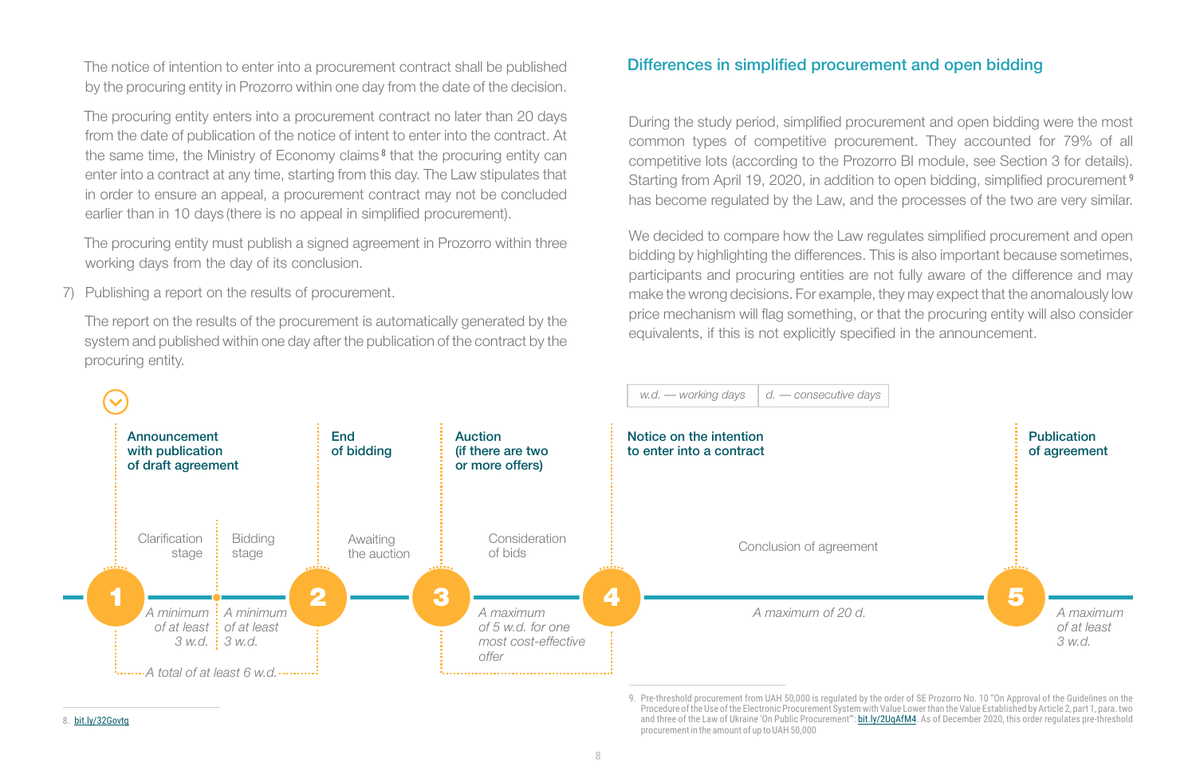The notice of intention to enter into a procurement contract shall be published by the procuring entity in Prozorro within one day from the date of the decision.

The procuring entity enters into a procurement contract no later than 20 days from the date of publication of the notice of intent to enter into the contract. At the same time, the Ministry of Economy claims[8] that the procuring entity can enter into a contract at any time, starting from this day. The Law stipulates that in order to ensure an appeal, a procurement contract may not be concluded earlier than in 10 days (there is no appeal in simplified procurement).

The procuring entity must publish a signed agreement in Prozorro within three working days from the day of its conclusion.

7) Publishing a report on the results of procurement.

The report on the results of the procurement is automatically generated by the system and published within one day after the publication of the contract by the procuring entity.

## Differences in simplified procurement and open bidding

During the study period, simplified procurement and open bidding were the most common types of competitive procurement. They accounted for 79% of all competitive lots (according to the Prozorro BI module, see Section 3 for details). Starting from April 19, 2020, in addition to open bidding, simplified procurement[9] has become regulated by the Law, and the processes of the two are very similar.

We decided to compare how the Law regulates simplified procurement and open bidding by highlighting the differences. This is also important because sometimes, participants and procuring entities are not fully aware of the difference and may make the wrong decisions. For example, they may expect that the anomalously low price mechanism will flag something, or that the procuring entity will also consider equivalents, if this is not explicitly specified in the announcement.

*w.d. — working days* | *d. — consecutive days*

1. **Announcement with publication of draft agreement**
   - Clarification stage — *A minimum of at least 3 w.d.*
   - Bidding stage — *A minimum of at least 3 w.d.*
   - *A total of at least 6 w.d.*
2. **End of bidding**
   - Awaiting the auction
3. **Auction (if there are two or more offers)**
   - Consideration of bids — *A maximum of 5 w.d. for one most cost-effective offer*
4. **Notice on the intention to enter into a contract**
   - Conclusion of agreement — *A maximum of 20 d.*
5. **Publication of agreement**
   - *A maximum of at least 3 w.d.*

8. bit.ly/32Govtg

9. Pre-threshold procurement from UAH 50,000 is regulated by the order of SE Prozorro No. 10 "On Approval of the Guidelines on the Procedure of the Use of the Electronic Procurement System with Value Lower than the Value Established by Article 2, part 1, para. two and three of the Law of Ukraine 'On Public Procurement'": bit.ly/2UqAfM4. As of December 2020, this order regulates pre-threshold procurement in the amount of up to UAH 50,000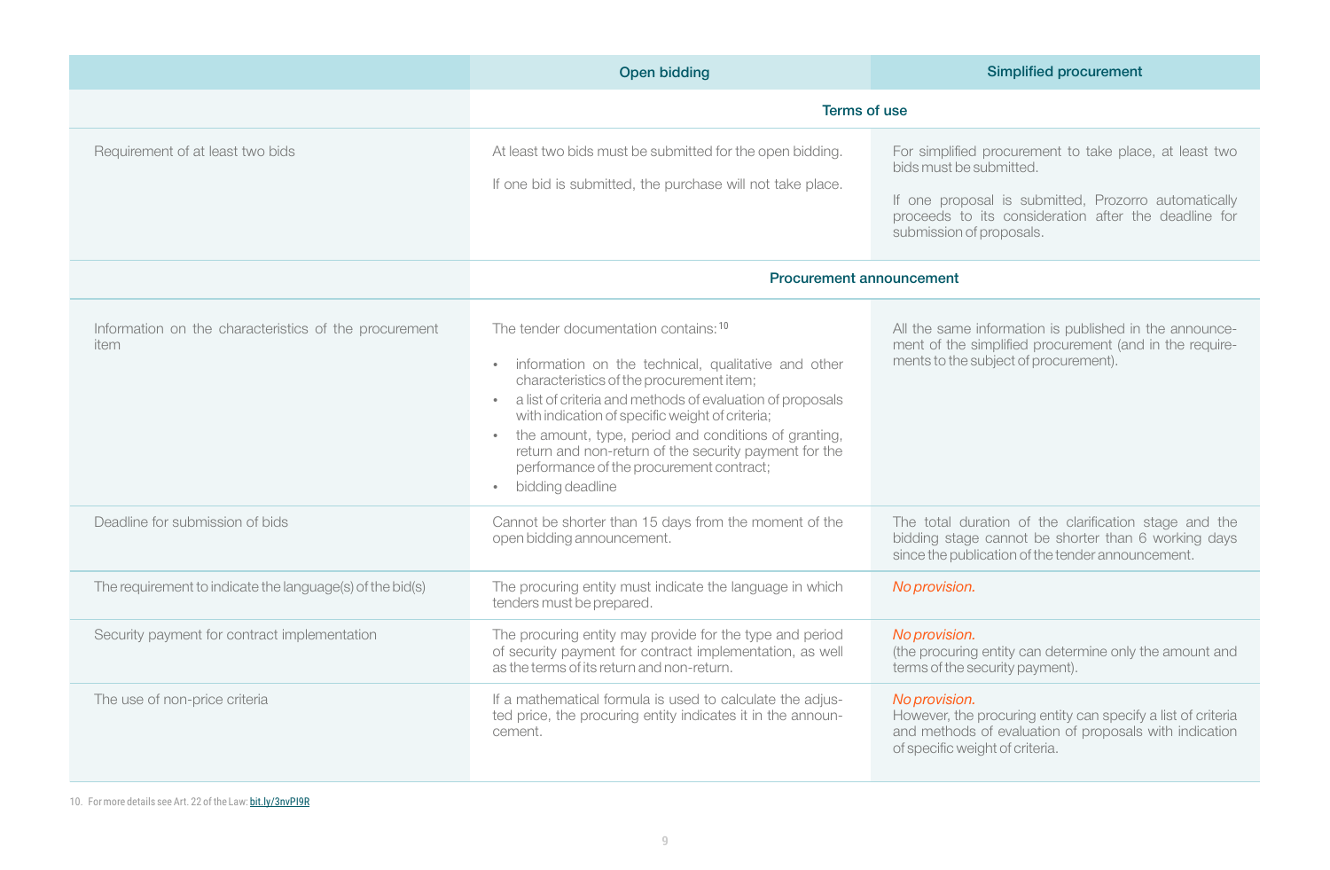| | Open bidding | Simplified procurement |
|---|---|---|
| | **Terms of use** | |
| Requirement of at least two bids | At least two bids must be submitted for the open bidding.<br><br>If one bid is submitted, the purchase will not take place. | For simplified procurement to take place, at least two bids must be submitted.<br><br>If one proposal is submitted, Prozorro automatically proceeds to its consideration after the deadline for submission of proposals. |
| | **Procurement announcement** | |
| Information on the characteristics of the procurement item | The tender documentation contains:[10]<br><br>• information on the technical, qualitative and other characteristics of the procurement item;<br>• a list of criteria and methods of evaluation of proposals with indication of specific weight of criteria;<br>• the amount, type, period and conditions of granting, return and non-return of the security payment for the performance of the procurement contract;<br>• bidding deadline | All the same information is published in the announcement of the simplified procurement (and in the requirements to the subject of procurement). |
| Deadline for submission of bids | Cannot be shorter than 15 days from the moment of the open bidding announcement. | The total duration of the clarification stage and the bidding stage cannot be shorter than 6 working days since the publication of the tender announcement. |
| The requirement to indicate the language(s) of the bid(s) | The procuring entity must indicate the language in which tenders must be prepared. | *No provision.* |
| Security payment for contract implementation | The procuring entity may provide for the type and period of security payment for contract implementation, as well as the terms of its return and non-return. | *No provision.*<br>(the procuring entity can determine only the amount and terms of the security payment). |
| The use of non-price criteria | If a mathematical formula is used to calculate the adjusted price, the procuring entity indicates it in the announcement. | *No provision.*<br>However, the procuring entity can specify a list of criteria and methods of evaluation of proposals with indication of specific weight of criteria. |

10. For more details see Art. 22 of the Law: bit.ly/3nvPI9R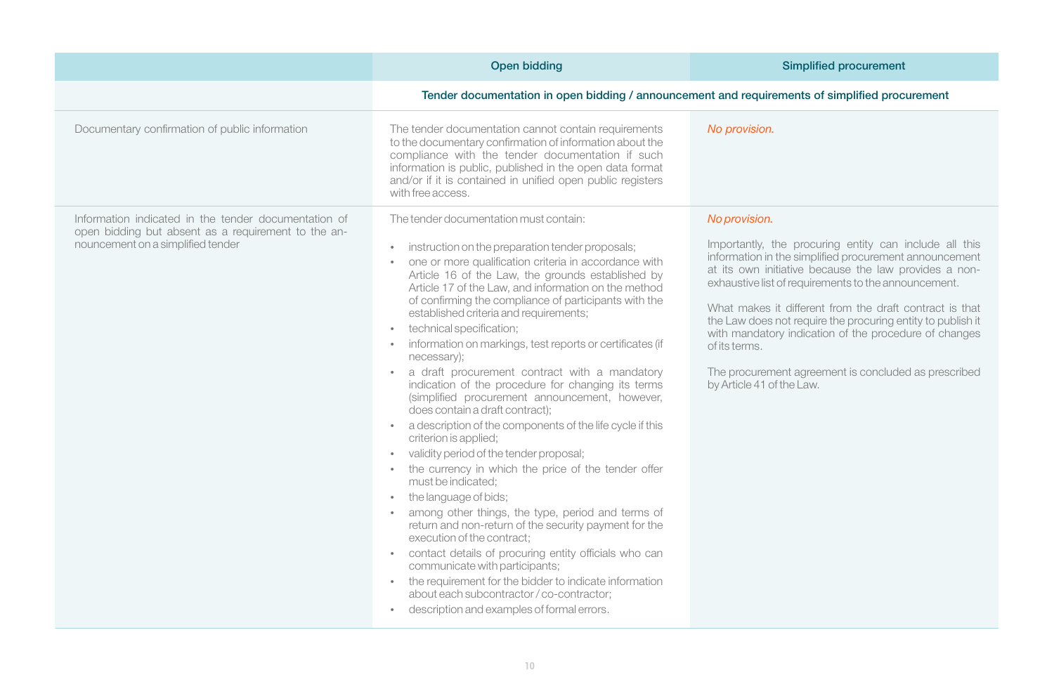| | Open bidding | Simplified procurement |
|---|---|---|
| | Tender documentation in open bidding / announcement and requirements of simplified procurement | |
| Documentary confirmation of public information | The tender documentation cannot contain requirements to the documentary confirmation of information about the compliance with the tender documentation if such information is public, published in the open data format and/or if it is contained in unified open public registers with free access. | *No provision.* |
| Information indicated in the tender documentation of open bidding but absent as a requirement to the announcement on a simplified tender | The tender documentation must contain:<br><br>• instruction on the preparation tender proposals;<br>• one or more qualification criteria in accordance with Article 16 of the Law, the grounds established by Article 17 of the Law, and information on the method of confirming the compliance of participants with the established criteria and requirements;<br>• technical specification;<br>• information on markings, test reports or certificates (if necessary);<br>• a draft procurement contract with a mandatory indication of the procedure for changing its terms (simplified procurement announcement, however, does contain a draft contract);<br>• a description of the components of the life cycle if this criterion is applied;<br>• validity period of the tender proposal;<br>• the currency in which the price of the tender offer must be indicated;<br>• the language of bids;<br>• among other things, the type, period and terms of return and non-return of the security payment for the execution of the contract;<br>• contact details of procuring entity officials who can communicate with participants;<br>• the requirement for the bidder to indicate information about each subcontractor / co-contractor;<br>• description and examples of formal errors. | *No provision.*<br><br>Importantly, the procuring entity can include all this information in the simplified procurement announcement at its own initiative because the law provides a non-exhaustive list of requirements to the announcement.<br><br>What makes it different from the draft contract is that the Law does not require the procuring entity to publish it with mandatory indication of the procedure of changes of its terms.<br><br>The procurement agreement is concluded as prescribed by Article 41 of the Law. |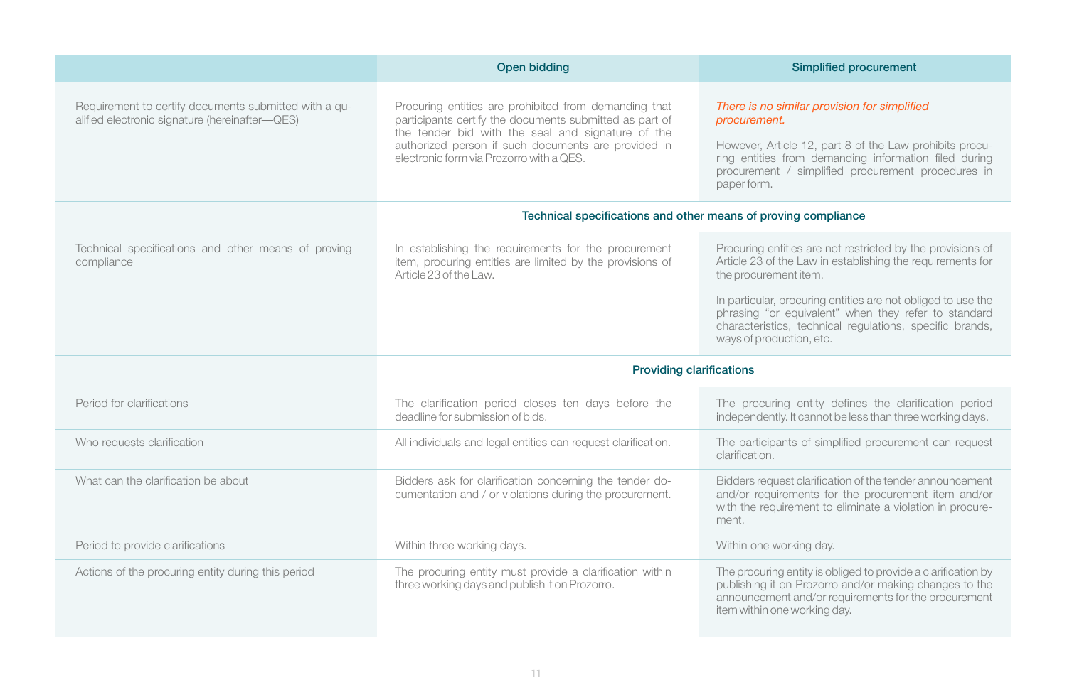| | Open bidding | Simplified procurement |
|---|---|---|
| Requirement to certify documents submitted with a qualified electronic signature (hereinafter—QES) | Procuring entities are prohibited from demanding that participants certify the documents submitted as part of the tender bid with the seal and signature of the authorized person if such documents are provided in electronic form via Prozorro with a QES. | *There is no similar provision for simplified procurement.*<br><br>However, Article 12, part 8 of the Law prohibits procuring entities from demanding information filed during procurement / simplified procurement procedures in paper form. |
| | **Technical specifications and other means of proving compliance** | |
| Technical specifications and other means of proving compliance | In establishing the requirements for the procurement item, procuring entities are limited by the provisions of Article 23 of the Law. | Procuring entities are not restricted by the provisions of Article 23 of the Law in establishing the requirements for the procurement item.<br><br>In particular, procuring entities are not obliged to use the phrasing "or equivalent" when they refer to standard characteristics, technical regulations, specific brands, ways of production, etc. |
| | **Providing clarifications** | |
| Period for clarifications | The clarification period closes ten days before the deadline for submission of bids. | The procuring entity defines the clarification period independently. It cannot be less than three working days. |
| Who requests clarification | All individuals and legal entities can request clarification. | The participants of simplified procurement can request clarification. |
| What can the clarification be about | Bidders ask for clarification concerning the tender documentation and / or violations during the procurement. | Bidders request clarification of the tender announcement and/or requirements for the procurement item and/or with the requirement to eliminate a violation in procurement. |
| Period to provide clarifications | Within three working days. | Within one working day. |
| Actions of the procuring entity during this period | The procuring entity must provide a clarification within three working days and publish it on Prozorro. | The procuring entity is obliged to provide a clarification by publishing it on Prozorro and/or making changes to the announcement and/or requirements for the procurement item within one working day. |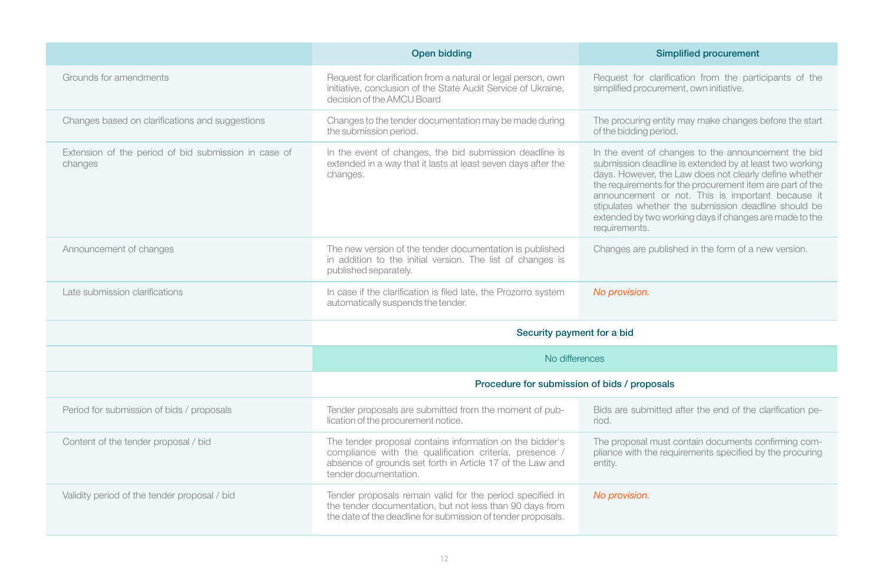| | Open bidding | Simplified procurement |
|---|---|---|
| Grounds for amendments | Request for clarification from a natural or legal person, own initiative, conclusion of the State Audit Service of Ukraine, decision of the AMCU Board | Request for clarification from the participants of the simplified procurement, own initiative. |
| Changes based on clarifications and suggestions | Changes to the tender documentation may be made during the submission period. | The procuring entity may make changes before the start of the bidding period. |
| Extension of the period of bid submission in case of changes | In the event of changes, the bid submission deadline is extended in a way that it lasts at least seven days after the changes. | In the event of changes to the announcement the bid submission deadline is extended by at least two working days. However, the Law does not clearly define whether the requirements for the procurement item are part of the announcement or not. This is important because it stipulates whether the submission deadline should be extended by two working days if changes are made to the requirements. |
| Announcement of changes | The new version of the tender documentation is published in addition to the initial version. The list of changes is published separately. | Changes are published in the form of a new version. |
| Late submission clarifications | In case if the clarification is filed late, the Prozorro system automatically suspends the tender. | *No provision.* |
| | **Security payment for a bid** | |
| | No differences | |
| | **Procedure for submission of bids / proposals** | |
| Period for submission of bids / proposals | Tender proposals are submitted from the moment of publication of the procurement notice. | Bids are submitted after the end of the clarification period. |
| Content of the tender proposal / bid | The tender proposal contains information on the bidder's compliance with the qualification criteria, presence / absence of grounds set forth in Article 17 of the Law and tender documentation. | The proposal must contain documents confirming compliance with the requirements specified by the procuring entity. |
| Validity period of the tender proposal / bid | Tender proposals remain valid for the period specified in the tender documentation, but not less than 90 days from the date of the deadline for submission of tender proposals. | *No provision.* |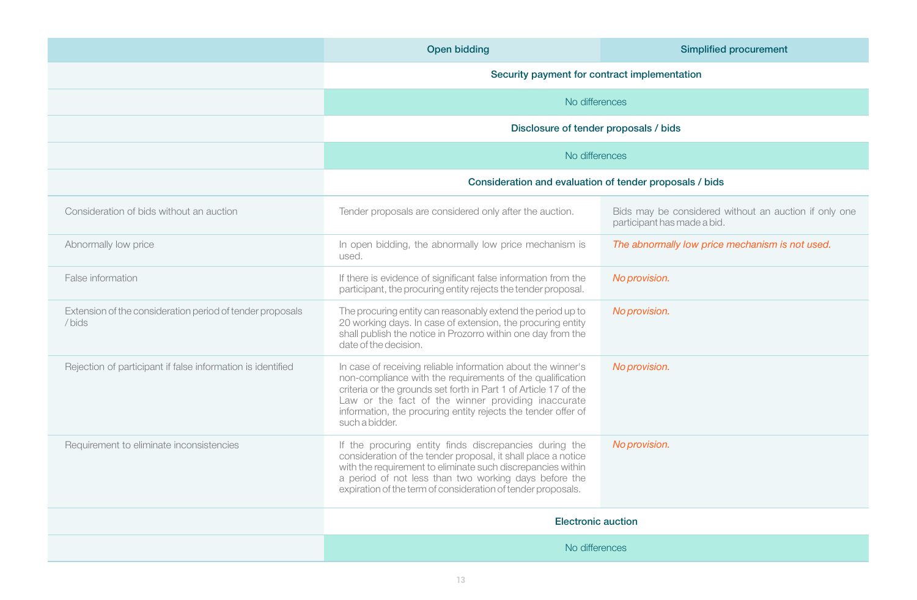| | Open bidding | Simplified procurement |
|---|---|---|
| | **Security payment for contract implementation** | |
| | No differences | |
| | **Disclosure of tender proposals / bids** | |
| | No differences | |
| | **Consideration and evaluation of tender proposals / bids** | |
| Consideration of bids without an auction | Tender proposals are considered only after the auction. | Bids may be considered without an auction if only one participant has made a bid. |
| Abnormally low price | In open bidding, the abnormally low price mechanism is used. | *The abnormally low price mechanism is not used.* |
| False information | If there is evidence of significant false information from the participant, the procuring entity rejects the tender proposal. | *No provision.* |
| Extension of the consideration period of tender proposals / bids | The procuring entity can reasonably extend the period up to 20 working days. In case of extension, the procuring entity shall publish the notice in Prozorro within one day from the date of the decision. | *No provision.* |
| Rejection of participant if false information is identified | In case of receiving reliable information about the winner's non-compliance with the requirements of the qualification criteria or the grounds set forth in Part 1 of Article 17 of the Law or the fact of the winner providing inaccurate information, the procuring entity rejects the tender offer of such a bidder. | *No provision.* |
| Requirement to eliminate inconsistencies | If the procuring entity finds discrepancies during the consideration of the tender proposal, it shall place a notice with the requirement to eliminate such discrepancies within a period of not less than two working days before the expiration of the term of consideration of tender proposals. | *No provision.* |
| | **Electronic auction** | |
| | No differences | |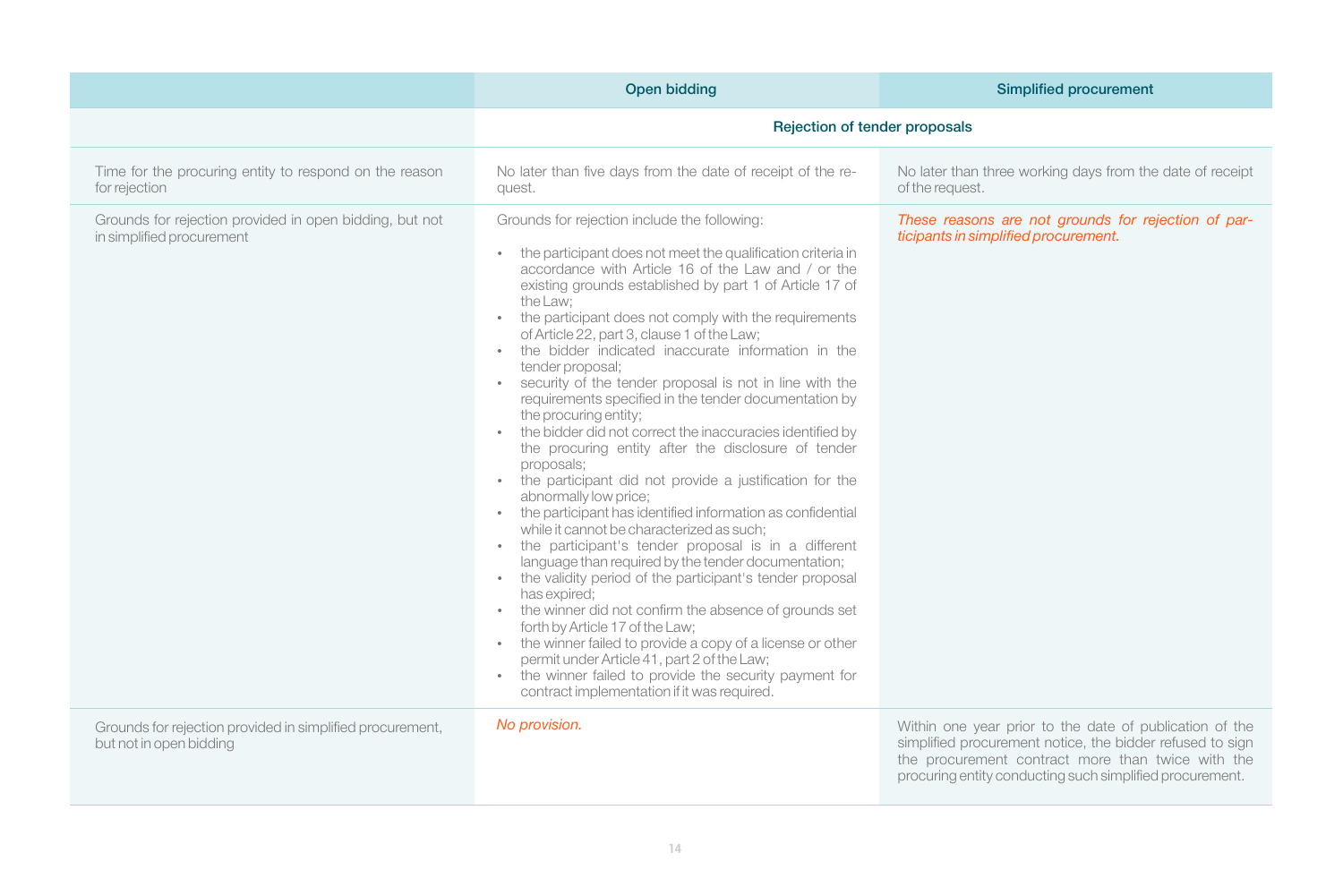| | Open bidding | Simplified procurement |
|---|---|---|
| | Rejection of tender proposals | |
| Time for the procuring entity to respond on the reason for rejection | No later than five days from the date of receipt of the request. | No later than three working days from the date of receipt of the request. |
| Grounds for rejection provided in open bidding, but not in simplified procurement | Grounds for rejection include the following:<br>• the participant does not meet the qualification criteria in accordance with Article 16 of the Law and / or the existing grounds established by part 1 of Article 17 of the Law;<br>• the participant does not comply with the requirements of Article 22, part 3, clause 1 of the Law;<br>• the bidder indicated inaccurate information in the tender proposal;<br>• security of the tender proposal is not in line with the requirements specified in the tender documentation by the procuring entity;<br>• the bidder did not correct the inaccuracies identified by the procuring entity after the disclosure of tender proposals;<br>• the participant did not provide a justification for the abnormally low price;<br>• the participant has identified information as confidential while it cannot be characterized as such;<br>• the participant's tender proposal is in a different language than required by the tender documentation;<br>• the validity period of the participant's tender proposal has expired;<br>• the winner did not confirm the absence of grounds set forth by Article 17 of the Law;<br>• the winner failed to provide a copy of a license or other permit under Article 41, part 2 of the Law;<br>• the winner failed to provide the security payment for contract implementation if it was required. | *These reasons are not grounds for rejection of participants in simplified procurement.* |
| Grounds for rejection provided in simplified procurement, but not in open bidding | *No provision.* | Within one year prior to the date of publication of the simplified procurement notice, the bidder refused to sign the procurement contract more than twice with the procuring entity conducting such simplified procurement. |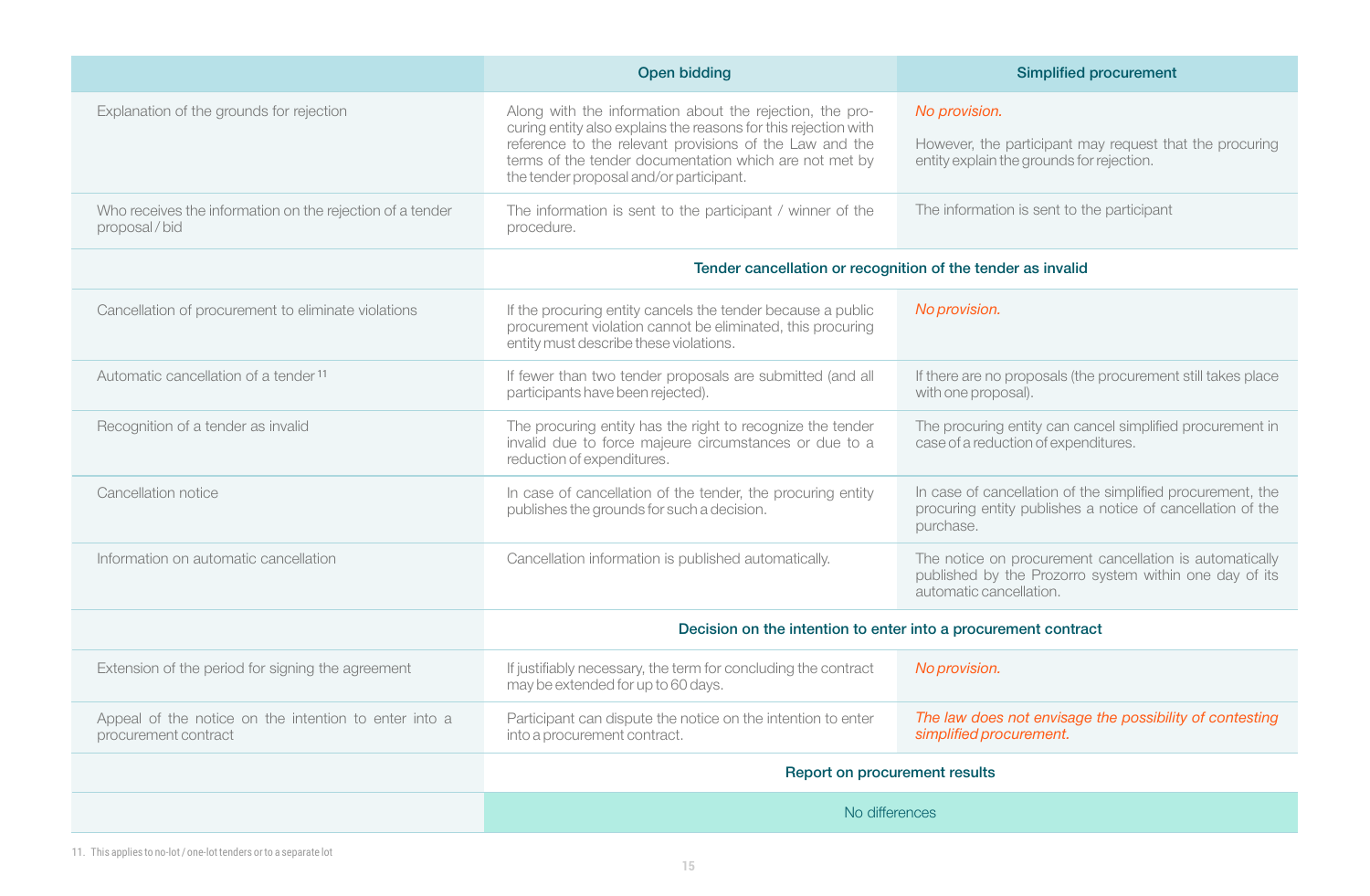| | Open bidding | Simplified procurement |
|---|---|---|
| Explanation of the grounds for rejection | Along with the information about the rejection, the procuring entity also explains the reasons for this rejection with reference to the relevant provisions of the Law and the terms of the tender documentation which are not met by the tender proposal and/or participant. | *No provision.* However, the participant may request that the procuring entity explain the grounds for rejection. |
| Who receives the information on the rejection of a tender proposal / bid | The information is sent to the participant / winner of the procedure. | The information is sent to the participant |
| | **Tender cancellation or recognition of the tender as invalid** | |
| Cancellation of procurement to eliminate violations | If the procuring entity cancels the tender because a public procurement violation cannot be eliminated, this procuring entity must describe these violations. | *No provision.* |
| Automatic cancellation of a tender[11] | If fewer than two tender proposals are submitted (and all participants have been rejected). | If there are no proposals (the procurement still takes place with one proposal). |
| Recognition of a tender as invalid | The procuring entity has the right to recognize the tender invalid due to force majeure circumstances or due to a reduction of expenditures. | The procuring entity can cancel simplified procurement in case of a reduction of expenditures. |
| Cancellation notice | In case of cancellation of the tender, the procuring entity publishes the grounds for such a decision. | In case of cancellation of the simplified procurement, the procuring entity publishes a notice of cancellation of the purchase. |
| Information on automatic cancellation | Cancellation information is published automatically. | The notice on procurement cancellation is automatically published by the Prozorro system within one day of its automatic cancellation. |
| | **Decision on the intention to enter into a procurement contract** | |
| Extension of the period for signing the agreement | If justifiably necessary, the term for concluding the contract may be extended for up to 60 days. | *No provision.* |
| Appeal of the notice on the intention to enter into a procurement contract | Participant can dispute the notice on the intention to enter into a procurement contract. | *The law does not envisage the possibility of contesting simplified procurement.* |
| | **Report on procurement results** | |
| | No differences | |

11. This applies to no-lot / one-lot tenders or to a separate lot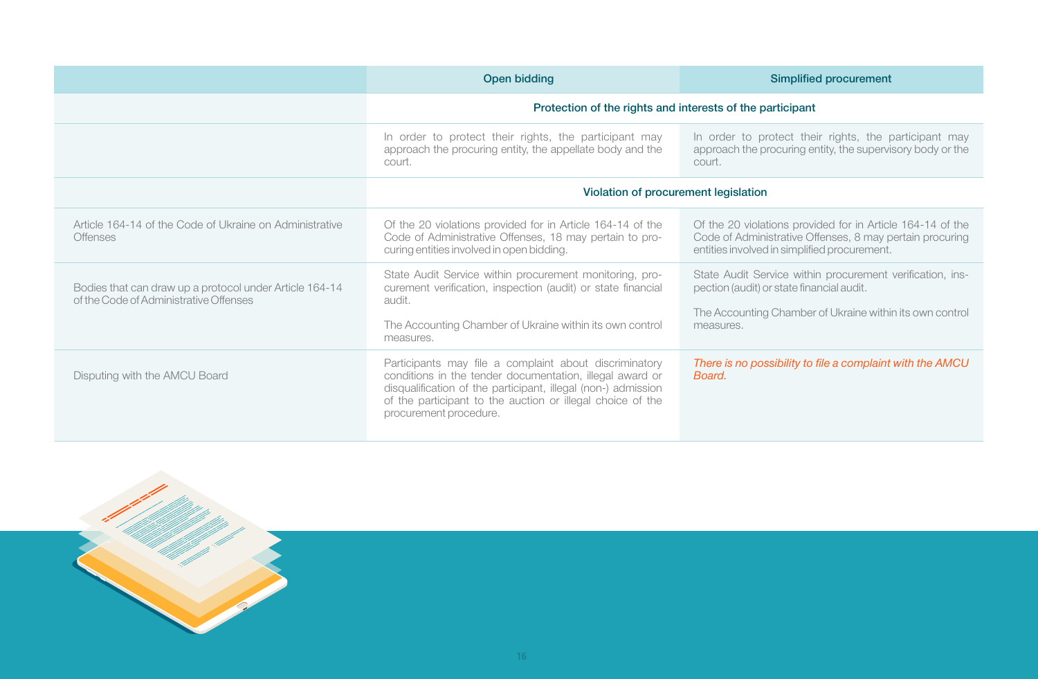| | Open bidding | Simplified procurement |
|---|---|---|
| | **Protection of the rights and interests of the participant** | |
| | In order to protect their rights, the participant may approach the procuring entity, the appellate body and the court. | In order to protect their rights, the participant may approach the procuring entity, the supervisory body or the court. |
| | **Violation of procurement legislation** | |
| Article 164-14 of the Code of Ukraine on Administrative Offenses | Of the 20 violations provided for in Article 164-14 of the Code of Administrative Offenses, 18 may pertain to procuring entities involved in open bidding. | Of the 20 violations provided for in Article 164-14 of the Code of Administrative Offenses, 8 may pertain procuring entities involved in simplified procurement. |
| Bodies that can draw up a protocol under Article 164-14 of the Code of Administrative Offenses | State Audit Service within procurement monitoring, procurement verification, inspection (audit) or state financial audit.<br><br>The Accounting Chamber of Ukraine within its own control measures. | State Audit Service within procurement verification, inspection (audit) or state financial audit.<br><br>The Accounting Chamber of Ukraine within its own control measures. |
| Disputing with the AMCU Board | Participants may file a complaint about discriminatory conditions in the tender documentation, illegal award or disqualification of the participant, illegal (non-) admission of the participant to the auction or illegal choice of the procurement procedure. | *There is no possibility to file a complaint with the AMCU Board.* |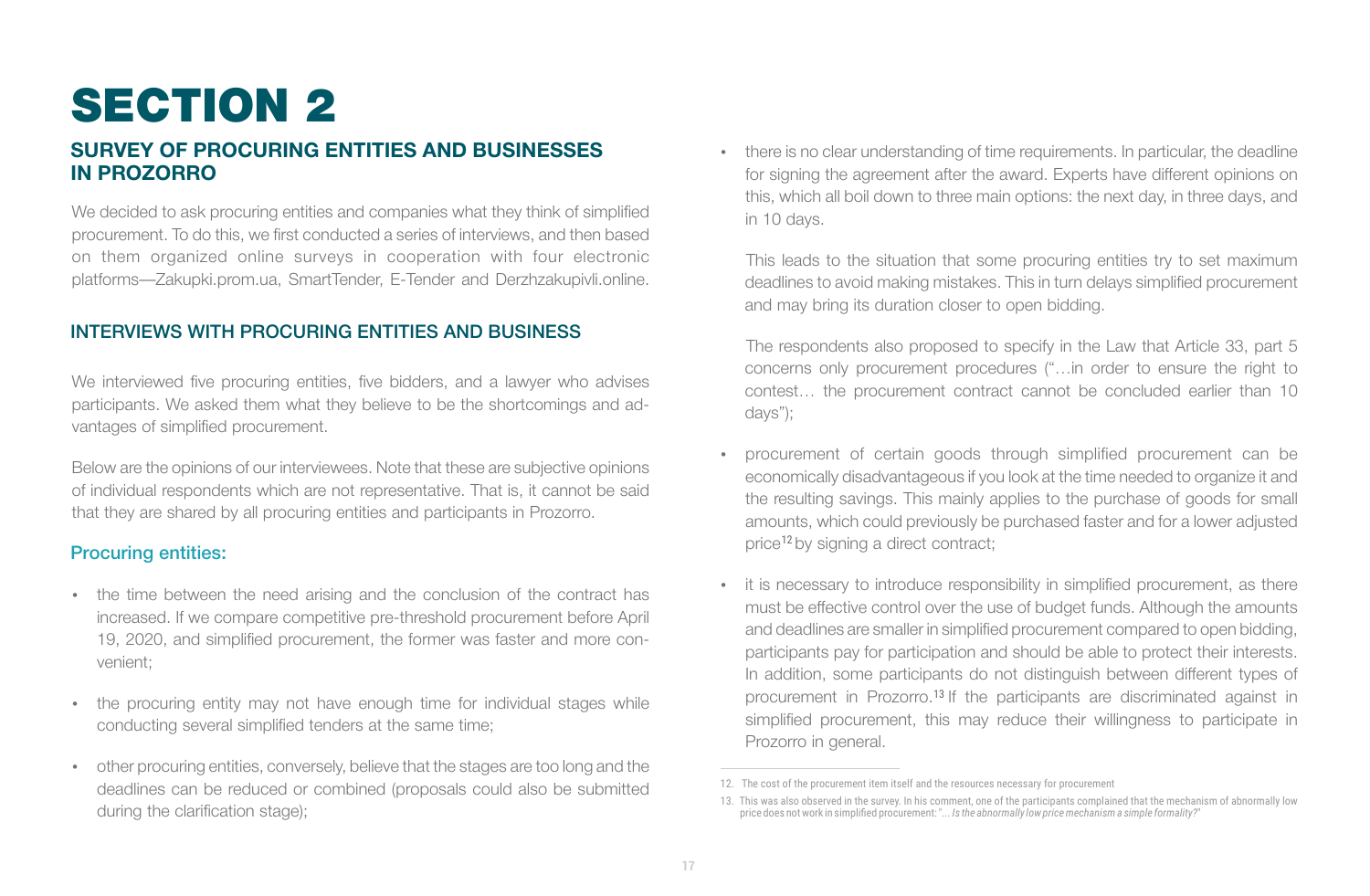# SECTION 2

## SURVEY OF PROCURING ENTITIES AND BUSINESSES IN PROZORRO

We decided to ask procuring entities and companies what they think of simplified procurement. To do this, we first conducted a series of interviews, and then based on them organized online surveys in cooperation with four electronic platforms—Zakupki.prom.ua, SmartTender, E-Tender and Derzhzakupivli.online.

### INTERVIEWS WITH PROCURING ENTITIES AND BUSINESS

We interviewed five procuring entities, five bidders, and a lawyer who advises participants. We asked them what they believe to be the shortcomings and advantages of simplified procurement.

Below are the opinions of our interviewees. Note that these are subjective opinions of individual respondents which are not representative. That is, it cannot be said that they are shared by all procuring entities and participants in Prozorro.

#### Procuring entities:

- the time between the need arising and the conclusion of the contract has increased. If we compare competitive pre-threshold procurement before April 19, 2020, and simplified procurement, the former was faster and more convenient;
- the procuring entity may not have enough time for individual stages while conducting several simplified tenders at the same time;
- other procuring entities, conversely, believe that the stages are too long and the deadlines can be reduced or combined (proposals could also be submitted during the clarification stage);
- there is no clear understanding of time requirements. In particular, the deadline for signing the agreement after the award. Experts have different opinions on this, which all boil down to three main options: the next day, in three days, and in 10 days.

  This leads to the situation that some procuring entities try to set maximum deadlines to avoid making mistakes. This in turn delays simplified procurement and may bring its duration closer to open bidding.

  The respondents also proposed to specify in the Law that Article 33, part 5 concerns only procurement procedures ("…in order to ensure the right to contest… the procurement contract cannot be concluded earlier than 10 days");
- procurement of certain goods through simplified procurement can be economically disadvantageous if you look at the time needed to organize it and the resulting savings. This mainly applies to the purchase of goods for small amounts, which could previously be purchased faster and for a lower adjusted price[12] by signing a direct contract;
- it is necessary to introduce responsibility in simplified procurement, as there must be effective control over the use of budget funds. Although the amounts and deadlines are smaller in simplified procurement compared to open bidding, participants pay for participation and should be able to protect their interests. In addition, some participants do not distinguish between different types of procurement in Prozorro.[13] If the participants are discriminated against in simplified procurement, this may reduce their willingness to participate in Prozorro in general.

---

12. The cost of the procurement item itself and the resources necessary for procurement

13. This was also observed in the survey. In his comment, one of the participants complained that the mechanism of abnormally low price does not work in simplified procurement: "*… Is the abnormally low price mechanism a simple formality?*"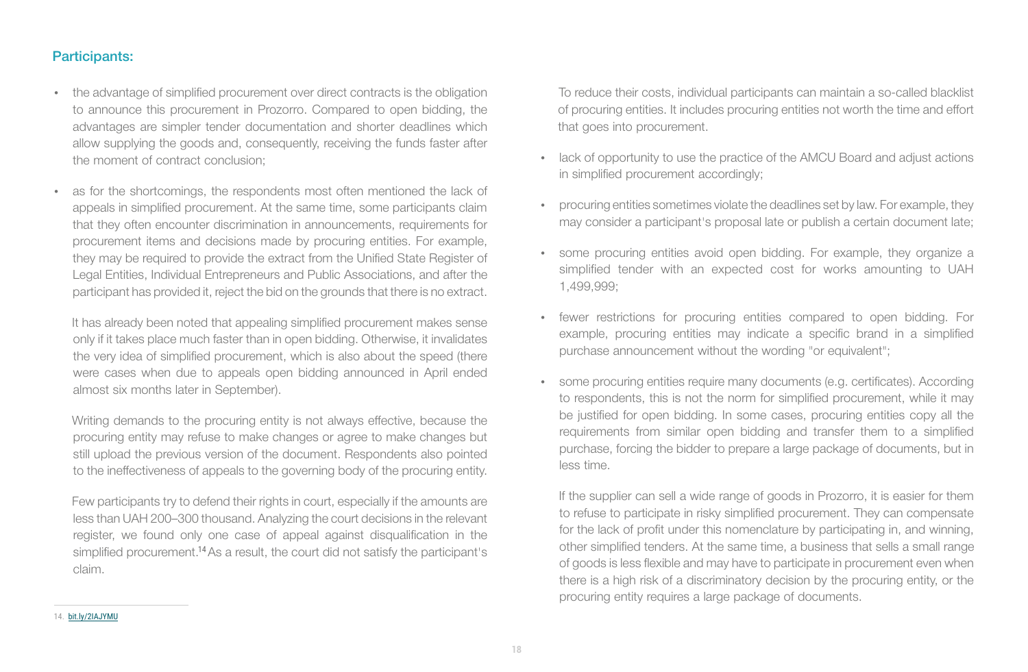## Participants:

- the advantage of simplified procurement over direct contracts is the obligation to announce this procurement in Prozorro. Compared to open bidding, the advantages are simpler tender documentation and shorter deadlines which allow supplying the goods and, consequently, receiving the funds faster after the moment of contract conclusion;

- as for the shortcomings, the respondents most often mentioned the lack of appeals in simplified procurement. At the same time, some participants claim that they often encounter discrimination in announcements, requirements for procurement items and decisions made by procuring entities. For example, they may be required to provide the extract from the Unified State Register of Legal Entities, Individual Entrepreneurs and Public Associations, and after the participant has provided it, reject the bid on the grounds that there is no extract.

  It has already been noted that appealing simplified procurement makes sense only if it takes place much faster than in open bidding. Otherwise, it invalidates the very idea of simplified procurement, which is also about the speed (there were cases when due to appeals open bidding announced in April ended almost six months later in September).

  Writing demands to the procuring entity is not always effective, because the procuring entity may refuse to make changes or agree to make changes but still upload the previous version of the document. Respondents also pointed to the ineffectiveness of appeals to the governing body of the procuring entity.

  Few participants try to defend their rights in court, especially if the amounts are less than UAH 200–300 thousand. Analyzing the court decisions in the relevant register, we found only one case of appeal against disqualification in the simplified procurement.[14] As a result, the court did not satisfy the participant's claim.

  To reduce their costs, individual participants can maintain a so-called blacklist of procuring entities. It includes procuring entities not worth the time and effort that goes into procurement.

- lack of opportunity to use the practice of the AMCU Board and adjust actions in simplified procurement accordingly;

- procuring entities sometimes violate the deadlines set by law. For example, they may consider a participant's proposal late or publish a certain document late;

- some procuring entities avoid open bidding. For example, they organize a simplified tender with an expected cost for works amounting to UAH 1,499,999;

- fewer restrictions for procuring entities compared to open bidding. For example, procuring entities may indicate a specific brand in a simplified purchase announcement without the wording "or equivalent";

- some procuring entities require many documents (e.g. certificates). According to respondents, this is not the norm for simplified procurement, while it may be justified for open bidding. In some cases, procuring entities copy all the requirements from similar open bidding and transfer them to a simplified purchase, forcing the bidder to prepare a large package of documents, but in less time.

  If the supplier can sell a wide range of goods in Prozorro, it is easier for them to refuse to participate in risky simplified procurement. They can compensate for the lack of profit under this nomenclature by participating in, and winning, other simplified tenders. At the same time, a business that sells a small range of goods is less flexible and may have to participate in procurement even when there is a high risk of a discriminatory decision by the procuring entity, or the procuring entity requires a large package of documents.

---

14. bit.ly/2IAJYMU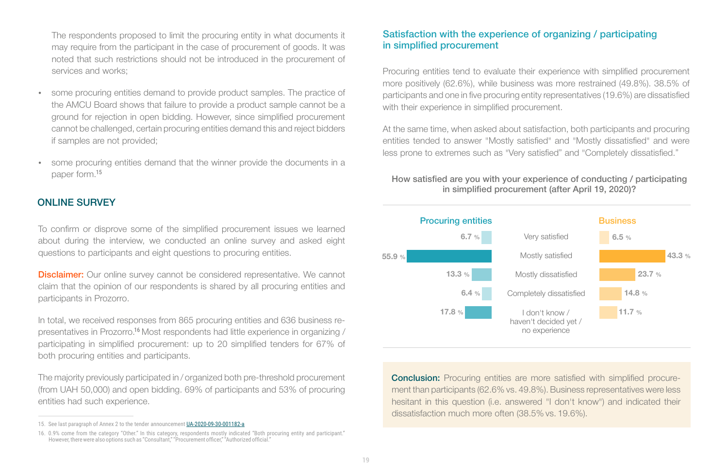The respondents proposed to limit the procuring entity in what documents it may require from the participant in the case of procurement of goods. It was noted that such restrictions should not be introduced in the procurement of services and works;

- some procuring entities demand to provide product samples. The practice of the AMCU Board shows that failure to provide a product sample cannot be a ground for rejection in open bidding. However, since simplified procurement cannot be challenged, certain procuring entities demand this and reject bidders if samples are not provided;
- some procuring entities demand that the winner provide the documents in a paper form.[15]

## ONLINE SURVEY

To confirm or disprove some of the simplified procurement issues we learned about during the interview, we conducted an online survey and asked eight questions to participants and eight questions to procuring entities.

**Disclaimer:** Our online survey cannot be considered representative. We cannot claim that the opinion of our respondents is shared by all procuring entities and participants in Prozorro.

In total, we received responses from 865 procuring entities and 636 business representatives in Prozorro.[16] Most respondents had little experience in organizing / participating in simplified procurement: up to 20 simplified tenders for 67% of both procuring entities and participants.

The majority previously participated in / organized both pre-threshold procurement (from UAH 50,000) and open bidding. 69% of participants and 53% of procuring entities had such experience.

### Satisfaction with the experience of organizing / participating in simplified procurement

Procuring entities tend to evaluate their experience with simplified procurement more positively (62.6%), while business was more restrained (49.8%). 38.5% of participants and one in five procuring entity representatives (19.6%) are dissatisfied with their experience in simplified procurement.

At the same time, when asked about satisfaction, both participants and procuring entities tended to answer "Mostly satisfied" and "Mostly dissatisfied" and were less prone to extremes such as "Very satisfied" and "Completely dissatisfied."

**How satisfied are you with your experience of conducting / participating in simplified procurement (after April 19, 2020)?**

| Procuring entities | | Business |
|---|---|---|
| 6.7 % | Very satisfied | 6.5 % |
| 55.9 % | Mostly satisfied | 43.3 % |
| 13.3 % | Mostly dissatisfied | 23.7 % |
| 6.4 % | Completely dissatisfied | 14.8 % |
| 17.8 % | I don't know / haven't decided yet / no experience | 11.7 % |

**Conclusion:** Procuring entities are more satisfied with simplified procurement than participants (62.6% vs. 49.8%). Business representatives were less hesitant in this question (i.e. answered "I don't know") and indicated their dissatisfaction much more often (38.5% vs. 19.6%).

15. See last paragraph of Annex 2 to the tender announcement UA-2020-09-30-001182-a

16. 0.9% come from the category "Other." In this category, respondents mostly indicated "Both procuring entity and participant." However, there were also options such as "Consultant," "Procurement officer," "Authorized official."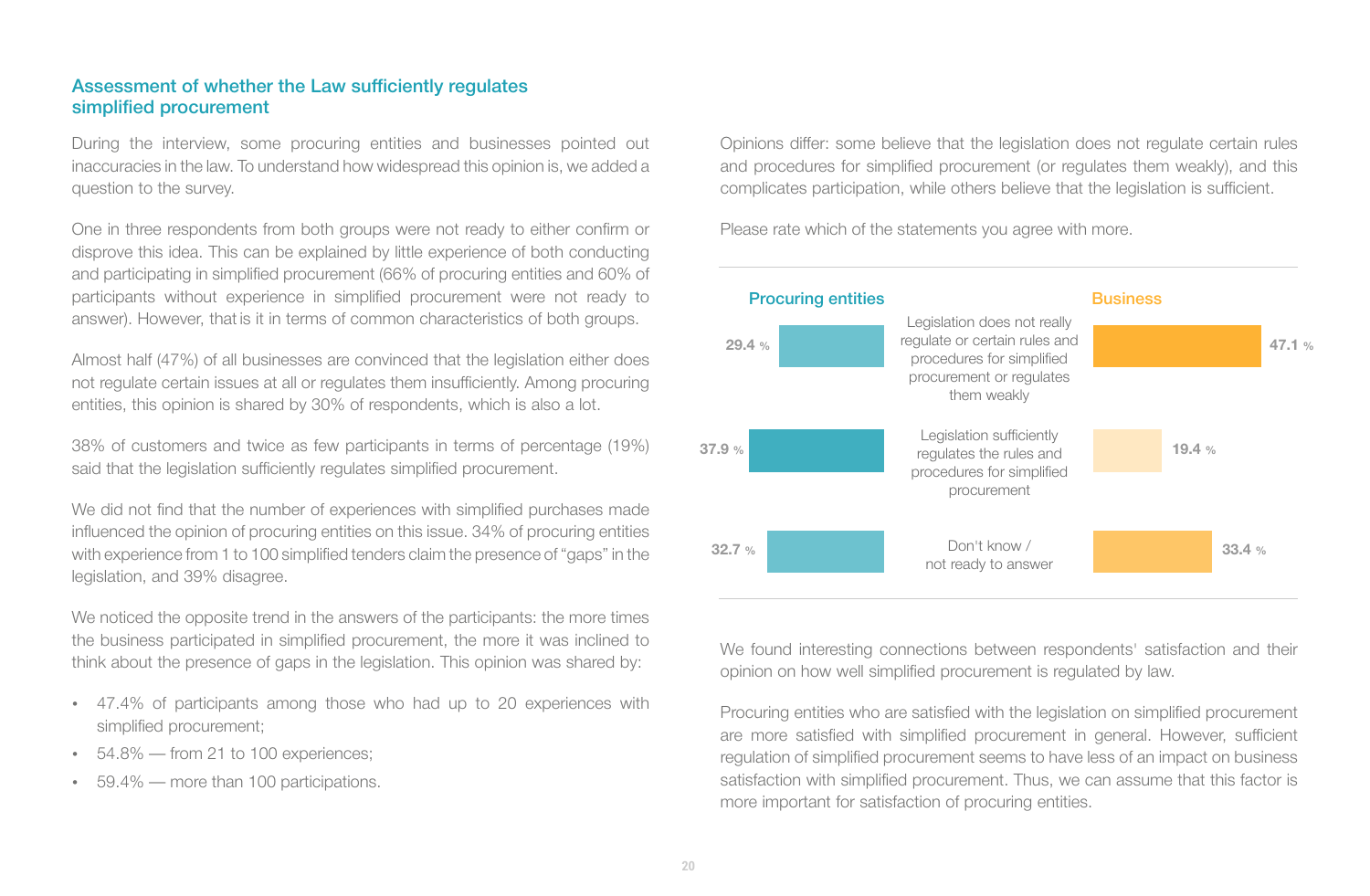## Assessment of whether the Law sufficiently regulates simplified procurement

During the interview, some procuring entities and businesses pointed out inaccuracies in the law. To understand how widespread this opinion is, we added a question to the survey.

One in three respondents from both groups were not ready to either confirm or disprove this idea. This can be explained by little experience of both conducting and participating in simplified procurement (66% of procuring entities and 60% of participants without experience in simplified procurement were not ready to answer). However, that is it in terms of common characteristics of both groups.

Almost half (47%) of all businesses are convinced that the legislation either does not regulate certain issues at all or regulates them insufficiently. Among procuring entities, this opinion is shared by 30% of respondents, which is also a lot.

38% of customers and twice as few participants in terms of percentage (19%) said that the legislation sufficiently regulates simplified procurement.

We did not find that the number of experiences with simplified purchases made influenced the opinion of procuring entities on this issue. 34% of procuring entities with experience from 1 to 100 simplified tenders claim the presence of "gaps" in the legislation, and 39% disagree.

We noticed the opposite trend in the answers of the participants: the more times the business participated in simplified procurement, the more it was inclined to think about the presence of gaps in the legislation. This opinion was shared by:

- 47.4% of participants among those who had up to 20 experiences with simplified procurement;
- 54.8% — from 21 to 100 experiences;
- 59.4% — more than 100 participations.

Opinions differ: some believe that the legislation does not regulate certain rules and procedures for simplified procurement (or regulates them weakly), and this complicates participation, while others believe that the legislation is sufficient.

Please rate which of the statements you agree with more.

| Procuring entities | Statement | Business |
|---|---|---|
| 29.4 % | Legislation does not really regulate or certain rules and procedures for simplified procurement or regulates them weakly | 47.1 % |
| 37.9 % | Legislation sufficiently regulates the rules and procedures for simplified procurement | 19.4 % |
| 32.7 % | Don't know / not ready to answer | 33.4 % |

We found interesting connections between respondents' satisfaction and their opinion on how well simplified procurement is regulated by law.

Procuring entities who are satisfied with the legislation on simplified procurement are more satisfied with simplified procurement in general. However, sufficient regulation of simplified procurement seems to have less of an impact on business satisfaction with simplified procurement. Thus, we can assume that this factor is more important for satisfaction of procuring entities.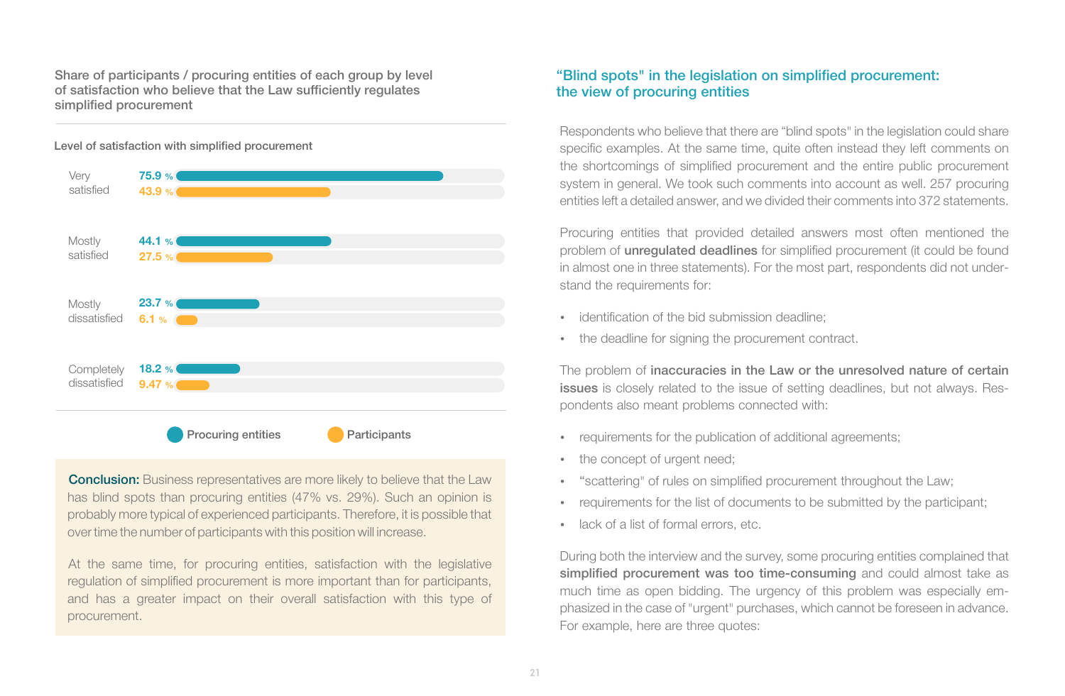Share of participants / procuring entities of each group by level of satisfaction who believe that the Law sufficiently regulates simplified procurement

Level of satisfaction with simplified procurement

| Level of satisfaction | Procuring entities | Participants |
|---|---|---|
| Very satisfied | 75.9 % | 43.9 % |
| Mostly satisfied | 44.1 % | 27.5 % |
| Mostly dissatisfied | 23.7 % | 6.1 % |
| Completely dissatisfied | 18.2 % | 9.47 % |

**Conclusion:** Business representatives are more likely to believe that the Law has blind spots than procuring entities (47% vs. 29%). Such an opinion is probably more typical of experienced participants. Therefore, it is possible that over time the number of participants with this position will increase.

At the same time, for procuring entities, satisfaction with the legislative regulation of simplified procurement is more important than for participants, and has a greater impact on their overall satisfaction with this type of procurement.

## "Blind spots" in the legislation on simplified procurement: the view of procuring entities

Respondents who believe that there are "blind spots" in the legislation could share specific examples. At the same time, quite often instead they left comments on the shortcomings of simplified procurement and the entire public procurement system in general. We took such comments into account as well. 257 procuring entities left a detailed answer, and we divided their comments into 372 statements.

Procuring entities that provided detailed answers most often mentioned the problem of **unregulated deadlines** for simplified procurement (it could be found in almost one in three statements). For the most part, respondents did not understand the requirements for:

- identification of the bid submission deadline;
- the deadline for signing the procurement contract.

The problem of **inaccuracies in the Law or the unresolved nature of certain issues** is closely related to the issue of setting deadlines, but not always. Respondents also meant problems connected with:

- requirements for the publication of additional agreements;
- the concept of urgent need;
- "scattering" of rules on simplified procurement throughout the Law;
- requirements for the list of documents to be submitted by the participant;
- lack of a list of formal errors, etc.

During both the interview and the survey, some procuring entities complained that **simplified procurement was too time-consuming** and could almost take as much time as open bidding. The urgency of this problem was especially emphasized in the case of "urgent" purchases, which cannot be foreseen in advance. For example, here are three quotes: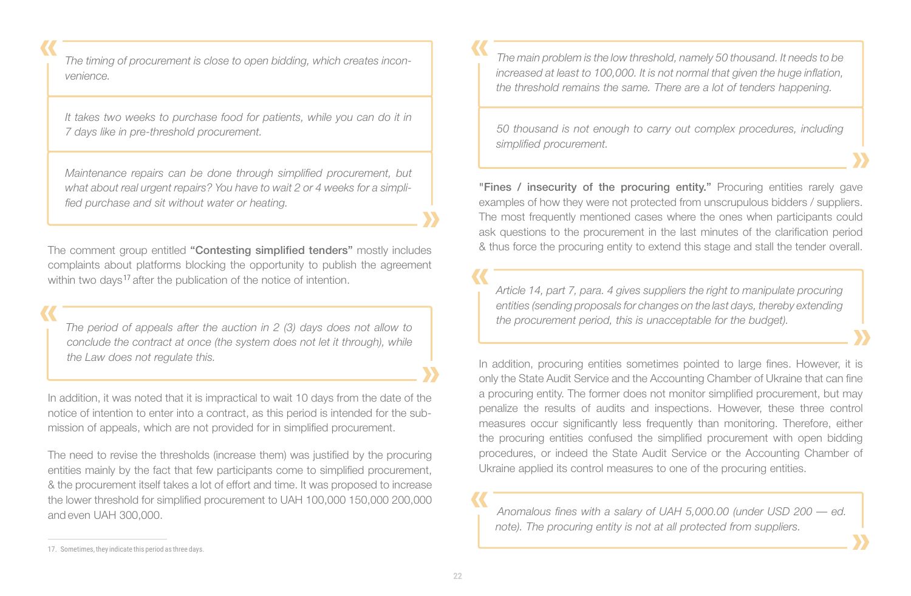> *The timing of procurement is close to open bidding, which creates inconvenience.*

> *It takes two weeks to purchase food for patients, while you can do it in 7 days like in pre-threshold procurement.*

> *Maintenance repairs can be done through simplified procurement, but what about real urgent repairs? You have to wait 2 or 4 weeks for a simplified purchase and sit without water or heating.*

The comment group entitled **"Contesting simplified tenders"** mostly includes complaints about platforms blocking the opportunity to publish the agreement within two days[17] after the publication of the notice of intention.

> *The period of appeals after the auction in 2 (3) days does not allow to conclude the contract at once (the system does not let it through), while the Law does not regulate this.*

In addition, it was noted that it is impractical to wait 10 days from the date of the notice of intention to enter into a contract, as this period is intended for the submission of appeals, which are not provided for in simplified procurement.

The need to revise the thresholds (increase them) was justified by the procuring entities mainly by the fact that few participants come to simplified procurement, & the procurement itself takes a lot of effort and time. It was proposed to increase the lower threshold for simplified procurement to UAH 100,000 150,000 200,000 and even UAH 300,000.

> *The main problem is the low threshold, namely 50 thousand. It needs to be increased at least to 100,000. It is not normal that given the huge inflation, the threshold remains the same. There are a lot of tenders happening.*

> *50 thousand is not enough to carry out complex procedures, including simplified procurement.*

**"Fines / insecurity of the procuring entity."** Procuring entities rarely gave examples of how they were not protected from unscrupulous bidders / suppliers. The most frequently mentioned cases where the ones when participants could ask questions to the procurement in the last minutes of the clarification period & thus force the procuring entity to extend this stage and stall the tender overall.

> *Article 14, part 7, para. 4 gives suppliers the right to manipulate procuring entities (sending proposals for changes on the last days, thereby extending the procurement period, this is unacceptable for the budget).*

In addition, procuring entities sometimes pointed to large fines. However, it is only the State Audit Service and the Accounting Chamber of Ukraine that can fine a procuring entity. The former does not monitor simplified procurement, but may penalize the results of audits and inspections. However, these three control measures occur significantly less frequently than monitoring. Therefore, either the procuring entities confused the simplified procurement with open bidding procedures, or indeed the State Audit Service or the Accounting Chamber of Ukraine applied its control measures to one of the procuring entities.

> *Anomalous fines with a salary of UAH 5,000.00 (under USD 200 — ed. note). The procuring entity is not at all protected from suppliers.*

---

17. Sometimes, they indicate this period as three days.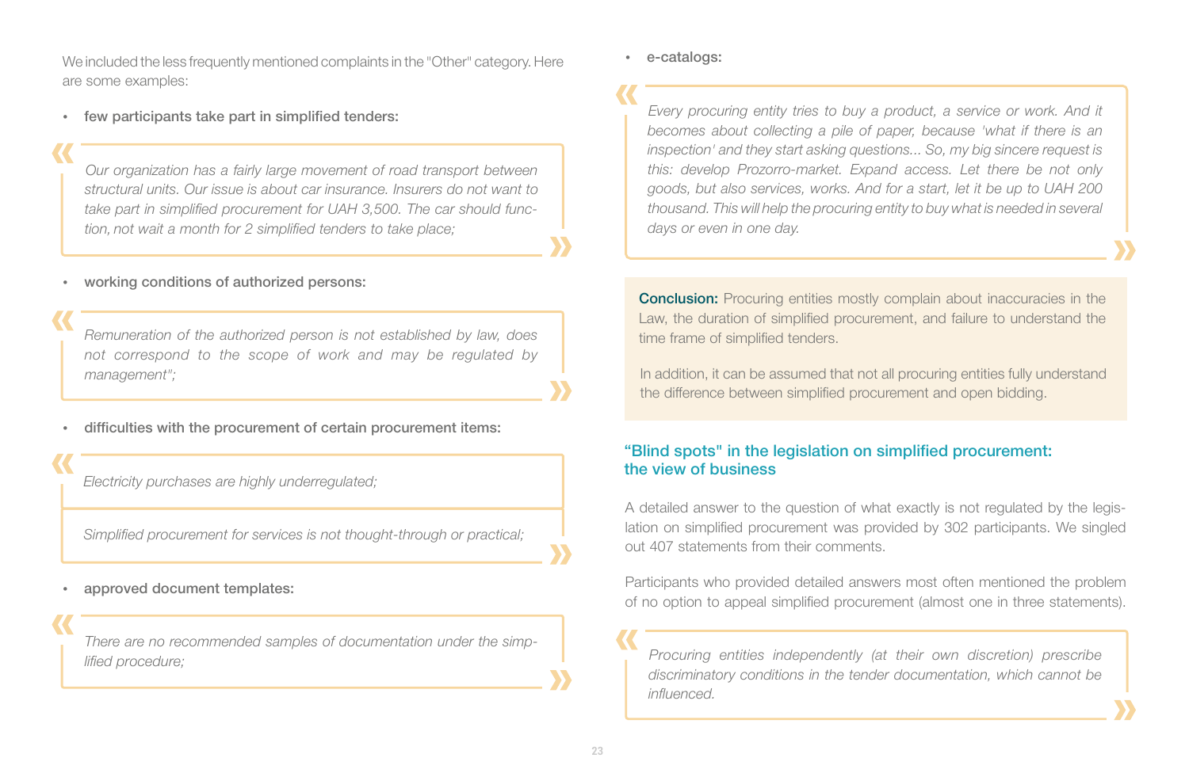We included the less frequently mentioned complaints in the "Other" category. Here are some examples:

- **few participants take part in simplified tenders:**

> *Our organization has a fairly large movement of road transport between structural units. Our issue is about car insurance. Insurers do not want to take part in simplified procurement for UAH 3,500. The car should function, not wait a month for 2 simplified tenders to take place;*

- **working conditions of authorized persons:**

> *Remuneration of the authorized person is not established by law, does not correspond to the scope of work and may be regulated by management";*

- **difficulties with the procurement of certain procurement items:**

> *Electricity purchases are highly underregulated;*

> *Simplified procurement for services is not thought-through or practical;*

- **approved document templates:**

> *There are no recommended samples of documentation under the simplified procedure;*

- **e-catalogs:**

> *Every procuring entity tries to buy a product, a service or work. And it becomes about collecting a pile of paper, because 'what if there is an inspection' and they start asking questions... So, my big sincere request is this: develop Prozorro-market. Expand access. Let there be not only goods, but also services, works. And for a start, let it be up to UAH 200 thousand. This will help the procuring entity to buy what is needed in several days or even in one day.*

**Conclusion:** Procuring entities mostly complain about inaccuracies in the Law, the duration of simplified procurement, and failure to understand the time frame of simplified tenders.

In addition, it can be assumed that not all procuring entities fully understand the difference between simplified procurement and open bidding.

## "Blind spots" in the legislation on simplified procurement: the view of business

A detailed answer to the question of what exactly is not regulated by the legislation on simplified procurement was provided by 302 participants. We singled out 407 statements from their comments.

Participants who provided detailed answers most often mentioned the problem of no option to appeal simplified procurement (almost one in three statements).

> *Procuring entities independently (at their own discretion) prescribe discriminatory conditions in the tender documentation, which cannot be influenced.*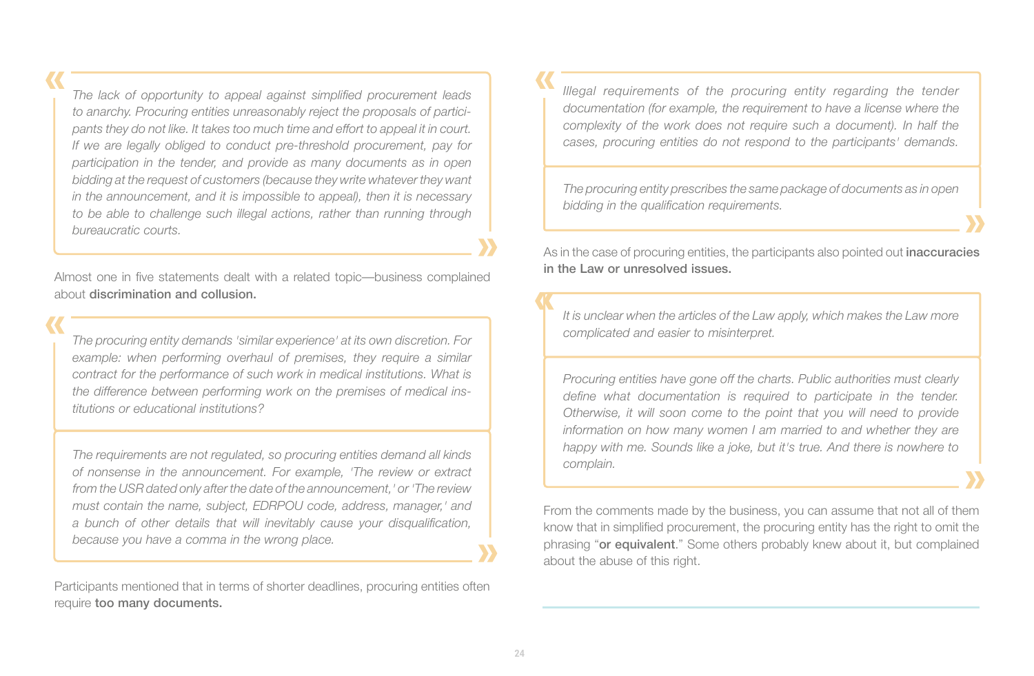> *The lack of opportunity to appeal against simplified procurement leads to anarchy. Procuring entities unreasonably reject the proposals of participants they do not like. It takes too much time and effort to appeal it in court. If we are legally obliged to conduct pre-threshold procurement, pay for participation in the tender, and provide as many documents as in open bidding at the request of customers (because they write whatever they want in the announcement, and it is impossible to appeal), then it is necessary to be able to challenge such illegal actions, rather than running through bureaucratic courts.*

Almost one in five statements dealt with a related topic—business complained about **discrimination and collusion.**

> *The procuring entity demands 'similar experience' at its own discretion. For example: when performing overhaul of premises, they require a similar contract for the performance of such work in medical institutions. What is the difference between performing work on the premises of medical institutions or educational institutions?*

> *The requirements are not regulated, so procuring entities demand all kinds of nonsense in the announcement. For example, 'The review or extract from the USR dated only after the date of the announcement,' or 'The review must contain the name, subject, EDRPOU code, address, manager,' and a bunch of other details that will inevitably cause your disqualification, because you have a comma in the wrong place.*

Participants mentioned that in terms of shorter deadlines, procuring entities often require **too many documents.**

> *Illegal requirements of the procuring entity regarding the tender documentation (for example, the requirement to have a license where the complexity of the work does not require such a document). In half the cases, procuring entities do not respond to the participants' demands.*

> *The procuring entity prescribes the same package of documents as in open bidding in the qualification requirements.*

As in the case of procuring entities, the participants also pointed out **inaccuracies in the Law or unresolved issues.**

> *It is unclear when the articles of the Law apply, which makes the Law more complicated and easier to misinterpret.*

> *Procuring entities have gone off the charts. Public authorities must clearly define what documentation is required to participate in the tender. Otherwise, it will soon come to the point that you will need to provide information on how many women I am married to and whether they are happy with me. Sounds like a joke, but it's true. And there is nowhere to complain.*

From the comments made by the business, you can assume that not all of them know that in simplified procurement, the procuring entity has the right to omit the phrasing "**or equivalent**." Some others probably knew about it, but complained about the abuse of this right.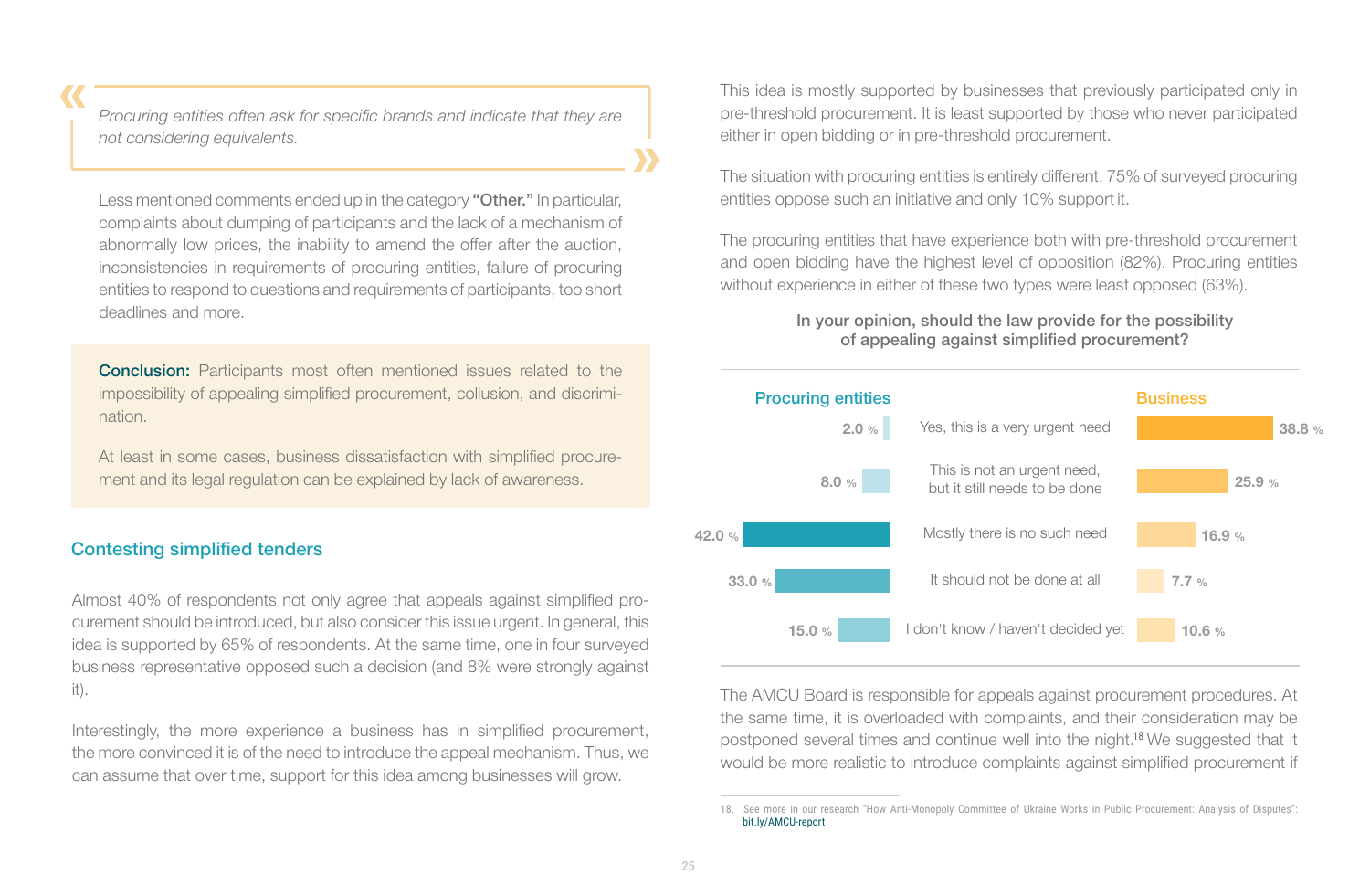> *Procuring entities often ask for specific brands and indicate that they are not considering equivalents.*

Less mentioned comments ended up in the category **"Other."** In particular, complaints about dumping of participants and the lack of a mechanism of abnormally low prices, the inability to amend the offer after the auction, inconsistencies in requirements of procuring entities, failure of procuring entities to respond to questions and requirements of participants, too short deadlines and more.

**Conclusion:** Participants most often mentioned issues related to the impossibility of appealing simplified procurement, collusion, and discrimination.

At least in some cases, business dissatisfaction with simplified procurement and its legal regulation can be explained by lack of awareness.

## Contesting simplified tenders

Almost 40% of respondents not only agree that appeals against simplified procurement should be introduced, but also consider this issue urgent. In general, this idea is supported by 65% of respondents. At the same time, one in four surveyed business representative opposed such a decision (and 8% were strongly against it).

Interestingly, the more experience a business has in simplified procurement, the more convinced it is of the need to introduce the appeal mechanism. Thus, we can assume that over time, support for this idea among businesses will grow.

This idea is mostly supported by businesses that previously participated only in pre-threshold procurement. It is least supported by those who never participated either in open bidding or in pre-threshold procurement.

The situation with procuring entities is entirely different. 75% of surveyed procuring entities oppose such an initiative and only 10% support it.

The procuring entities that have experience both with pre-threshold procurement and open bidding have the highest level of opposition (82%). Procuring entities without experience in either of these two types were least opposed (63%).

**In your opinion, should the law provide for the possibility of appealing against simplified procurement?**

| Procuring entities | | Business |
|---|---|---|
| 2.0 % | Yes, this is a very urgent need | 38.8 % |
| 8.0 % | This is not an urgent need, but it still needs to be done | 25.9 % |
| 42.0 % | Mostly there is no such need | 16.9 % |
| 33.0 % | It should not be done at all | 7.7 % |
| 15.0 % | I don't know / haven't decided yet | 10.6 % |

The AMCU Board is responsible for appeals against procurement procedures. At the same time, it is overloaded with complaints, and their consideration may be postponed several times and continue well into the night.[18] We suggested that it would be more realistic to introduce complaints against simplified procurement if

18. See more in our research "How Anti-Monopoly Committee of Ukraine Works in Public Procurement: Analysis of Disputes": bit.ly/AMCU-report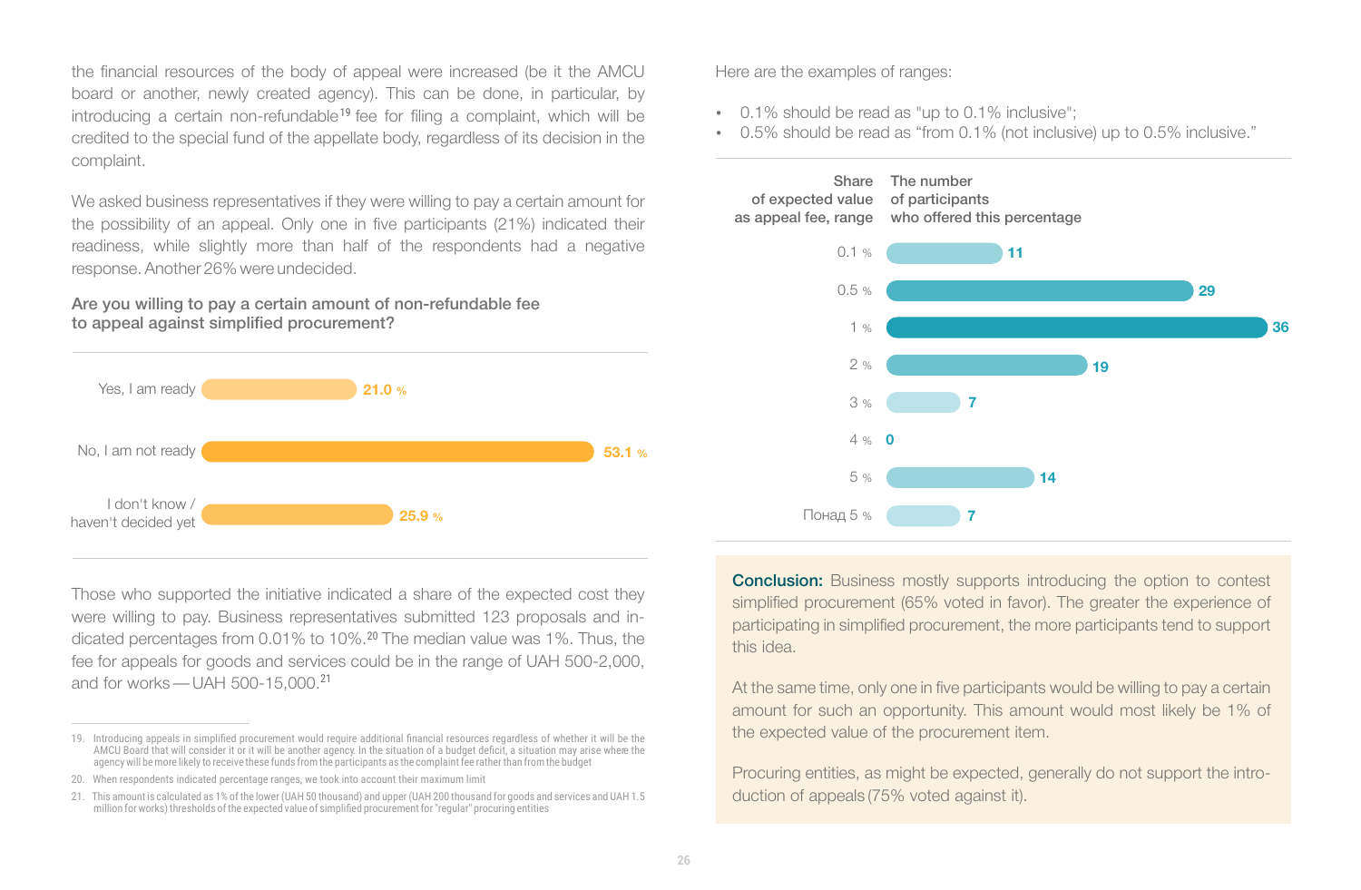the financial resources of the body of appeal were increased (be it the AMCU board or another, newly created agency). This can be done, in particular, by introducing a certain non-refundable[19] fee for filing a complaint, which will be credited to the special fund of the appellate body, regardless of its decision in the complaint.

We asked business representatives if they were willing to pay a certain amount for the possibility of an appeal. Only one in five participants (21%) indicated their readiness, while slightly more than half of the respondents had a negative response. Another 26% were undecided.

**Are you willing to pay a certain amount of non-refundable fee to appeal against simplified procurement?**

| Answer | % |
|---|---|
| Yes, I am ready | 21.0 % |
| No, I am not ready | 53.1 % |
| I don't know / haven't decided yet | 25.9 % |

Those who supported the initiative indicated a share of the expected cost they were willing to pay. Business representatives submitted 123 proposals and indicated percentages from 0.01% to 10%.[20] The median value was 1%. Thus, the fee for appeals for goods and services could be in the range of UAH 500-2,000, and for works — UAH 500-15,000.[21]

Here are the examples of ranges:

- 0.1% should be read as "up to 0.1% inclusive";
- 0.5% should be read as "from 0.1% (not inclusive) up to 0.5% inclusive."

| Share of expected value as appeal fee, range | The number of participants who offered this percentage |
|---|---|
| 0.1 % | 11 |
| 0.5 % | 29 |
| 1 % | 36 |
| 2 % | 19 |
| 3 % | 7 |
| 4 % | 0 |
| 5 % | 14 |
| Понад 5 % | 7 |

**Conclusion:** Business mostly supports introducing the option to contest simplified procurement (65% voted in favor). The greater the experience of participating in simplified procurement, the more participants tend to support this idea.

At the same time, only one in five participants would be willing to pay a certain amount for such an opportunity. This amount would most likely be 1% of the expected value of the procurement item.

Procuring entities, as might be expected, generally do not support the introduction of appeals (75% voted against it).

---

19. Introducing appeals in simplified procurement would require additional financial resources regardless of whether it will be the AMCU Board that will consider it or it will be another agency. In the situation of a budget deficit, a situation may arise where the agency will be more likely to receive these funds from the participants as the complaint fee rather than from the budget

20. When respondents indicated percentage ranges, we took into account their maximum limit

21. This amount is calculated as 1% of the lower (UAH 50 thousand) and upper (UAH 200 thousand for goods and services and UAH 1.5 million for works) thresholds of the expected value of simplified procurement for "regular" procuring entities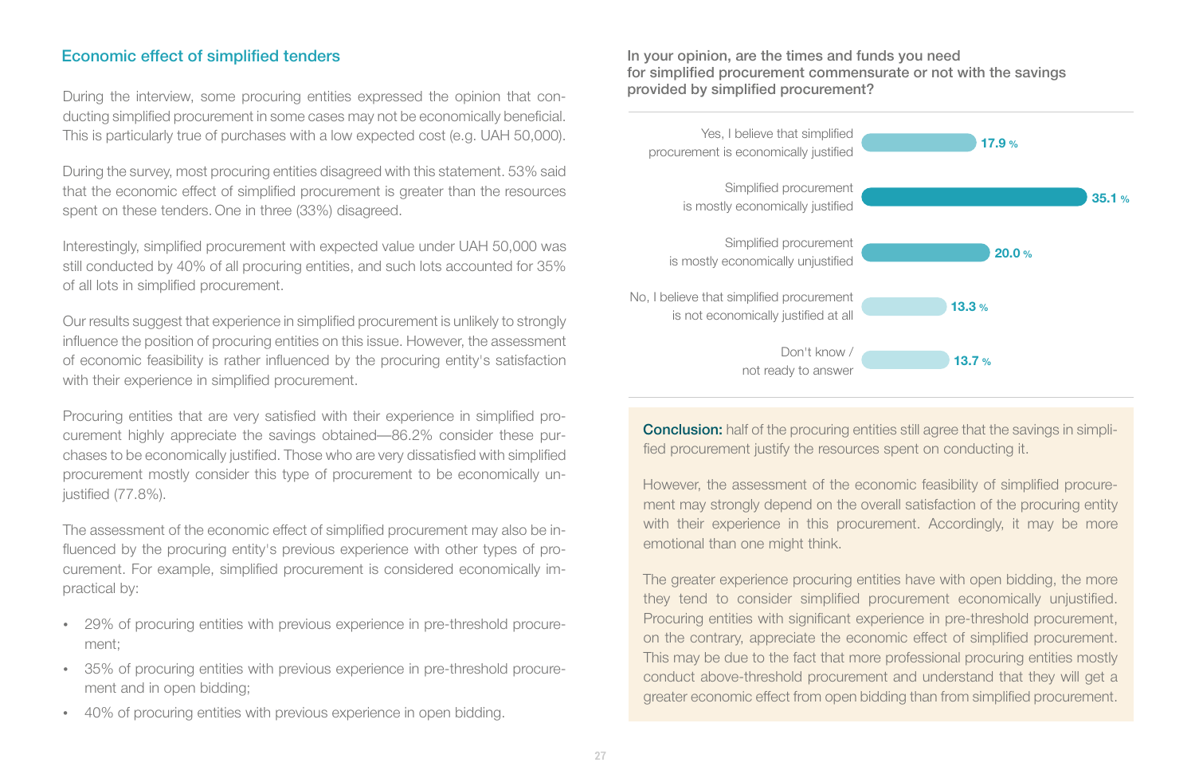## Economic effect of simplified tenders

During the interview, some procuring entities expressed the opinion that conducting simplified procurement in some cases may not be economically beneficial. This is particularly true of purchases with a low expected cost (e.g. UAH 50,000).

During the survey, most procuring entities disagreed with this statement. 53% said that the economic effect of simplified procurement is greater than the resources spent on these tenders. One in three (33%) disagreed.

Interestingly, simplified procurement with expected value under UAH 50,000 was still conducted by 40% of all procuring entities, and such lots accounted for 35% of all lots in simplified procurement.

Our results suggest that experience in simplified procurement is unlikely to strongly influence the position of procuring entities on this issue. However, the assessment of economic feasibility is rather influenced by the procuring entity's satisfaction with their experience in simplified procurement.

Procuring entities that are very satisfied with their experience in simplified procurement highly appreciate the savings obtained—86.2% consider these purchases to be economically justified. Those who are very dissatisfied with simplified procurement mostly consider this type of procurement to be economically unjustified (77.8%).

The assessment of the economic effect of simplified procurement may also be influenced by the procuring entity's previous experience with other types of procurement. For example, simplified procurement is considered economically impractical by:

- 29% of procuring entities with previous experience in pre-threshold procurement;
- 35% of procuring entities with previous experience in pre-threshold procurement and in open bidding;
- 40% of procuring entities with previous experience in open bidding.

**In your opinion, are the times and funds you need for simplified procurement commensurate or not with the savings provided by simplified procurement?**

| Answer | % |
|---|---|
| Yes, I believe that simplified procurement is economically justified | 17.9 % |
| Simplified procurement is mostly economically justified | 35.1 % |
| Simplified procurement is mostly economically unjustified | 20.0 % |
| No, I believe that simplified procurement is not economically justified at all | 13.3 % |
| Don't know / not ready to answer | 13.7 % |

**Conclusion:** half of the procuring entities still agree that the savings in simplified procurement justify the resources spent on conducting it.

However, the assessment of the economic feasibility of simplified procurement may strongly depend on the overall satisfaction of the procuring entity with their experience in this procurement. Accordingly, it may be more emotional than one might think.

The greater experience procuring entities have with open bidding, the more they tend to consider simplified procurement economically unjustified. Procuring entities with significant experience in pre-threshold procurement, on the contrary, appreciate the economic effect of simplified procurement. This may be due to the fact that more professional procuring entities mostly conduct above-threshold procurement and understand that they will get a greater economic effect from open bidding than from simplified procurement.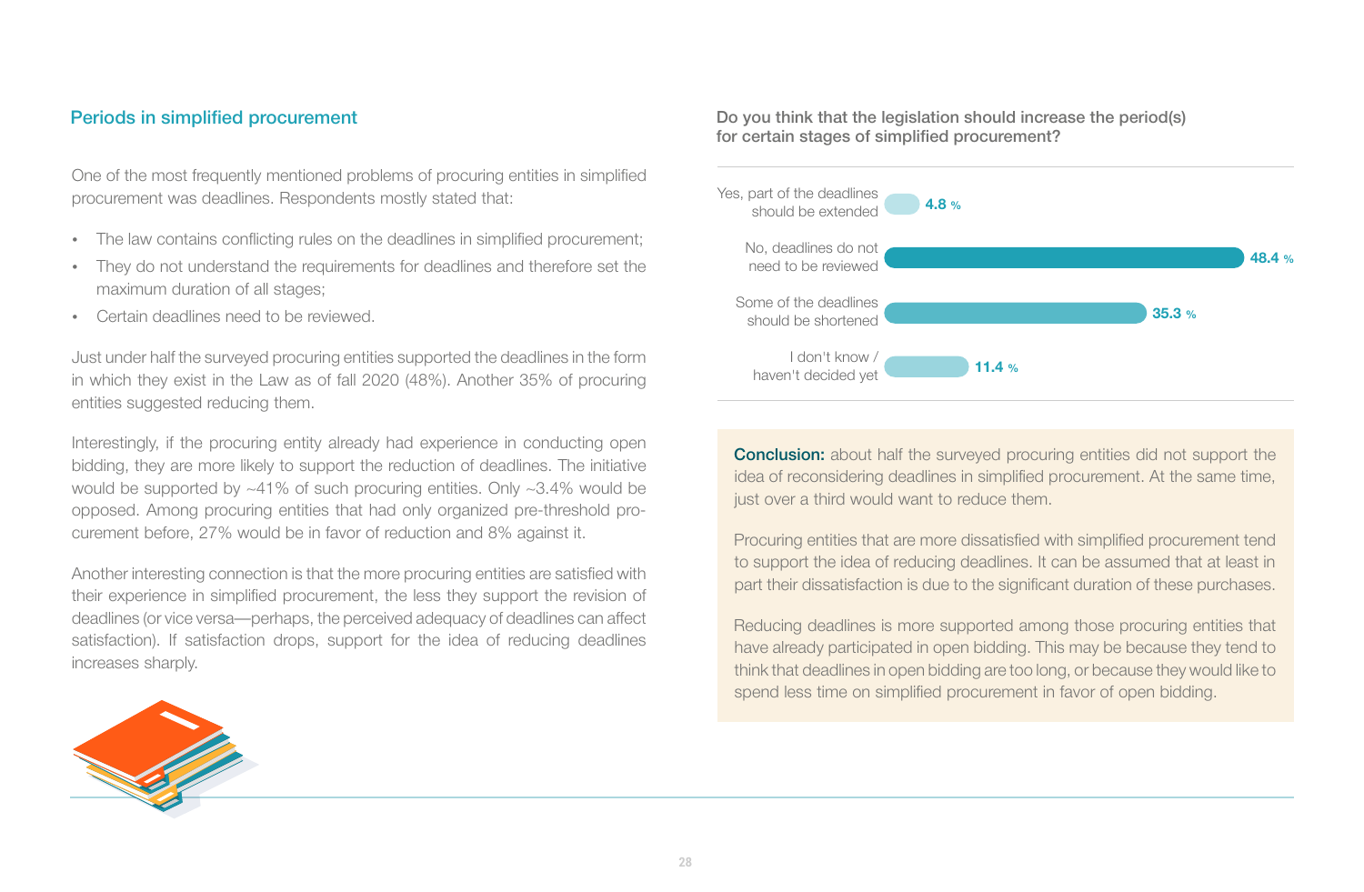## Periods in simplified procurement

One of the most frequently mentioned problems of procuring entities in simplified procurement was deadlines. Respondents mostly stated that:

- The law contains conflicting rules on the deadlines in simplified procurement;
- They do not understand the requirements for deadlines and therefore set the maximum duration of all stages;
- Certain deadlines need to be reviewed.

Just under half the surveyed procuring entities supported the deadlines in the form in which they exist in the Law as of fall 2020 (48%). Another 35% of procuring entities suggested reducing them.

Interestingly, if the procuring entity already had experience in conducting open bidding, they are more likely to support the reduction of deadlines. The initiative would be supported by ~41% of such procuring entities. Only ~3.4% would be opposed. Among procuring entities that had only organized pre-threshold procurement before, 27% would be in favor of reduction and 8% against it.

Another interesting connection is that the more procuring entities are satisfied with their experience in simplified procurement, the less they support the revision of deadlines (or vice versa—perhaps, the perceived adequacy of deadlines can affect satisfaction). If satisfaction drops, support for the idea of reducing deadlines increases sharply.

**Do you think that the legislation should increase the period(s) for certain stages of simplified procurement?**

| Answer | % |
| --- | --- |
| Yes, part of the deadlines should be extended | 4.8 % |
| No, deadlines do not need to be reviewed | 48.4 % |
| Some of the deadlines should be shortened | 35.3 % |
| I don't know / haven't decided yet | 11.4 % |

**Conclusion:** about half the surveyed procuring entities did not support the idea of reconsidering deadlines in simplified procurement. At the same time, just over a third would want to reduce them.

Procuring entities that are more dissatisfied with simplified procurement tend to support the idea of reducing deadlines. It can be assumed that at least in part their dissatisfaction is due to the significant duration of these purchases.

Reducing deadlines is more supported among those procuring entities that have already participated in open bidding. This may be because they tend to think that deadlines in open bidding are too long, or because they would like to spend less time on simplified procurement in favor of open bidding.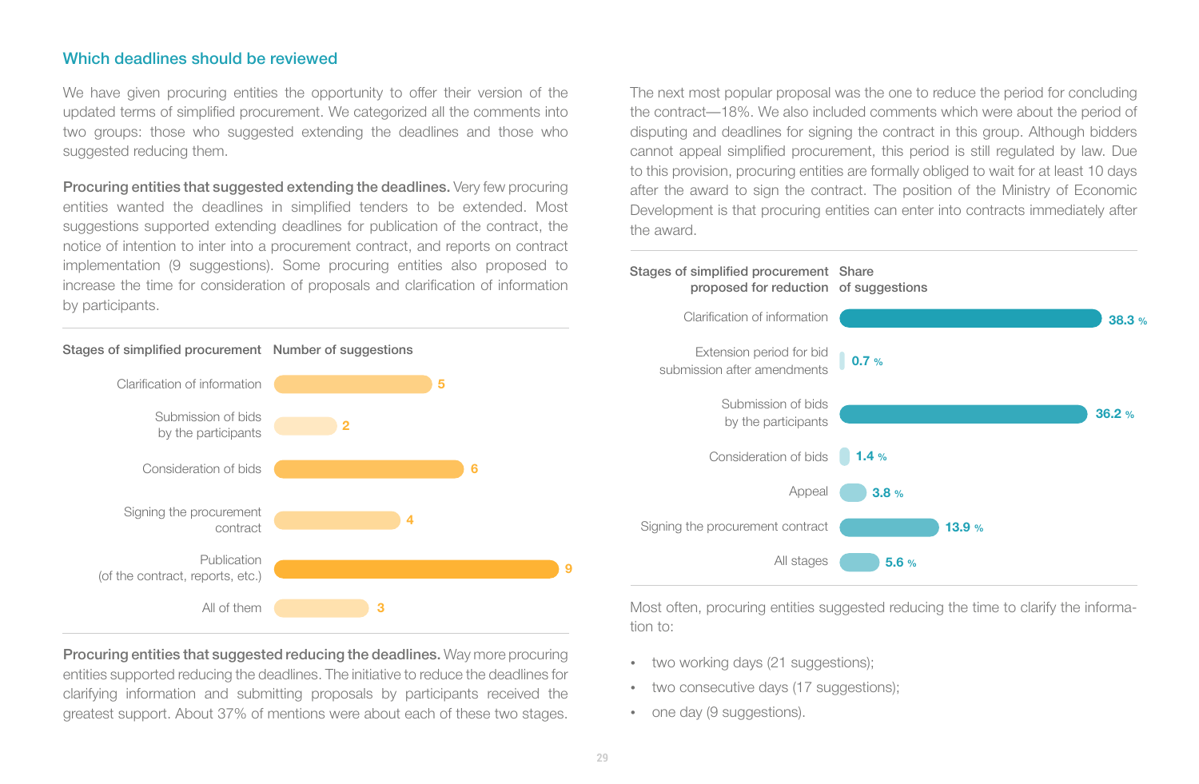## Which deadlines should be reviewed

We have given procuring entities the opportunity to offer their version of the updated terms of simplified procurement. We categorized all the comments into two groups: those who suggested extending the deadlines and those who suggested reducing them.

**Procuring entities that suggested extending the deadlines.** Very few procuring entities wanted the deadlines in simplified tenders to be extended. Most suggestions supported extending deadlines for publication of the contract, the notice of intention to inter into a procurement contract, and reports on contract implementation (9 suggestions). Some procuring entities also proposed to increase the time for consideration of proposals and clarification of information by participants.

| Stages of simplified procurement | Number of suggestions |
|---|---|
| Clarification of information | 5 |
| Submission of bids by the participants | 2 |
| Consideration of bids | 6 |
| Signing the procurement contract | 4 |
| Publication (of the contract, reports, etc.) | 9 |
| All of them | 3 |

**Procuring entities that suggested reducing the deadlines.** Way more procuring entities supported reducing the deadlines. The initiative to reduce the deadlines for clarifying information and submitting proposals by participants received the greatest support. About 37% of mentions were about each of these two stages.

The next most popular proposal was the one to reduce the period for concluding the contract—18%. We also included comments which were about the period of disputing and deadlines for signing the contract in this group. Although bidders cannot appeal simplified procurement, this period is still regulated by law. Due to this provision, procuring entities are formally obliged to wait for at least 10 days after the award to sign the contract. The position of the Ministry of Economic Development is that procuring entities can enter into contracts immediately after the award.

| Stages of simplified procurement proposed for reduction | Share of suggestions |
|---|---|
| Clarification of information | 38.3 % |
| Extension period for bid submission after amendments | 0.7 % |
| Submission of bids by the participants | 36.2 % |
| Consideration of bids | 1.4 % |
| Appeal | 3.8 % |
| Signing the procurement contract | 13.9 % |
| All stages | 5.6 % |

Most often, procuring entities suggested reducing the time to clarify the information to:

- two working days (21 suggestions);
- two consecutive days (17 suggestions);
- one day (9 suggestions).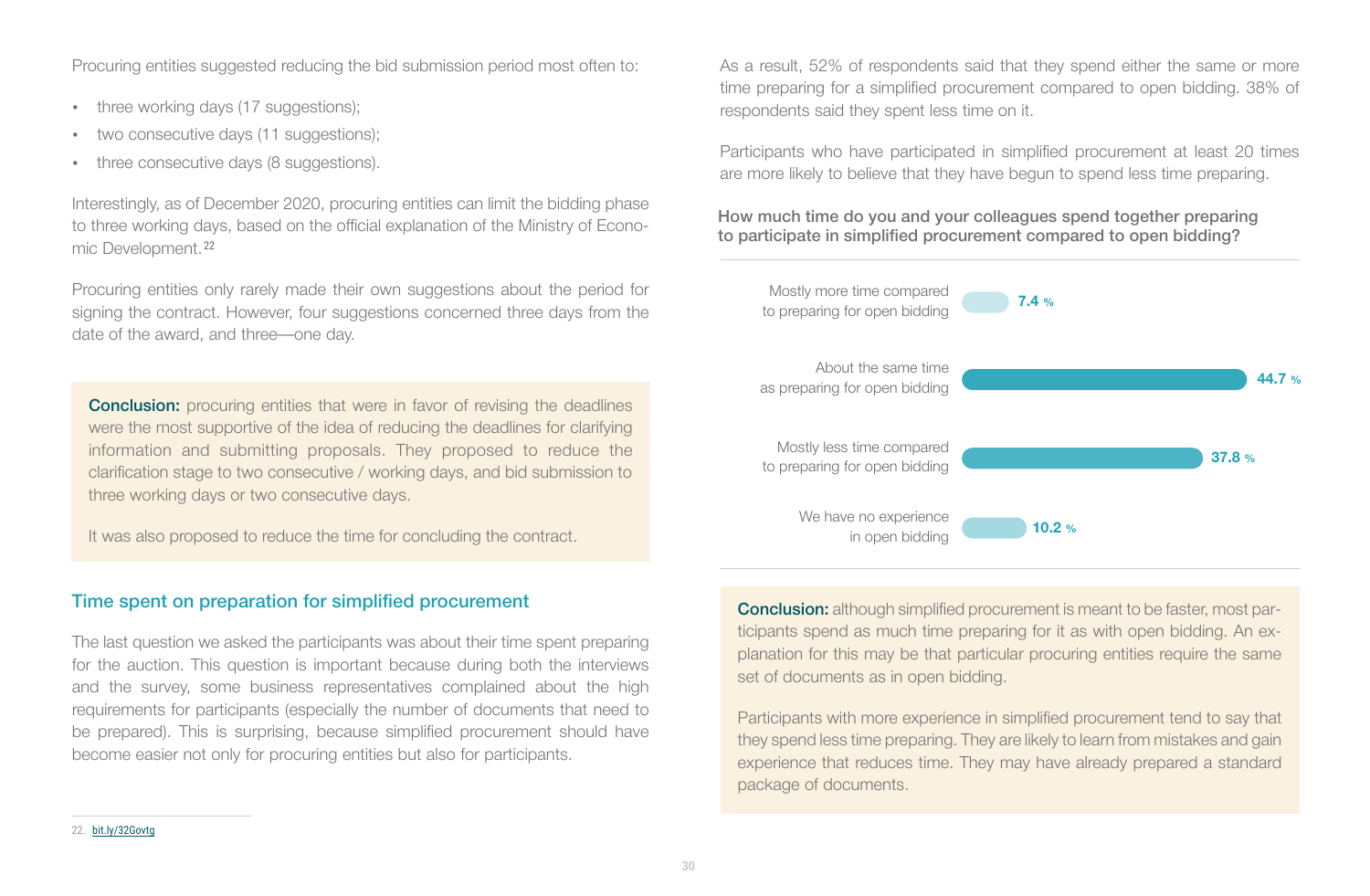Procuring entities suggested reducing the bid submission period most often to:

- three working days (17 suggestions);
- two consecutive days (11 suggestions);
- three consecutive days (8 suggestions).

Interestingly, as of December 2020, procuring entities can limit the bidding phase to three working days, based on the official explanation of the Ministry of Economic Development.[22]

Procuring entities only rarely made their own suggestions about the period for signing the contract. However, four suggestions concerned three days from the date of the award, and three—one day.

**Conclusion:** procuring entities that were in favor of revising the deadlines were the most supportive of the idea of reducing the deadlines for clarifying information and submitting proposals. They proposed to reduce the clarification stage to two consecutive / working days, and bid submission to three working days or two consecutive days.

It was also proposed to reduce the time for concluding the contract.

## Time spent on preparation for simplified procurement

The last question we asked the participants was about their time spent preparing for the auction. This question is important because during both the interviews and the survey, some business representatives complained about the high requirements for participants (especially the number of documents that need to be prepared). This is surprising, because simplified procurement should have become easier not only for procuring entities but also for participants.

As a result, 52% of respondents said that they spend either the same or more time preparing for a simplified procurement compared to open bidding. 38% of respondents said they spent less time on it.

Participants who have participated in simplified procurement at least 20 times are more likely to believe that they have begun to spend less time preparing.

**How much time do you and your colleagues spend together preparing to participate in simplified procurement compared to open bidding?**

| Answer | % |
|---|---|
| Mostly more time compared to preparing for open bidding | 7.4 % |
| About the same time as preparing for open bidding | 44.7 % |
| Mostly less time compared to preparing for open bidding | 37.8 % |
| We have no experience in open bidding | 10.2 % |

**Conclusion:** although simplified procurement is meant to be faster, most participants spend as much time preparing for it as with open bidding. An explanation for this may be that particular procuring entities require the same set of documents as in open bidding.

Participants with more experience in simplified procurement tend to say that they spend less time preparing. They are likely to learn from mistakes and gain experience that reduces time. They may have already prepared a standard package of documents.

22. bit.ly/32Govtg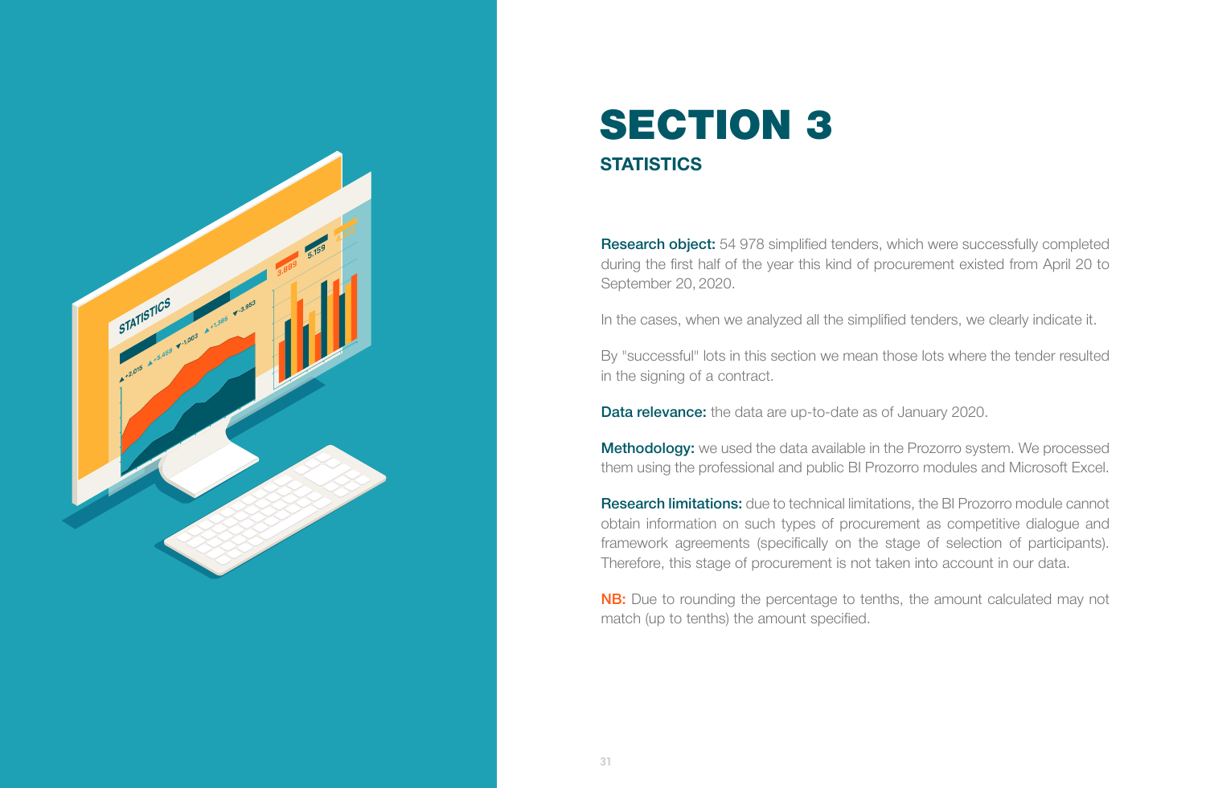# SECTION 3

## STATISTICS

**Research object:** 54 978 simplified tenders, which were successfully completed during the first half of the year this kind of procurement existed from April 20 to September 20, 2020.

In the cases, when we analyzed all the simplified tenders, we clearly indicate it.

By "successful" lots in this section we mean those lots where the tender resulted in the signing of a contract.

**Data relevance:** the data are up-to-date as of January 2020.

**Methodology:** we used the data available in the Prozorro system. We processed them using the professional and public BI Prozorro modules and Microsoft Excel.

**Research limitations:** due to technical limitations, the BI Prozorro module cannot obtain information on such types of procurement as competitive dialogue and framework agreements (specifically on the stage of selection of participants). Therefore, this stage of procurement is not taken into account in our data.

**NB:** Due to rounding the percentage to tenths, the amount calculated may not match (up to tenths) the amount specified.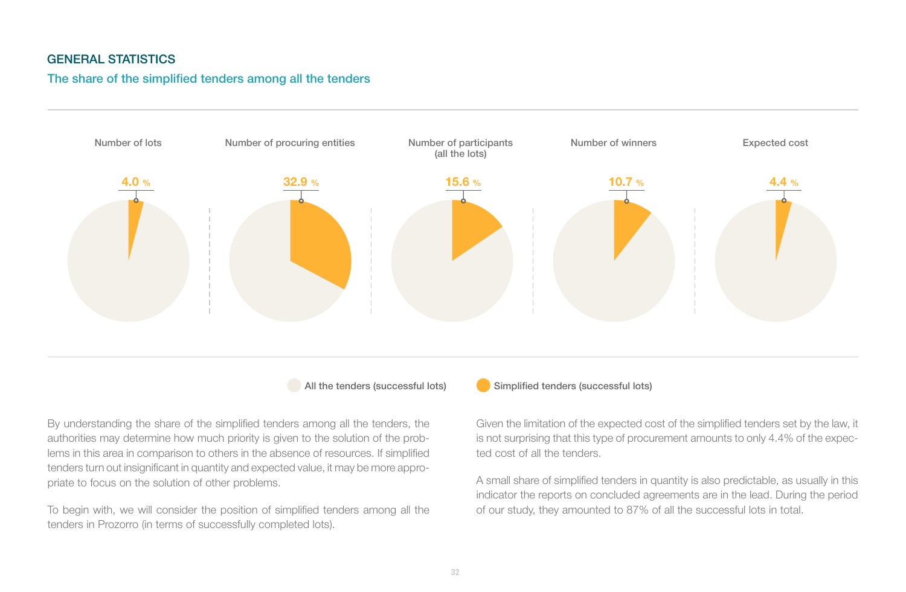## GENERAL STATISTICS

### The share of the simplified tenders among all the tenders

| Number of lots | Number of procuring entities | Number of participants (all the lots) | Number of winners | Expected cost |
|---|---|---|---|---|
| 4.0 % | 32.9 % | 15.6 % | 10.7 % | 4.4 % |

All the tenders (successful lots)

Simplified tenders (successful lots)

By understanding the share of the simplified tenders among all the tenders, the authorities may determine how much priority is given to the solution of the problems in this area in comparison to others in the absence of resources. If simplified tenders turn out insignificant in quantity and expected value, it may be more appropriate to focus on the solution of other problems.

To begin with, we will consider the position of simplified tenders among all the tenders in Prozorro (in terms of successfully completed lots).

Given the limitation of the expected cost of the simplified tenders set by the law, it is not surprising that this type of procurement amounts to only 4.4% of the expected cost of all the tenders.

A small share of simplified tenders in quantity is also predictable, as usually in this indicator the reports on concluded agreements are in the lead. During the period of our study, they amounted to 87% of all the successful lots in total.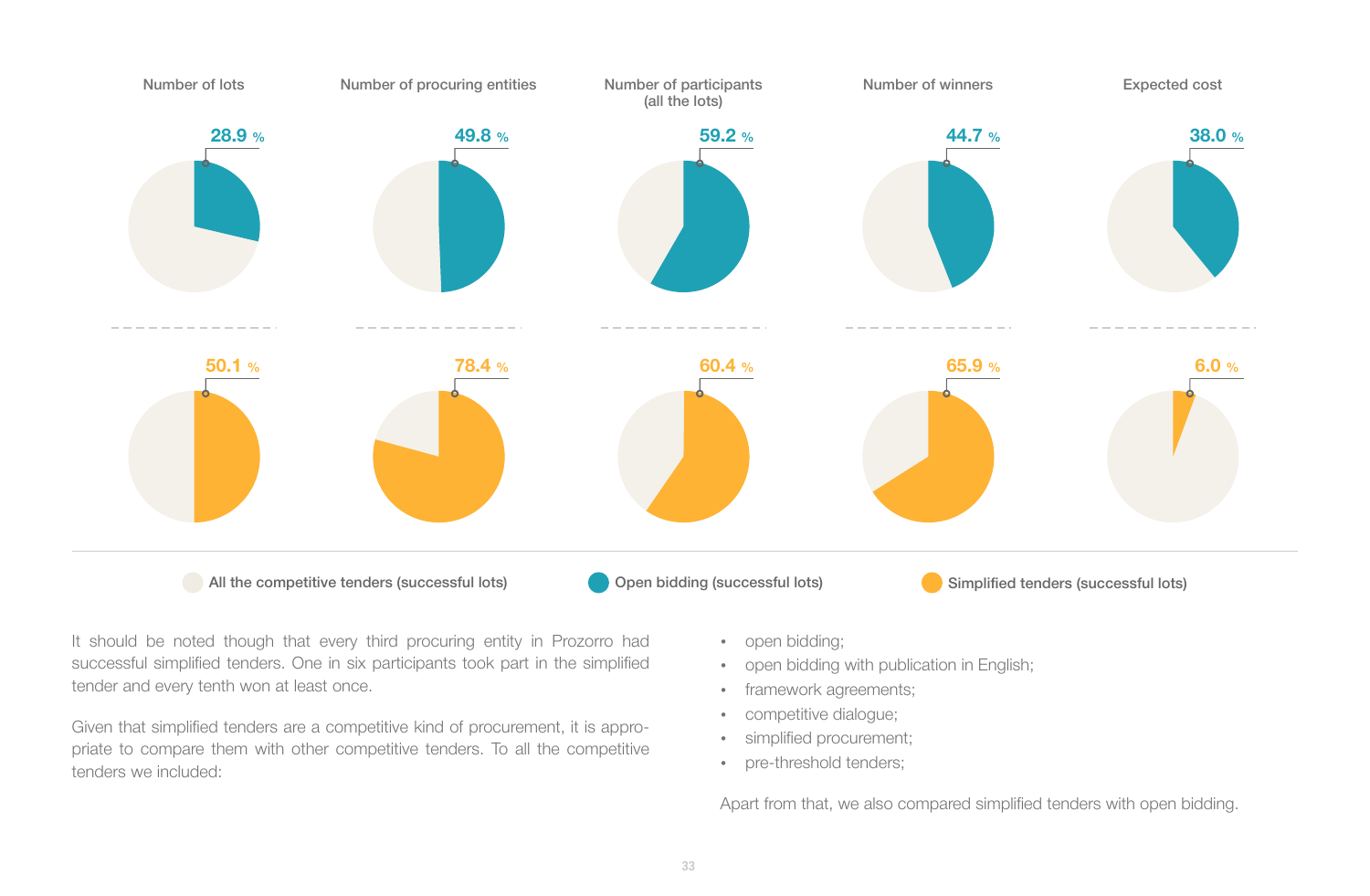| | Number of lots | Number of procuring entities | Number of participants (all the lots) | Number of winners | Expected cost |
|---|---|---|---|---|---|
| Open bidding (successful lots) | 28.9 % | 49.8 % | 59.2 % | 44.7 % | 38.0 % |
| Simplified tenders (successful lots) | 50.1 % | 78.4 % | 60.4 % | 65.9 % | 6.0 % |

All the competitive tenders (successful lots) · Open bidding (successful lots) · Simplified tenders (successful lots)

It should be noted though that every third procuring entity in Prozorro had successful simplified tenders. One in six participants took part in the simplified tender and every tenth won at least once.

Given that simplified tenders are a competitive kind of procurement, it is appropriate to compare them with other competitive tenders. To all the competitive tenders we included:

- open bidding;
- open bidding with publication in English;
- framework agreements;
- competitive dialogue;
- simplified procurement;
- pre-threshold tenders;

Apart from that, we also compared simplified tenders with open bidding.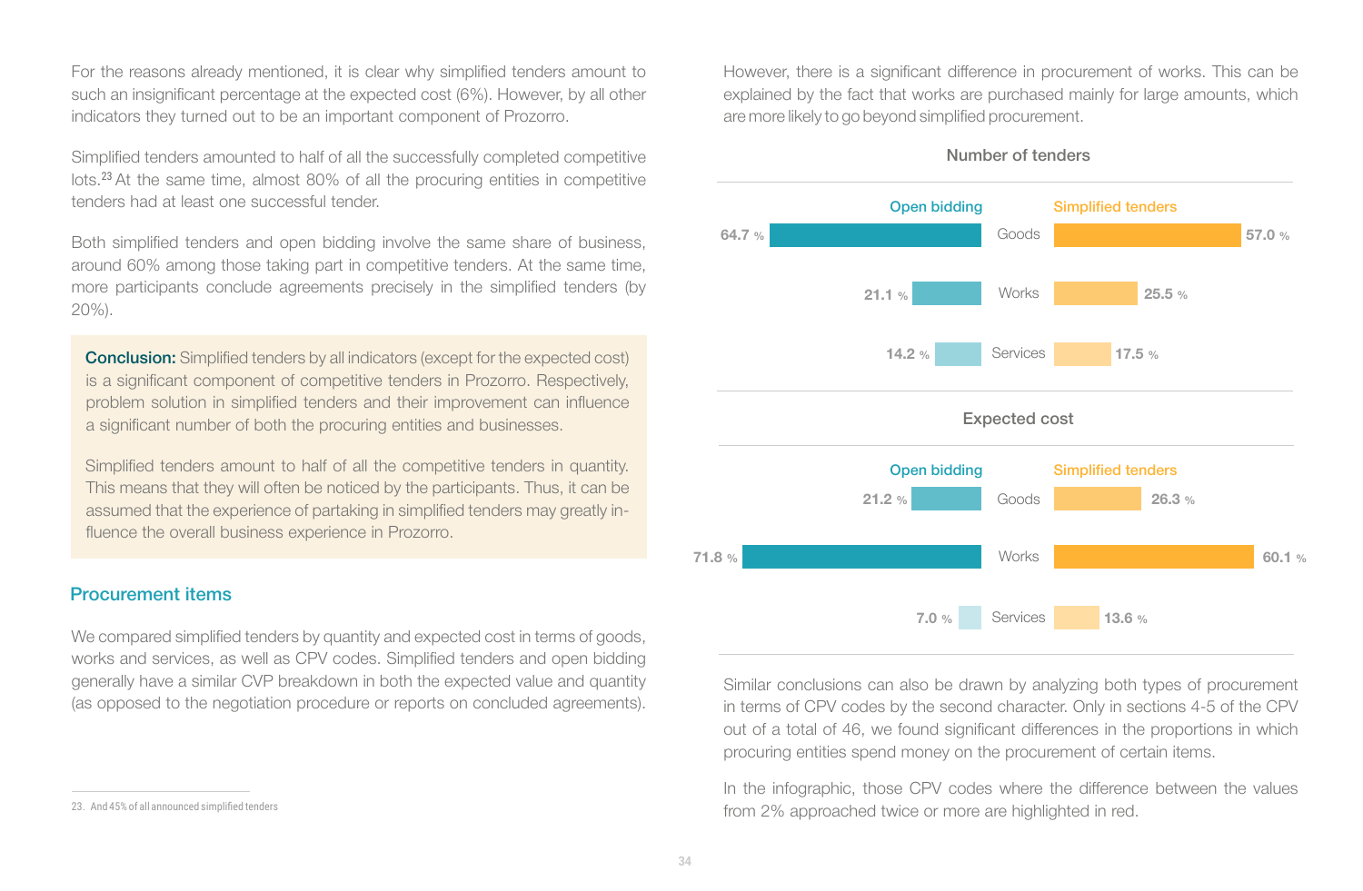For the reasons already mentioned, it is clear why simplified tenders amount to such an insignificant percentage at the expected cost (6%). However, by all other indicators they turned out to be an important component of Prozorro.

Simplified tenders amounted to half of all the successfully completed competitive lots.[23] At the same time, almost 80% of all the procuring entities in competitive tenders had at least one successful tender.

Both simplified tenders and open bidding involve the same share of business, around 60% among those taking part in competitive tenders. At the same time, more participants conclude agreements precisely in the simplified tenders (by 20%).

> **Conclusion:** Simplified tenders by all indicators (except for the expected cost) is a significant component of competitive tenders in Prozorro. Respectively, problem solution in simplified tenders and their improvement can influence a significant number of both the procuring entities and businesses.
>
> Simplified tenders amount to half of all the competitive tenders in quantity. This means that they will often be noticed by the participants. Thus, it can be assumed that the experience of partaking in simplified tenders may greatly influence the overall business experience in Prozorro.

## Procurement items

We compared simplified tenders by quantity and expected cost in terms of goods, works and services, as well as CPV codes. Simplified tenders and open bidding generally have a similar CVP breakdown in both the expected value and quantity (as opposed to the negotiation procedure or reports on concluded agreements).

However, there is a significant difference in procurement of works. This can be explained by the fact that works are purchased mainly for large amounts, which are more likely to go beyond simplified procurement.

**Number of tenders**

| Open bidding | | Simplified tenders |
|---|---|---|
| 64.7 % | Goods | 57.0 % |
| 21.1 % | Works | 25.5 % |
| 14.2 % | Services | 17.5 % |

**Expected cost**

| Open bidding | | Simplified tenders |
|---|---|---|
| 21.2 % | Goods | 26.3 % |
| 71.8 % | Works | 60.1 % |
| 7.0 % | Services | 13.6 % |

Similar conclusions can also be drawn by analyzing both types of procurement in terms of CPV codes by the second character. Only in sections 4-5 of the CPV out of a total of 46, we found significant differences in the proportions in which procuring entities spend money on the procurement of certain items.

In the infographic, those CPV codes where the difference between the values from 2% approached twice or more are highlighted in red.

23. And 45% of all announced simplified tenders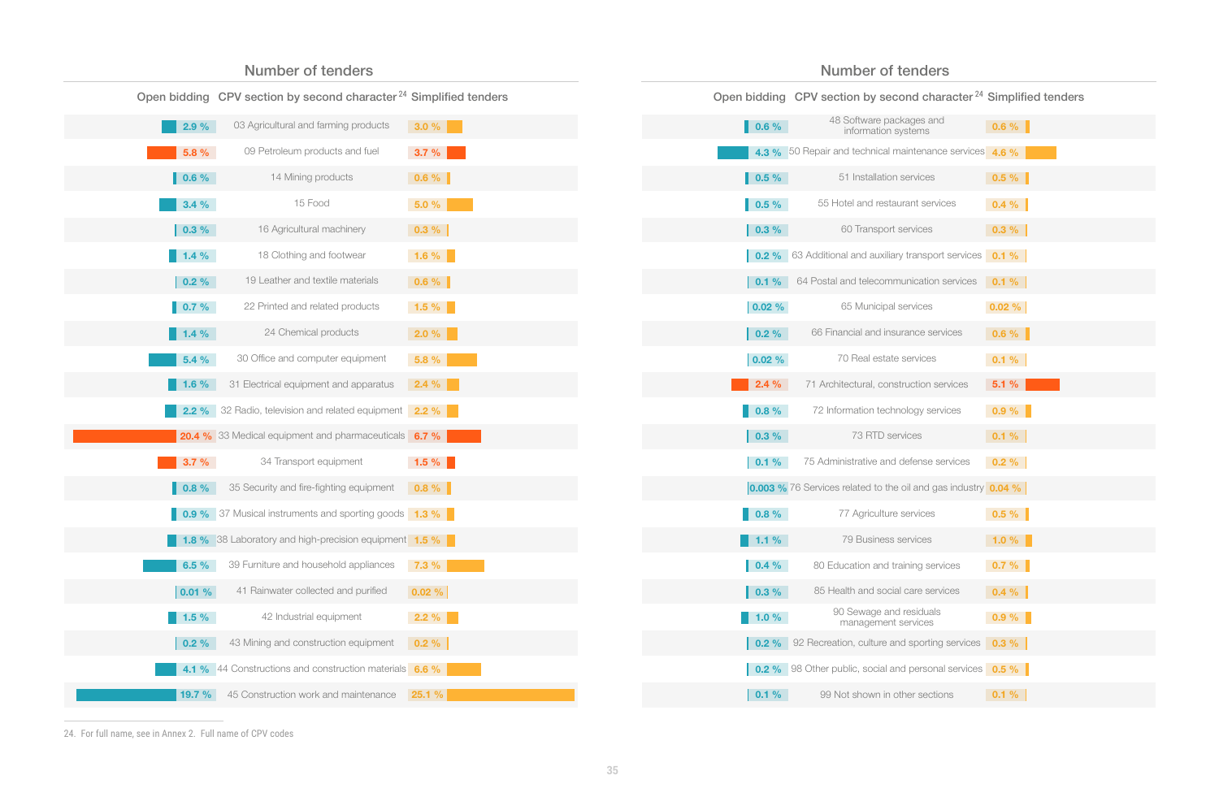## Number of tenders

| Open bidding | CPV section by second character[24] | Simplified tenders |
|---|---|---|
| 2.9 % | 03 Agricultural and farming products | 3.0 % |
| 5.8 % | 09 Petroleum products and fuel | 3.7 % |
| 0.6 % | 14 Mining products | 0.6 % |
| 3.4 % | 15 Food | 5.0 % |
| 0.3 % | 16 Agricultural machinery | 0.3 % |
| 1.4 % | 18 Clothing and footwear | 1.6 % |
| 0.2 % | 19 Leather and textile materials | 0.6 % |
| 0.7 % | 22 Printed and related products | 1.5 % |
| 1.4 % | 24 Chemical products | 2.0 % |
| 5.4 % | 30 Office and computer equipment | 5.8 % |
| 1.6 % | 31 Electrical equipment and apparatus | 2.4 % |
| 2.2 % | 32 Radio, television and related equipment | 2.2 % |
| 20.4 % | 33 Medical equipment and pharmaceuticals | 6.7 % |
| 3.7 % | 34 Transport equipment | 1.5 % |
| 0.8 % | 35 Security and fire-fighting equipment | 0.8 % |
| 0.9 % | 37 Musical instruments and sporting goods | 1.3 % |
| 1.8 % | 38 Laboratory and high-precision equipment | 1.5 % |
| 6.5 % | 39 Furniture and household appliances | 7.3 % |
| 0.01 % | 41 Rainwater collected and purified | 0.02 % |
| 1.5 % | 42 Industrial equipment | 2.2 % |
| 0.2 % | 43 Mining and construction equipment | 0.2 % |
| 4.1 % | 44 Constructions and construction materials | 6.6 % |
| 19.7 % | 45 Construction work and maintenance | 25.1 % |

## Number of tenders

| Open bidding | CPV section by second character[24] | Simplified tenders |
|---|---|---|
| 0.6 % | 48 Software packages and information systems | 0.6 % |
| 4.3 % | 50 Repair and technical maintenance services | 4.6 % |
| 0.5 % | 51 Installation services | 0.5 % |
| 0.5 % | 55 Hotel and restaurant services | 0.4 % |
| 0.3 % | 60 Transport services | 0.3 % |
| 0.2 % | 63 Additional and auxiliary transport services | 0.1 % |
| 0.1 % | 64 Postal and telecommunication services | 0.1 % |
| 0.02 % | 65 Municipal services | 0.02 % |
| 0.2 % | 66 Financial and insurance services | 0.6 % |
| 0.02 % | 70 Real estate services | 0.1 % |
| 2.4 % | 71 Architectural, construction services | 5.1 % |
| 0.8 % | 72 Information technology services | 0.9 % |
| 0.3 % | 73 RTD services | 0.1 % |
| 0.1 % | 75 Administrative and defense services | 0.2 % |
| 0.003 % | 76 Services related to the oil and gas industry | 0.04 % |
| 0.8 % | 77 Agriculture services | 0.5 % |
| 1.1 % | 79 Business services | 1.0 % |
| 0.4 % | 80 Education and training services | 0.7 % |
| 0.3 % | 85 Health and social care services | 0.4 % |
| 1.0 % | 90 Sewage and residuals management services | 0.9 % |
| 0.2 % | 92 Recreation, culture and sporting services | 0.3 % |
| 0.2 % | 98 Other public, social and personal services | 0.5 % |
| 0.1 % | 99 Not shown in other sections | 0.1 % |

24. For full name, see in Annex 2. Full name of CPV codes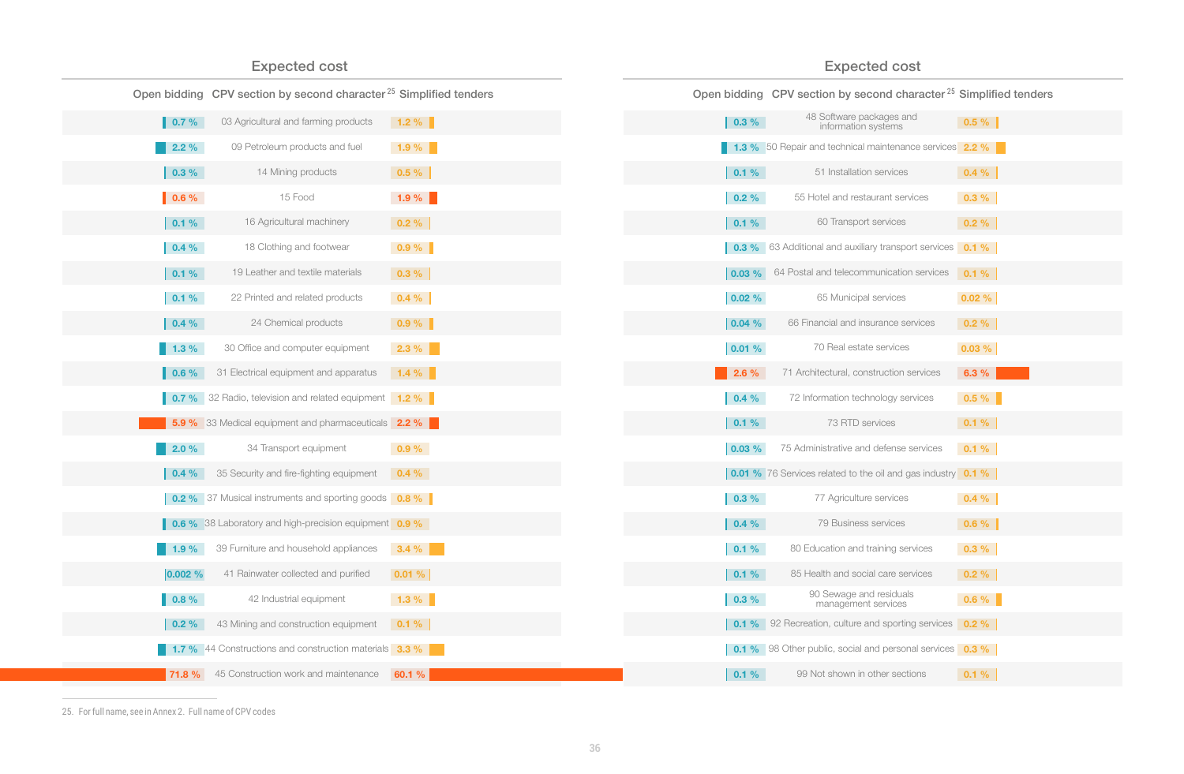## Expected cost

| Open bidding | CPV section by second character[25] | Simplified tenders |
|---|---|---|
| 0.7 % | 03 Agricultural and farming products | 1.2 % |
| 2.2 % | 09 Petroleum products and fuel | 1.9 % |
| 0.3 % | 14 Mining products | 0.5 % |
| 0.6 % | 15 Food | 1.9 % |
| 0.1 % | 16 Agricultural machinery | 0.2 % |
| 0.4 % | 18 Clothing and footwear | 0.9 % |
| 0.1 % | 19 Leather and textile materials | 0.3 % |
| 0.1 % | 22 Printed and related products | 0.4 % |
| 0.4 % | 24 Chemical products | 0.9 % |
| 1.3 % | 30 Office and computer equipment | 2.3 % |
| 0.6 % | 31 Electrical equipment and apparatus | 1.4 % |
| 0.7 % | 32 Radio, television and related equipment | 1.2 % |
| 5.9 % | 33 Medical equipment and pharmaceuticals | 2.2 % |
| 2.0 % | 34 Transport equipment | 0.9 % |
| 0.4 % | 35 Security and fire-fighting equipment | 0.4 % |
| 0.2 % | 37 Musical instruments and sporting goods | 0.8 % |
| 0.6 % | 38 Laboratory and high-precision equipment | 0.9 % |
| 1.9 % | 39 Furniture and household appliances | 3.4 % |
| 0.002 % | 41 Rainwater collected and purified | 0.01 % |
| 0.8 % | 42 Industrial equipment | 1.3 % |
| 0.2 % | 43 Mining and construction equipment | 0.1 % |
| 1.7 % | 44 Constructions and construction materials | 3.3 % |
| 71.8 % | 45 Construction work and maintenance | 60.1 % |

## Expected cost

| Open bidding | CPV section by second character[25] | Simplified tenders |
|---|---|---|
| 0.3 % | 48 Software packages and information systems | 0.5 % |
| 1.3 % | 50 Repair and technical maintenance services | 2.2 % |
| 0.1 % | 51 Installation services | 0.4 % |
| 0.2 % | 55 Hotel and restaurant services | 0.3 % |
| 0.1 % | 60 Transport services | 0.2 % |
| 0.3 % | 63 Additional and auxiliary transport services | 0.1 % |
| 0.03 % | 64 Postal and telecommunication services | 0.1 % |
| 0.02 % | 65 Municipal services | 0.02 % |
| 0.04 % | 66 Financial and insurance services | 0.2 % |
| 0.01 % | 70 Real estate services | 0.03 % |
| 2.6 % | 71 Architectural, construction services | 6.3 % |
| 0.4 % | 72 Information technology services | 0.5 % |
| 0.1 % | 73 RTD services | 0.1 % |
| 0.03 % | 75 Administrative and defense services | 0.1 % |
| 0.01 % | 76 Services related to the oil and gas industry | 0.1 % |
| 0.3 % | 77 Agriculture services | 0.4 % |
| 0.4 % | 79 Business services | 0.6 % |
| 0.1 % | 80 Education and training services | 0.3 % |
| 0.1 % | 85 Health and social care services | 0.2 % |
| 0.3 % | 90 Sewage and residuals management services | 0.6 % |
| 0.1 % | 92 Recreation, culture and sporting services | 0.2 % |
| 0.1 % | 98 Other public, social and personal services | 0.3 % |
| 0.1 % | 99 Not shown in other sections | 0.1 % |

25. For full name, see in Annex 2. Full name of CPV codes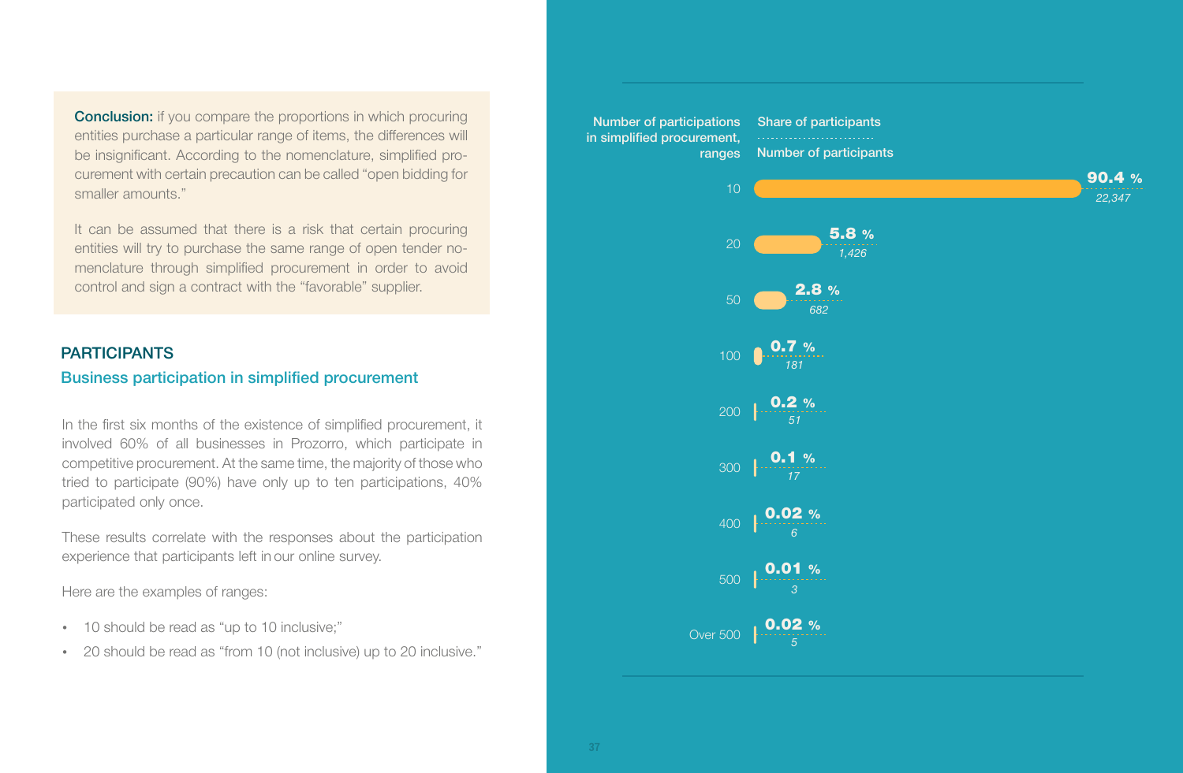**Conclusion:** if you compare the proportions in which procuring entities purchase a particular range of items, the differences will be insignificant. According to the nomenclature, simplified procurement with certain precaution can be called "open bidding for smaller amounts."

It can be assumed that there is a risk that certain procuring entities will try to purchase the same range of open tender nomenclature through simplified procurement in order to avoid control and sign a contract with the "favorable" supplier.

## PARTICIPANTS

### Business participation in simplified procurement

In the first six months of the existence of simplified procurement, it involved 60% of all businesses in Prozorro, which participate in competitive procurement. At the same time, the majority of those who tried to participate (90%) have only up to ten participations, 40% participated only once.

These results correlate with the responses about the participation experience that participants left in our online survey.

Here are the examples of ranges:

- 10 should be read as "up to 10 inclusive;"
- 20 should be read as "from 10 (not inclusive) up to 20 inclusive."

| Number of participations in simplified procurement, ranges | Share of participants | Number of participants |
|---|---|---|
| 10 | 90.4 % | 22,347 |
| 20 | 5.8 % | 1,426 |
| 50 | 2.8 % | 682 |
| 100 | 0.7 % | 181 |
| 200 | 0.2 % | 51 |
| 300 | 0.1 % | 17 |
| 400 | 0.02 % | 6 |
| 500 | 0.01 % | 3 |
| Over 500 | 0.02 % | 5 |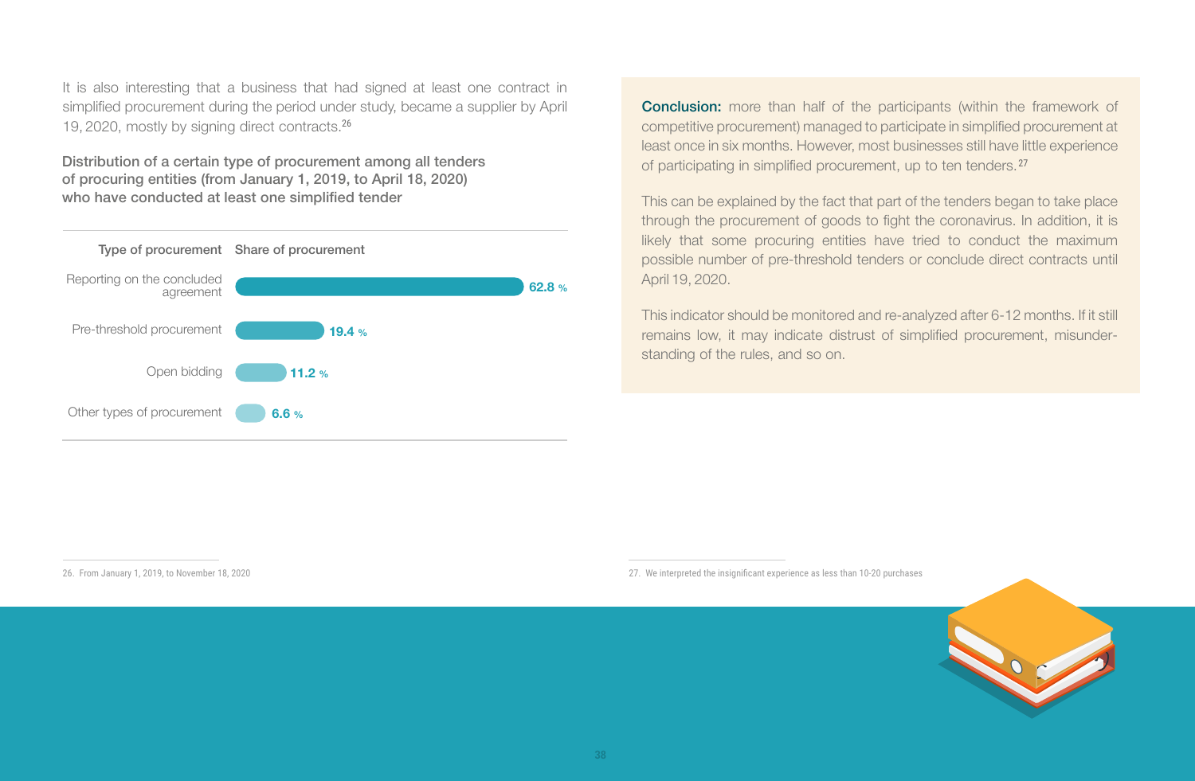It is also interesting that a business that had signed at least one contract in simplified procurement during the period under study, became a supplier by April 19, 2020, mostly by signing direct contracts.[26]

**Distribution of a certain type of procurement among all tenders of procuring entities (from January 1, 2019, to April 18, 2020) who have conducted at least one simplified tender**

| Type of procurement | Share of procurement |
|---|---|
| Reporting on the concluded agreement | 62.8 % |
| Pre-threshold procurement | 19.4 % |
| Open bidding | 11.2 % |
| Other types of procurement | 6.6 % |

**Conclusion:** more than half of the participants (within the framework of competitive procurement) managed to participate in simplified procurement at least once in six months. However, most businesses still have little experience of participating in simplified procurement, up to ten tenders.[27]

This can be explained by the fact that part of the tenders began to take place through the procurement of goods to fight the coronavirus. In addition, it is likely that some procuring entities have tried to conduct the maximum possible number of pre-threshold tenders or conclude direct contracts until April 19, 2020.

This indicator should be monitored and re-analyzed after 6-12 months. If it still remains low, it may indicate distrust of simplified procurement, misunderstanding of the rules, and so on.

26. From January 1, 2019, to November 18, 2020

27. We interpreted the insignificant experience as less than 10-20 purchases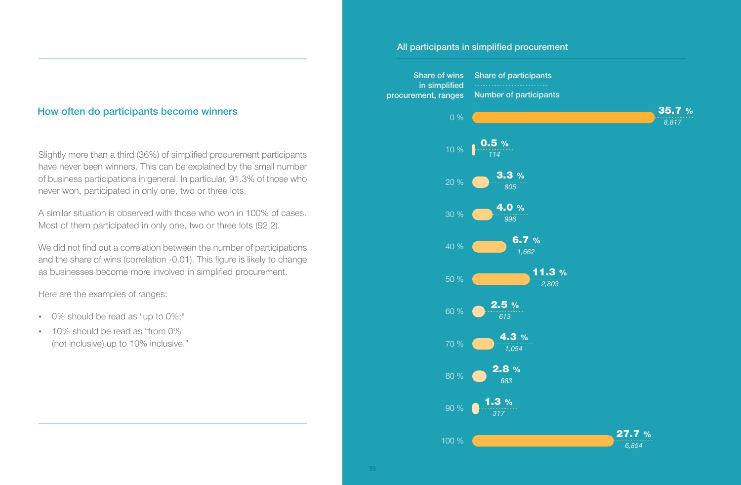## How often do participants become winners

Slightly more than a third (36%) of simplified procurement participants have never been winners. This can be explained by the small number of business participations in general. In particular, 91.3% of those who never won, participated in only one, two or three lots.

A similar situation is observed with those who won in 100% of cases. Most of them participated in only one, two or three lots (92.2).

We did not find out a correlation between the number of participations and the share of wins (correlation -0.01). This figure is likely to change as businesses become more involved in simplified procurement.

Here are the examples of ranges:

- 0% should be read as "up to 0%;"
- 10% should be read as "from 0% (not inclusive) up to 10% inclusive."

### All participants in simplified procurement

| Share of wins in simplified procurement, ranges | Share of participants | Number of participants |
|---|---|---|
| 0 % | 35.7 % | 8,817 |
| 10 % | 0.5 % | 114 |
| 20 % | 3.3 % | 805 |
| 30 % | 4.0 % | 996 |
| 40 % | 6.7 % | 1,662 |
| 50 % | 11.3 % | 2,803 |
| 60 % | 2.5 % | 613 |
| 70 % | 4.3 % | 1,054 |
| 80 % | 2.8 % | 683 |
| 90 % | 1.3 % | 317 |
| 100 % | 27.7 % | 6,854 |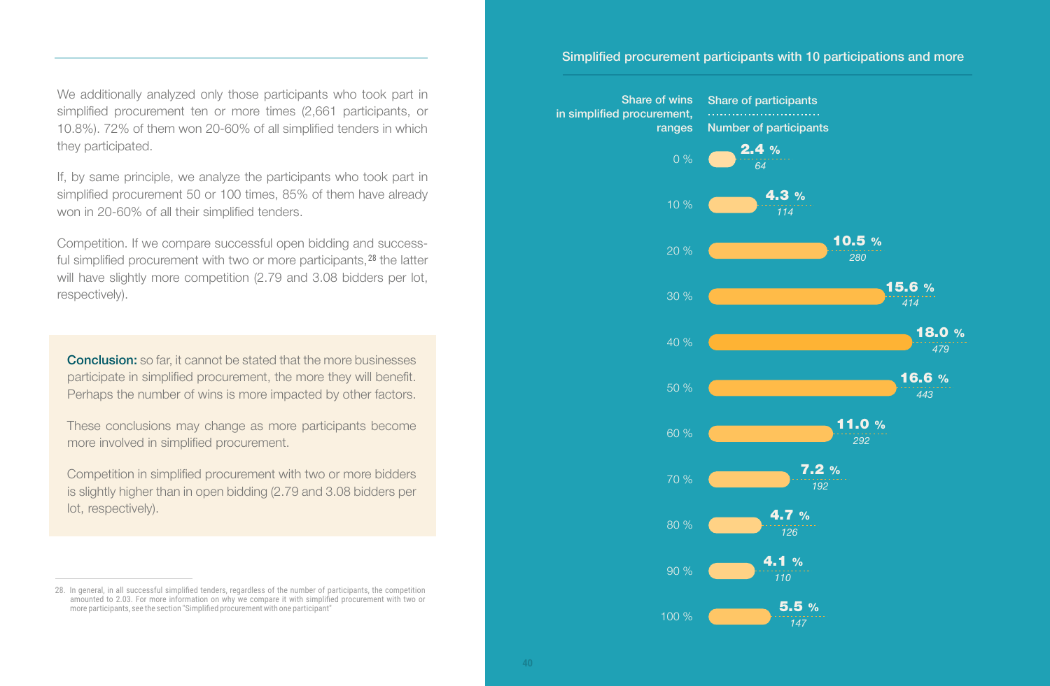We additionally analyzed only those participants who took part in simplified procurement ten or more times (2,661 participants, or 10.8%). 72% of them won 20-60% of all simplified tenders in which they participated.

If, by same principle, we analyze the participants who took part in simplified procurement 50 or 100 times, 85% of them have already won in 20-60% of all their simplified tenders.

Competition. If we compare successful open bidding and successful simplified procurement with two or more participants,[28] the latter will have slightly more competition (2.79 and 3.08 bidders per lot, respectively).

**Conclusion:** so far, it cannot be stated that the more businesses participate in simplified procurement, the more they will benefit. Perhaps the number of wins is more impacted by other factors.

These conclusions may change as more participants become more involved in simplified procurement.

Competition in simplified procurement with two or more bidders is slightly higher than in open bidding (2.79 and 3.08 bidders per lot, respectively).

28. In general, in all successful simplified tenders, regardless of the number of participants, the competition amounted to 2.03. For more information on why we compare it with simplified procurement with two or more participants, see the section "Simplified procurement with one participant"

## Simplified procurement participants with 10 participations and more

| Share of wins in simplified procurement, ranges | Share of participants | Number of participants |
|---|---|---|
| 0 % | 2.4 % | 64 |
| 10 % | 4.3 % | 114 |
| 20 % | 10.5 % | 280 |
| 30 % | 15.6 % | 414 |
| 40 % | 18.0 % | 479 |
| 50 % | 16.6 % | 443 |
| 60 % | 11.0 % | 292 |
| 70 % | 7.2 % | 192 |
| 80 % | 4.7 % | 126 |
| 90 % | 4.1 % | 110 |
| 100 % | 5.5 % | 147 |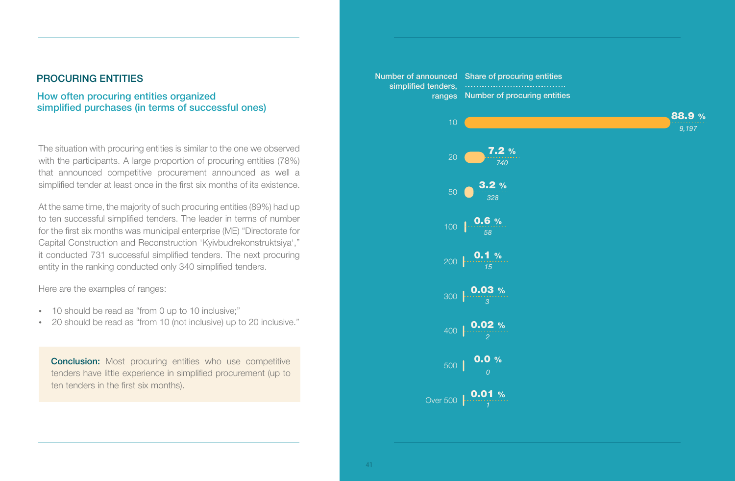## PROCURING ENTITIES

### How often procuring entities organized simplified purchases (in terms of successful ones)

The situation with procuring entities is similar to the one we observed with the participants. A large proportion of procuring entities (78%) that announced competitive procurement announced as well a simplified tender at least once in the first six months of its existence.

At the same time, the majority of such procuring entities (89%) had up to ten successful simplified tenders. The leader in terms of number for the first six months was municipal enterprise (ME) "Directorate for Capital Construction and Reconstruction 'Kyivbudrekonstruktsiya'," it conducted 731 successful simplified tenders. The next procuring entity in the ranking conducted only 340 simplified tenders.

Here are the examples of ranges:

- 10 should be read as "from 0 up to 10 inclusive;"
- 20 should be read as "from 10 (not inclusive) up to 20 inclusive."

**Conclusion:** Most procuring entities who use competitive tenders have little experience in simplified procurement (up to ten tenders in the first six months).

| Number of announced simplified tenders, ranges | Share of procuring entities | Number of procuring entities |
|---|---|---|
| 10 | 88.9 % | 9,197 |
| 20 | 7.2 % | 740 |
| 50 | 3.2 % | 328 |
| 100 | 0.6 % | 58 |
| 200 | 0.1 % | 15 |
| 300 | 0.03 % | 3 |
| 400 | 0.02 % | 2 |
| 500 | 0.0 % | 0 |
| Over 500 | 0.01 % | 1 |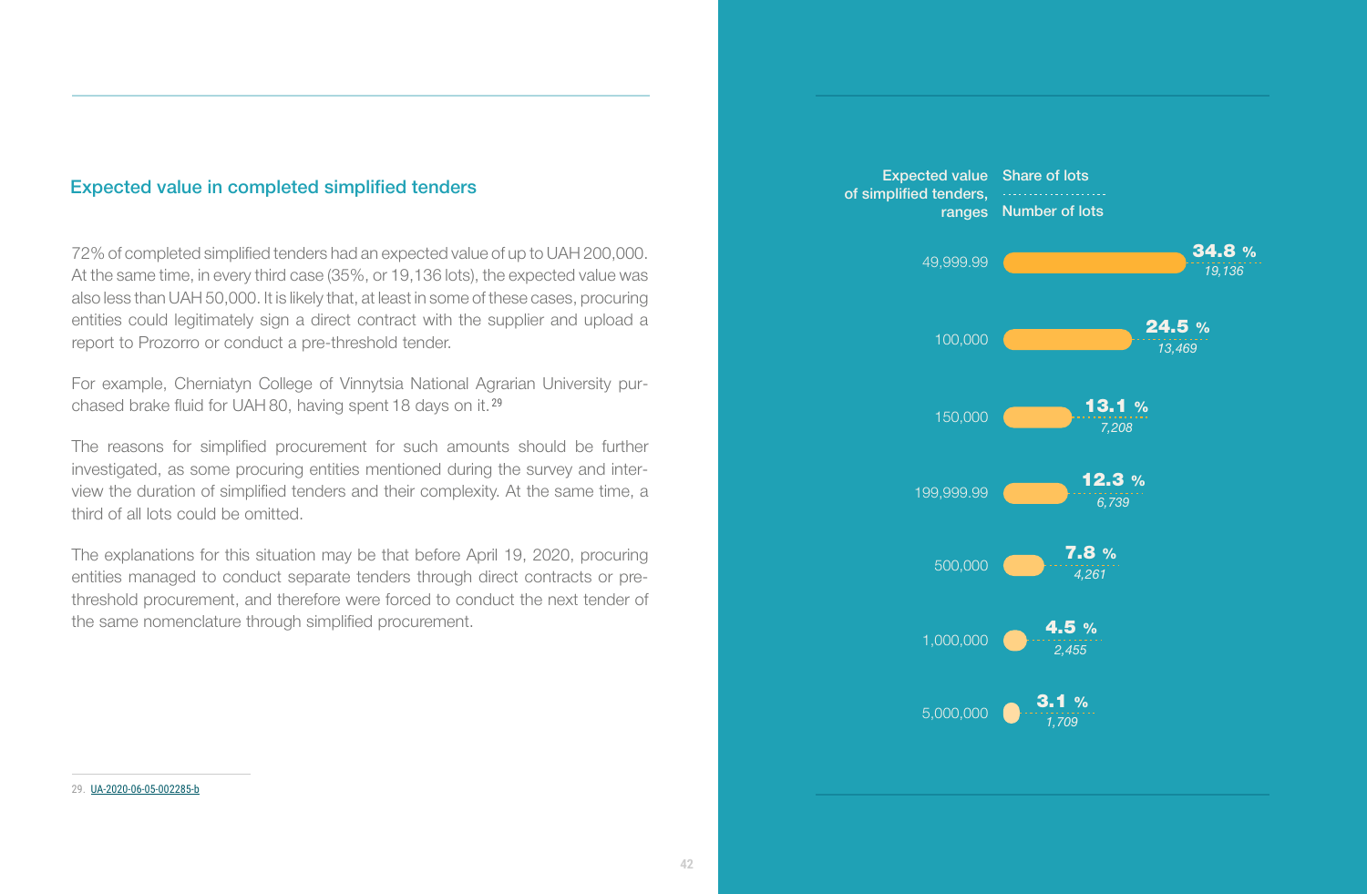## Expected value in completed simplified tenders

72% of completed simplified tenders had an expected value of up to UAH 200,000. At the same time, in every third case (35%, or 19,136 lots), the expected value was also less than UAH 50,000. It is likely that, at least in some of these cases, procuring entities could legitimately sign a direct contract with the supplier and upload a report to Prozorro or conduct a pre-threshold tender.

For example, Cherniatyn College of Vinnytsia National Agrarian University purchased brake fluid for UAH 80, having spent 18 days on it.[29]

The reasons for simplified procurement for such amounts should be further investigated, as some procuring entities mentioned during the survey and interview the duration of simplified tenders and their complexity. At the same time, a third of all lots could be omitted.

The explanations for this situation may be that before April 19, 2020, procuring entities managed to conduct separate tenders through direct contracts or pre-threshold procurement, and therefore were forced to conduct the next tender of the same nomenclature through simplified procurement.

| Expected value of simplified tenders, ranges | Share of lots | Number of lots |
|---|---|---|
| 49,999.99 | 34.8 % | 19,136 |
| 100,000 | 24.5 % | 13,469 |
| 150,000 | 13.1 % | 7,208 |
| 199,999.99 | 12.3 % | 6,739 |
| 500,000 | 7.8 % | 4,261 |
| 1,000,000 | 4.5 % | 2,455 |
| 5,000,000 | 3.1 % | 1,709 |

29. UA-2020-06-05-002285-b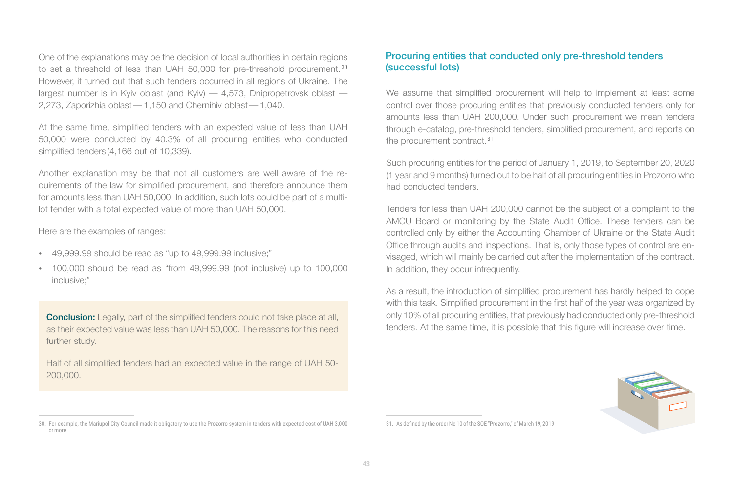One of the explanations may be the decision of local authorities in certain regions to set a threshold of less than UAH 50,000 for pre-threshold procurement.[30] However, it turned out that such tenders occurred in all regions of Ukraine. The largest number is in Kyiv oblast (and Kyiv) — 4,573, Dnipropetrovsk oblast — 2,273, Zaporizhia oblast — 1,150 and Chernihiv oblast — 1,040.

At the same time, simplified tenders with an expected value of less than UAH 50,000 were conducted by 40.3% of all procuring entities who conducted simplified tenders (4,166 out of 10,339).

Another explanation may be that not all customers are well aware of the requirements of the law for simplified procurement, and therefore announce them for amounts less than UAH 50,000. In addition, such lots could be part of a multi-lot tender with a total expected value of more than UAH 50,000.

Here are the examples of ranges:

- 49,999.99 should be read as "up to 49,999.99 inclusive;"
- 100,000 should be read as "from 49,999.99 (not inclusive) up to 100,000 inclusive;"

**Conclusion:** Legally, part of the simplified tenders could not take place at all, as their expected value was less than UAH 50,000. The reasons for this need further study.

Half of all simplified tenders had an expected value in the range of UAH 50-200,000.

30. For example, the Mariupol City Council made it obligatory to use the Prozorro system in tenders with expected cost of UAH 3,000 or more

## Procuring entities that conducted only pre-threshold tenders (successful lots)

We assume that simplified procurement will help to implement at least some control over those procuring entities that previously conducted tenders only for amounts less than UAH 200,000. Under such procurement we mean tenders through e-catalog, pre-threshold tenders, simplified procurement, and reports on the procurement contract.[31]

Such procuring entities for the period of January 1, 2019, to September 20, 2020 (1 year and 9 months) turned out to be half of all procuring entities in Prozorro who had conducted tenders.

Tenders for less than UAH 200,000 cannot be the subject of a complaint to the AMCU Board or monitoring by the State Audit Office. These tenders can be controlled only by either the Accounting Chamber of Ukraine or the State Audit Office through audits and inspections. That is, only those types of control are envisaged, which will mainly be carried out after the implementation of the contract. In addition, they occur infrequently.

As a result, the introduction of simplified procurement has hardly helped to cope with this task. Simplified procurement in the first half of the year was organized by only 10% of all procuring entities, that previously had conducted only pre-threshold tenders. At the same time, it is possible that this figure will increase over time.

31. As defined by the order No 10 of the SOE "Prozorro," of March 19, 2019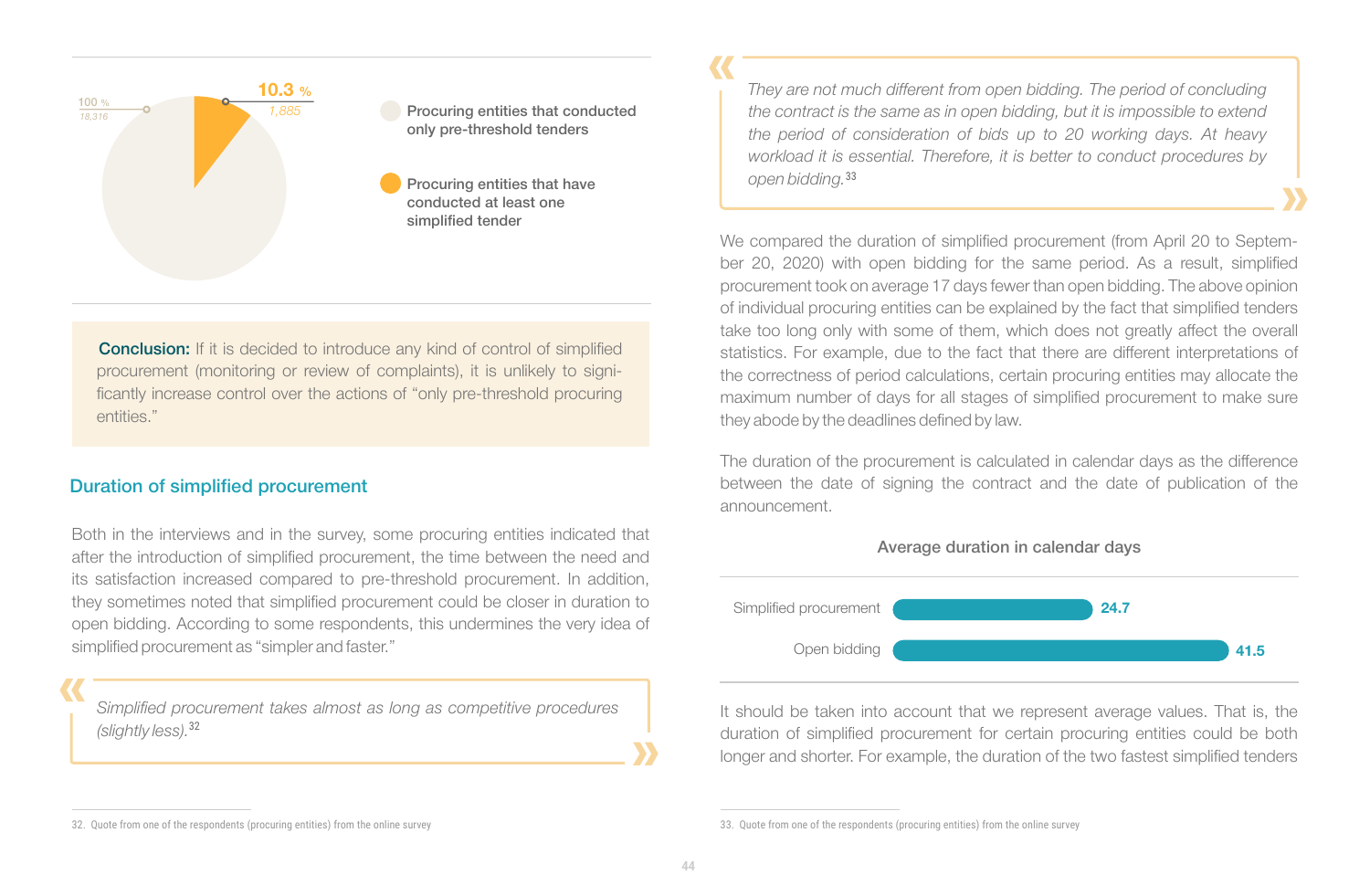100 % 18,316

10.3 % 1,885

- Procuring entities that conducted only pre-threshold tenders
- Procuring entities that have conducted at least one simplified tender

**Conclusion:** If it is decided to introduce any kind of control of simplified procurement (monitoring or review of complaints), it is unlikely to significantly increase control over the actions of "only pre-threshold procuring entities."

## Duration of simplified procurement

Both in the interviews and in the survey, some procuring entities indicated that after the introduction of simplified procurement, the time between the need and its satisfaction increased compared to pre-threshold procurement. In addition, they sometimes noted that simplified procurement could be closer in duration to open bidding. According to some respondents, this undermines the very idea of simplified procurement as "simpler and faster."

> *Simplified procurement takes almost as long as competitive procedures (slightly less).*[32]

> *They are not much different from open bidding. The period of concluding the contract is the same as in open bidding, but it is impossible to extend the period of consideration of bids up to 20 working days. At heavy workload it is essential. Therefore, it is better to conduct procedures by open bidding.*[33]

We compared the duration of simplified procurement (from April 20 to September 20, 2020) with open bidding for the same period. As a result, simplified procurement took on average 17 days fewer than open bidding. The above opinion of individual procuring entities can be explained by the fact that simplified tenders take too long only with some of them, which does not greatly affect the overall statistics. For example, due to the fact that there are different interpretations of the correctness of period calculations, certain procuring entities may allocate the maximum number of days for all stages of simplified procurement to make sure they abode by the deadlines defined by law.

The duration of the procurement is calculated in calendar days as the difference between the date of signing the contract and the date of publication of the announcement.

**Average duration in calendar days**

| | Days |
|---|---|
| Simplified procurement | 24.7 |
| Open bidding | 41.5 |

It should be taken into account that we represent average values. That is, the duration of simplified procurement for certain procuring entities could be both longer and shorter. For example, the duration of the two fastest simplified tenders

32. Quote from one of the respondents (procuring entities) from the online survey

33. Quote from one of the respondents (procuring entities) from the online survey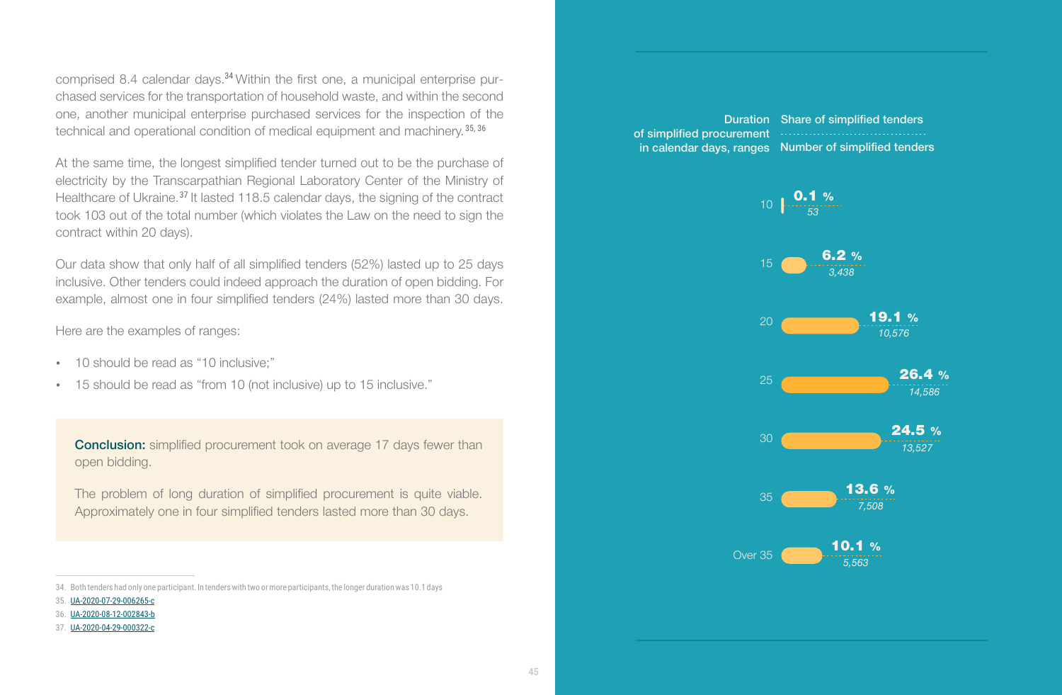comprised 8.4 calendar days.[34] Within the first one, a municipal enterprise purchased services for the transportation of household waste, and within the second one, another municipal enterprise purchased services for the inspection of the technical and operational condition of medical equipment and machinery.[35, 36]

At the same time, the longest simplified tender turned out to be the purchase of electricity by the Transcarpathian Regional Laboratory Center of the Ministry of Healthcare of Ukraine.[37] It lasted 118.5 calendar days, the signing of the contract took 103 out of the total number (which violates the Law on the need to sign the contract within 20 days).

Our data show that only half of all simplified tenders (52%) lasted up to 25 days inclusive. Other tenders could indeed approach the duration of open bidding. For example, almost one in four simplified tenders (24%) lasted more than 30 days.

Here are the examples of ranges:

- 10 should be read as "10 inclusive;"
- 15 should be read as "from 10 (not inclusive) up to 15 inclusive."

**Conclusion:** simplified procurement took on average 17 days fewer than open bidding.

The problem of long duration of simplified procurement is quite viable. Approximately one in four simplified tenders lasted more than 30 days.

| Duration of simplified procurement in calendar days, ranges | Share of simplified tenders | Number of simplified tenders |
|---|---|---|
| 10 | 0.1 % | 53 |
| 15 | 6.2 % | 3,438 |
| 20 | 19.1 % | 10,576 |
| 25 | 26.4 % | 14,586 |
| 30 | 24.5 % | 13,527 |
| 35 | 13.6 % | 7,508 |
| Over 35 | 10.1 % | 5,563 |

34. Both tenders had only one participant. In tenders with two or more participants, the longer duration was 10.1 days

35. UA-2020-07-29-006265-c

36. UA-2020-08-12-002843-b

37. UA-2020-04-29-000322-c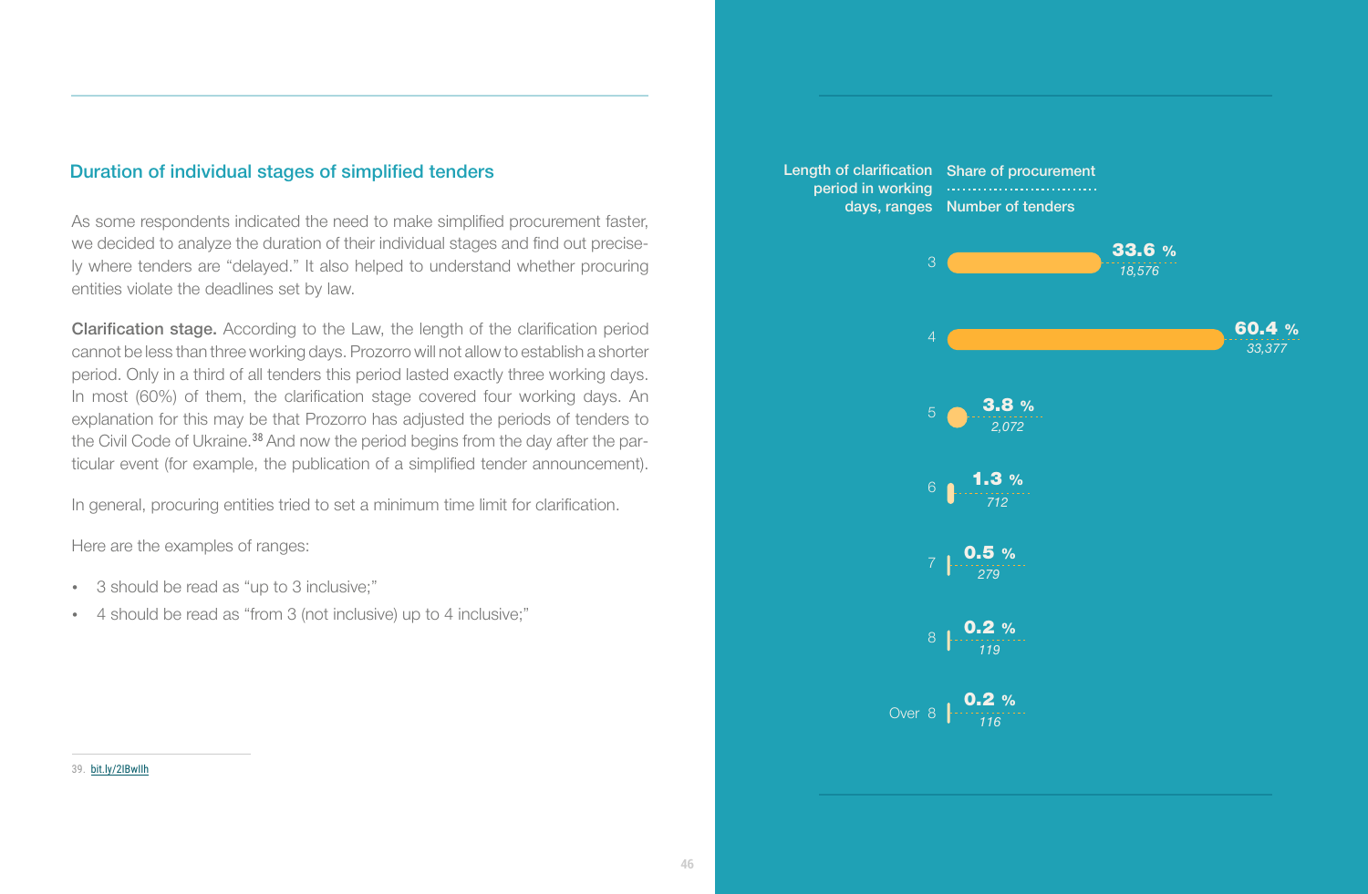## Duration of individual stages of simplified tenders

As some respondents indicated the need to make simplified procurement faster, we decided to analyze the duration of their individual stages and find out precisely where tenders are "delayed." It also helped to understand whether procuring entities violate the deadlines set by law.

**Clarification stage.** According to the Law, the length of the clarification period cannot be less than three working days. Prozorro will not allow to establish a shorter period. Only in a third of all tenders this period lasted exactly three working days. In most (60%) of them, the clarification stage covered four working days. An explanation for this may be that Prozorro has adjusted the periods of tenders to the Civil Code of Ukraine.[38] And now the period begins from the day after the particular event (for example, the publication of a simplified tender announcement).

In general, procuring entities tried to set a minimum time limit for clarification.

Here are the examples of ranges:

- 3 should be read as "up to 3 inclusive;"
- 4 should be read as "from 3 (not inclusive) up to 4 inclusive;"

39. bit.ly/2IBwIlh

| Length of clarification period in working days, ranges | Share of procurement | Number of tenders |
|---|---|---|
| 3 | 33.6 % | 18,576 |
| 4 | 60.4 % | 33,377 |
| 5 | 3.8 % | 2,072 |
| 6 | 1.3 % | 712 |
| 7 | 0.5 % | 279 |
| 8 | 0.2 % | 119 |
| Over 8 | 0.2 % | 116 |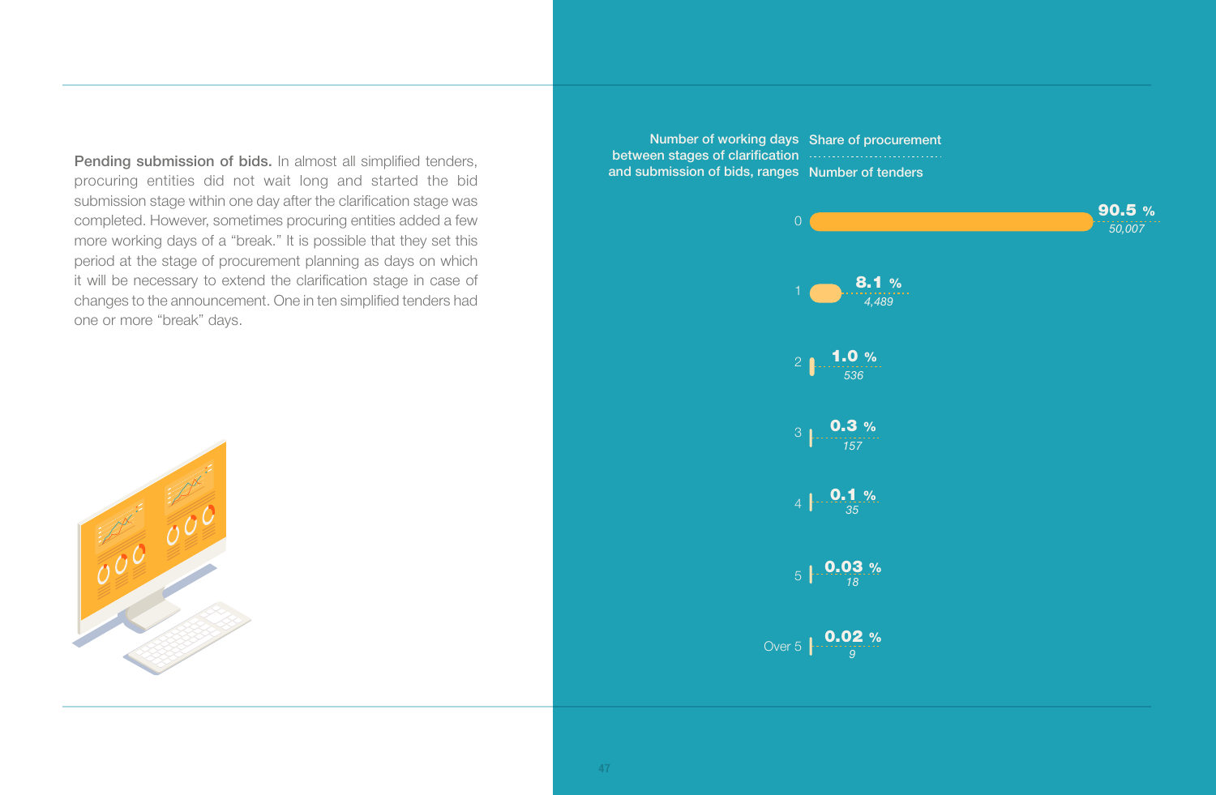**Pending submission of bids.** In almost all simplified tenders, procuring entities did not wait long and started the bid submission stage within one day after the clarification stage was completed. However, sometimes procuring entities added a few more working days of a "break." It is possible that they set this period at the stage of procurement planning as days on which it will be necessary to extend the clarification stage in case of changes to the announcement. One in ten simplified tenders had one or more "break" days.

| Number of working days between stages of clarification and submission of bids, ranges | Share of procurement | Number of tenders |
|---|---|---|
| 0 | 90.5 % | 50,007 |
| 1 | 8.1 % | 4,489 |
| 2 | 1.0 % | 536 |
| 3 | 0.3 % | 157 |
| 4 | 0.1 % | 35 |
| 5 | 0.03 % | 18 |
| Over 5 | 0.02 % | 9 |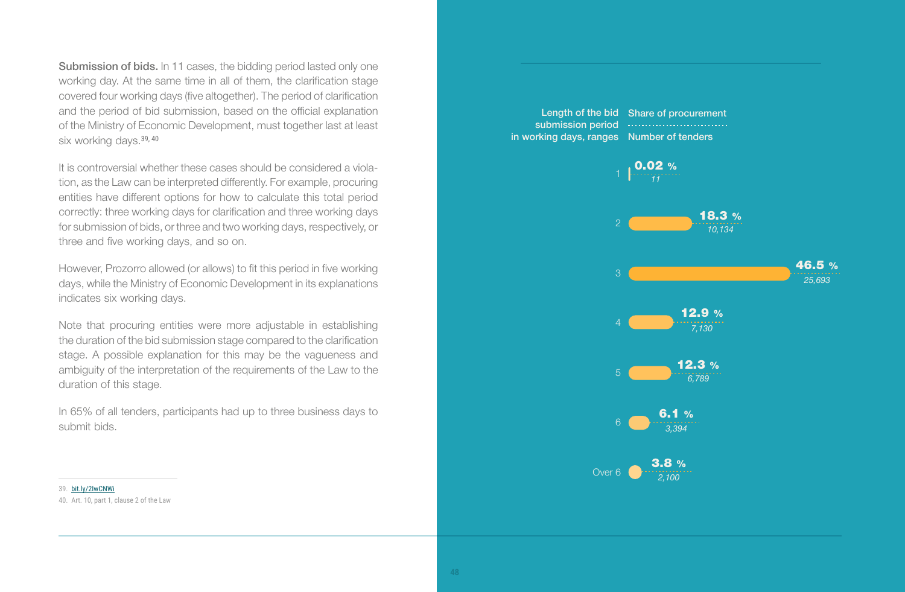**Submission of bids.** In 11 cases, the bidding period lasted only one working day. At the same time in all of them, the clarification stage covered four working days (five altogether). The period of clarification and the period of bid submission, based on the official explanation of the Ministry of Economic Development, must together last at least six working days.[39, 40]

It is controversial whether these cases should be considered a violation, as the Law can be interpreted differently. For example, procuring entities have different options for how to calculate this total period correctly: three working days for clarification and three working days for submission of bids, or three and two working days, respectively, or three and five working days, and so on.

However, Prozorro allowed (or allows) to fit this period in five working days, while the Ministry of Economic Development in its explanations indicates six working days.

Note that procuring entities were more adjustable in establishing the duration of the bid submission stage compared to the clarification stage. A possible explanation for this may be the vagueness and ambiguity of the interpretation of the requirements of the Law to the duration of this stage.

In 65% of all tenders, participants had up to three business days to submit bids.

| Length of the bid submission period in working days, ranges | Share of procurement | Number of tenders |
|---|---|---|
| 1 | 0.02 % | 11 |
| 2 | 18.3 % | 10,134 |
| 3 | 46.5 % | 25,693 |
| 4 | 12.9 % | 7,130 |
| 5 | 12.3 % | 6,789 |
| 6 | 6.1 % | 3,394 |
| Over 6 | 3.8 % | 2,100 |

39. bit.ly/2IwCNWi
40. Art. 10, part 1, clause 2 of the Law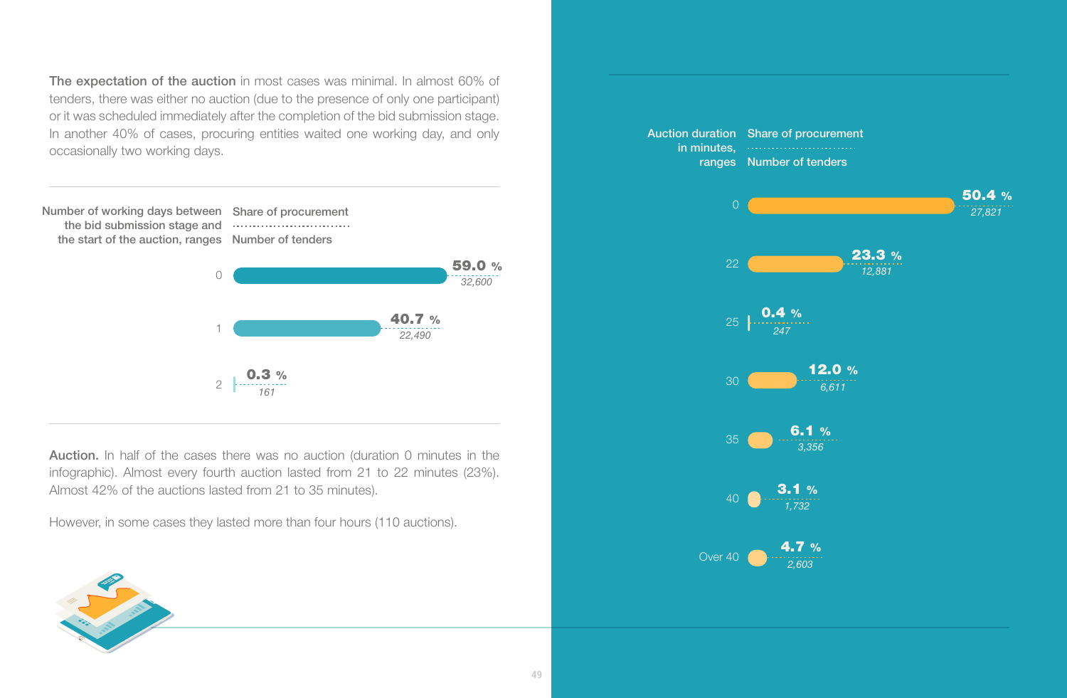**The expectation of the auction** in most cases was minimal. In almost 60% of tenders, there was either no auction (due to the presence of only one participant) or it was scheduled immediately after the completion of the bid submission stage. In another 40% of cases, procuring entities waited one working day, and only occasionally two working days.

| Number of working days between the bid submission stage and the start of the auction, ranges | Share of procurement | Number of tenders |
|---|---|---|
| 0 | 59.0 % | 32,600 |
| 1 | 40.7 % | 22,490 |
| 2 | 0.3 % | 161 |

**Auction.** In half of the cases there was no auction (duration 0 minutes in the infographic). Almost every fourth auction lasted from 21 to 22 minutes (23%). Almost 42% of the auctions lasted from 21 to 35 minutes).

However, in some cases they lasted more than four hours (110 auctions).

| Auction duration in minutes, ranges | Share of procurement | Number of tenders |
|---|---|---|
| 0 | 50.4 % | 27,821 |
| 22 | 23.3 % | 12,881 |
| 25 | 0.4 % | 247 |
| 30 | 12.0 % | 6,611 |
| 35 | 6.1 % | 3,356 |
| 40 | 3.1 % | 1,732 |
| Over 40 | 4.7 % | 2,603 |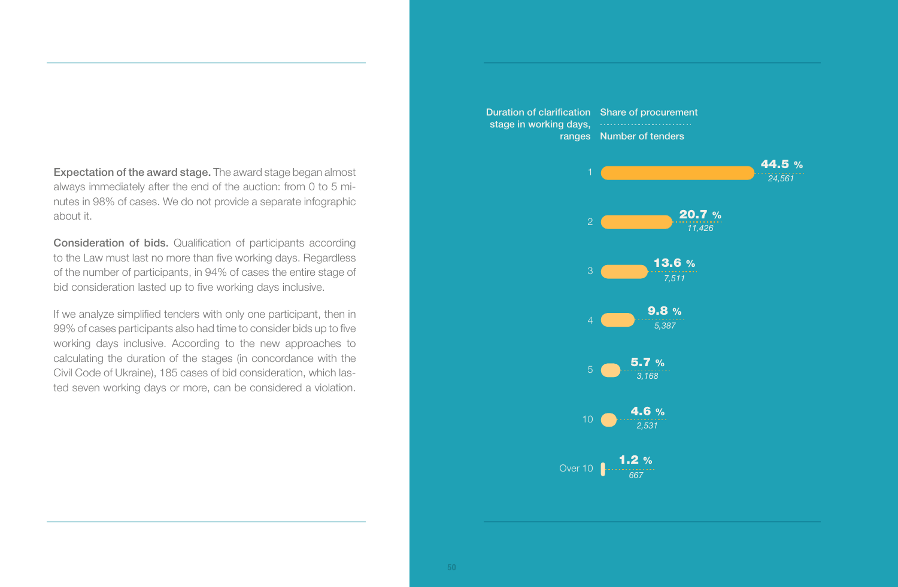**Expectation of the award stage.** The award stage began almost always immediately after the end of the auction: from 0 to 5 minutes in 98% of cases. We do not provide a separate infographic about it.

**Consideration of bids.** Qualification of participants according to the Law must last no more than five working days. Regardless of the number of participants, in 94% of cases the entire stage of bid consideration lasted up to five working days inclusive.

If we analyze simplified tenders with only one participant, then in 99% of cases participants also had time to consider bids up to five working days inclusive. According to the new approaches to calculating the duration of the stages (in concordance with the Civil Code of Ukraine), 185 cases of bid consideration, which lasted seven working days or more, can be considered a violation.

| Duration of clarification stage in working days, ranges | Share of procurement | Number of tenders |
|---|---|---|
| 1 | 44.5 % | 24,561 |
| 2 | 20.7 % | 11,426 |
| 3 | 13.6 % | 7,511 |
| 4 | 9.8 % | 5,387 |
| 5 | 5.7 % | 3,168 |
| 10 | 4.6 % | 2,531 |
| Over 10 | 1.2 % | 667 |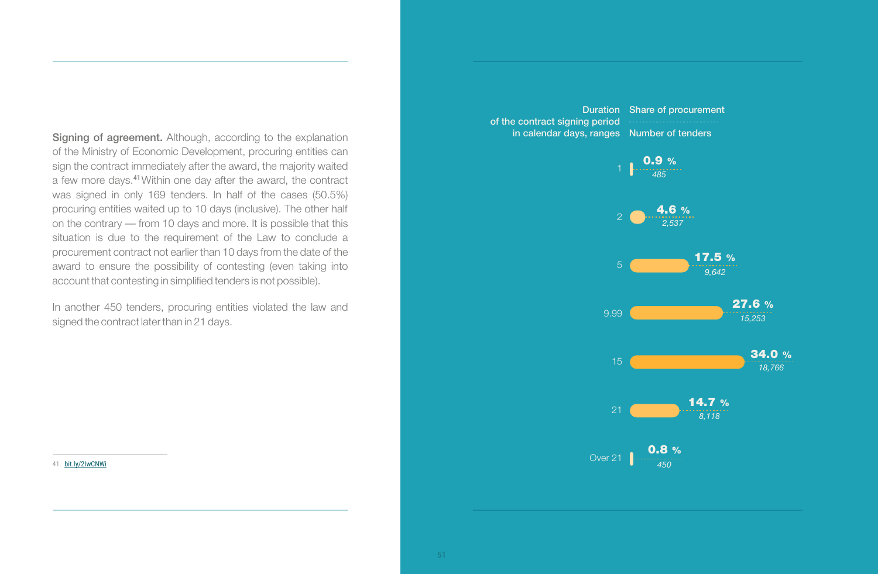**Signing of agreement.** Although, according to the explanation of the Ministry of Economic Development, procuring entities can sign the contract immediately after the award, the majority waited a few more days.[41] Within one day after the award, the contract was signed in only 169 tenders. In half of the cases (50.5%) procuring entities waited up to 10 days (inclusive). The other half on the contrary — from 10 days and more. It is possible that this situation is due to the requirement of the Law to conclude a procurement contract not earlier than 10 days from the date of the award to ensure the possibility of contesting (even taking into account that contesting in simplified tenders is not possible).

In another 450 tenders, procuring entities violated the law and signed the contract later than in 21 days.

41. bit.ly/2IwCNWi

| Duration of the contract signing period in calendar days, ranges | Share of procurement | Number of tenders |
|---|---|---|
| 1 | 0.9 % | 485 |
| 2 | 4.6 % | 2,537 |
| 5 | 17.5 % | 9,642 |
| 9.99 | 27.6 % | 15,253 |
| 15 | 34.0 % | 18,766 |
| 21 | 14.7 % | 8,118 |
| Over 21 | 0.8 % | 450 |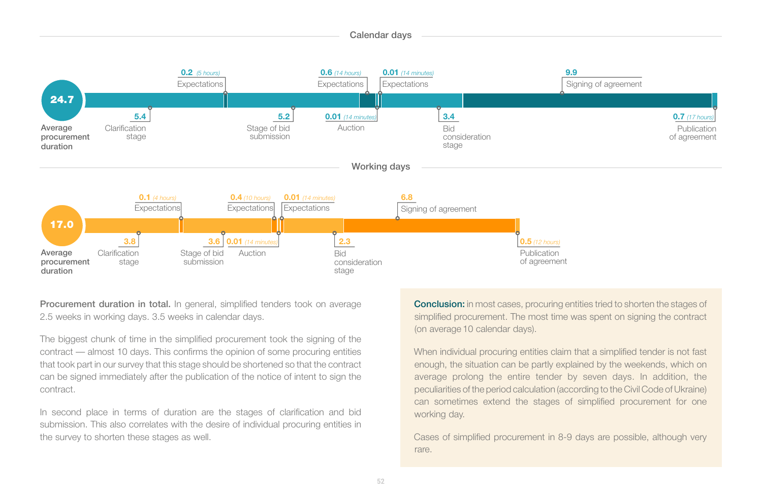## Calendar days

**24.7** Average procurement duration

| Stage | Duration |
|---|---|
| Clarification stage | 5.4 |
| Expectations | 0.2 *(5 hours)* |
| Stage of bid submission | 5.2 |
| Expectations | 0.6 *(14 hours)* |
| Auction | 0.01 *(14 minutes)* |
| Expectations | 0.01 *(14 minutes)* |
| Bid consideration stage | 3.4 |
| Signing of agreement | 9.9 |
| Publication of agreement | 0.7 *(17 hours)* |

## Working days

**17.0** Average procurement duration

| Stage | Duration |
|---|---|
| Clarification stage | 3.8 |
| Expectations | 0.1 *(4 hours)* |
| Stage of bid submission | 3.6 |
| Expectations | 0.4 *(10 hours)* |
| Auction | 0.01 *(14 minutes)* |
| Expectations | 0.01 *(14 minutes)* |
| Bid consideration stage | 2.3 |
| Signing of agreement | 6.8 |
| Publication of agreement | 0.5 *(12 hours)* |

**Procurement duration in total.** In general, simplified tenders took on average 2.5 weeks in working days. 3.5 weeks in calendar days.

The biggest chunk of time in the simplified procurement took the signing of the contract — almost 10 days. This confirms the opinion of some procuring entities that took part in our survey that this stage should be shortened so that the contract can be signed immediately after the publication of the notice of intent to sign the contract.

In second place in terms of duration are the stages of clarification and bid submission. This also correlates with the desire of individual procuring entities in the survey to shorten these stages as well.

**Conclusion:** in most cases, procuring entities tried to shorten the stages of simplified procurement. The most time was spent on signing the contract (on average 10 calendar days).

When individual procuring entities claim that a simplified tender is not fast enough, the situation can be partly explained by the weekends, which on average prolong the entire tender by seven days. In addition, the peculiarities of the period calculation (according to the Civil Code of Ukraine) can sometimes extend the stages of simplified procurement for one working day.

Cases of simplified procurement in 8-9 days are possible, although very rare.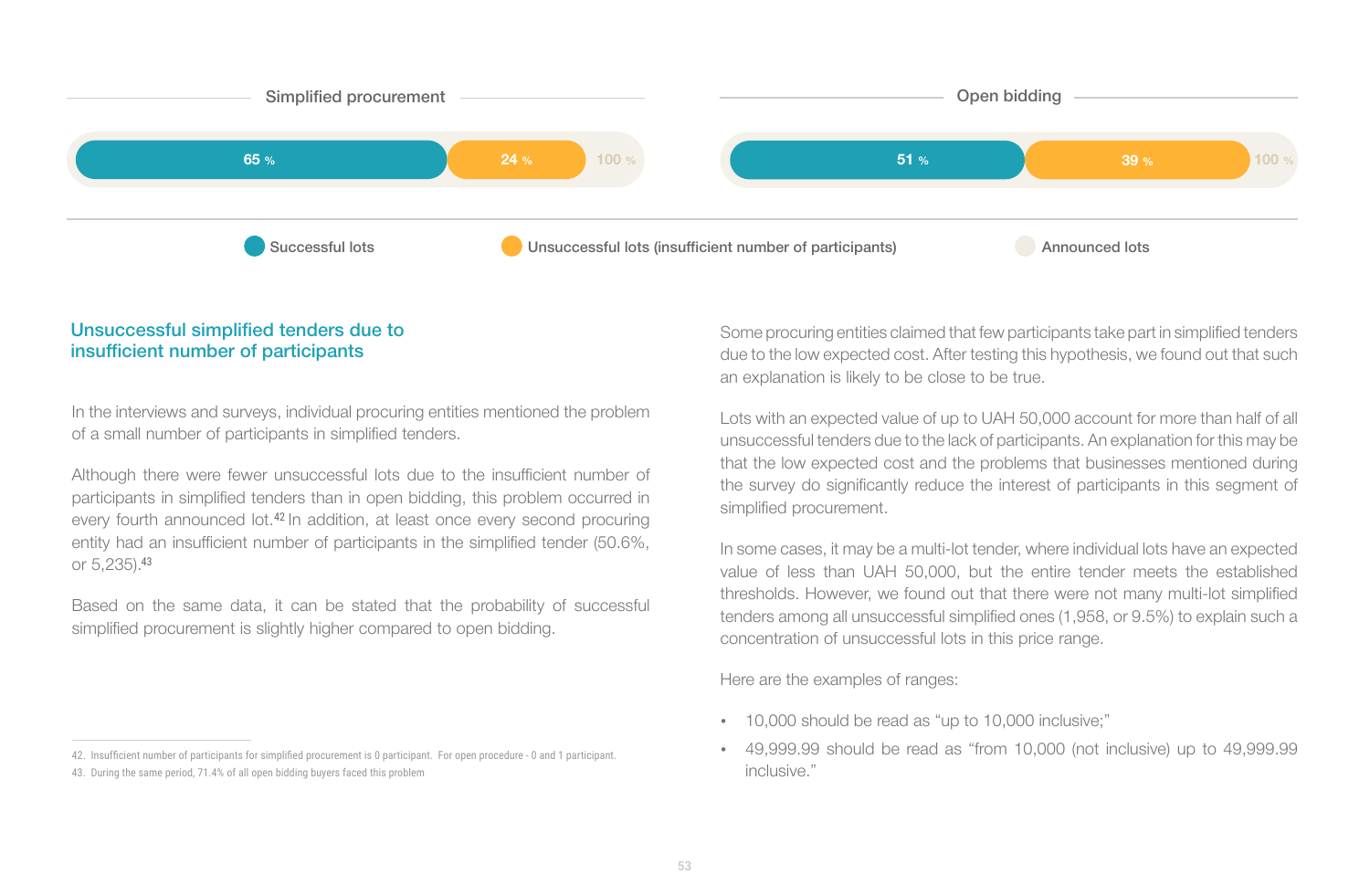| | Successful lots | Unsuccessful lots (insufficient number of participants) | Announced lots |
|---|---|---|---|
| Simplified procurement | 65 % | 24 % | 100 % |
| Open bidding | 51 % | 39 % | 100 % |

## Unsuccessful simplified tenders due to insufficient number of participants

In the interviews and surveys, individual procuring entities mentioned the problem of a small number of participants in simplified tenders.

Although there were fewer unsuccessful lots due to the insufficient number of participants in simplified tenders than in open bidding, this problem occurred in every fourth announced lot.[42] In addition, at least once every second procuring entity had an insufficient number of participants in the simplified tender (50.6%, or 5,235).[43]

Based on the same data, it can be stated that the probability of successful simplified procurement is slightly higher compared to open bidding.

Some procuring entities claimed that few participants take part in simplified tenders due to the low expected cost. After testing this hypothesis, we found out that such an explanation is likely to be close to be true.

Lots with an expected value of up to UAH 50,000 account for more than half of all unsuccessful tenders due to the lack of participants. An explanation for this may be that the low expected cost and the problems that businesses mentioned during the survey do significantly reduce the interest of participants in this segment of simplified procurement.

In some cases, it may be a multi-lot tender, where individual lots have an expected value of less than UAH 50,000, but the entire tender meets the established thresholds. However, we found out that there were not many multi-lot simplified tenders among all unsuccessful simplified ones (1,958, or 9.5%) to explain such a concentration of unsuccessful lots in this price range.

Here are the examples of ranges:

- 10,000 should be read as "up to 10,000 inclusive;"
- 49,999.99 should be read as "from 10,000 (not inclusive) up to 49,999.99 inclusive."

---

42. Insufficient number of participants for simplified procurement is 0 participant. For open procedure - 0 and 1 participant.
43. During the same period, 71.4% of all open bidding buyers faced this problem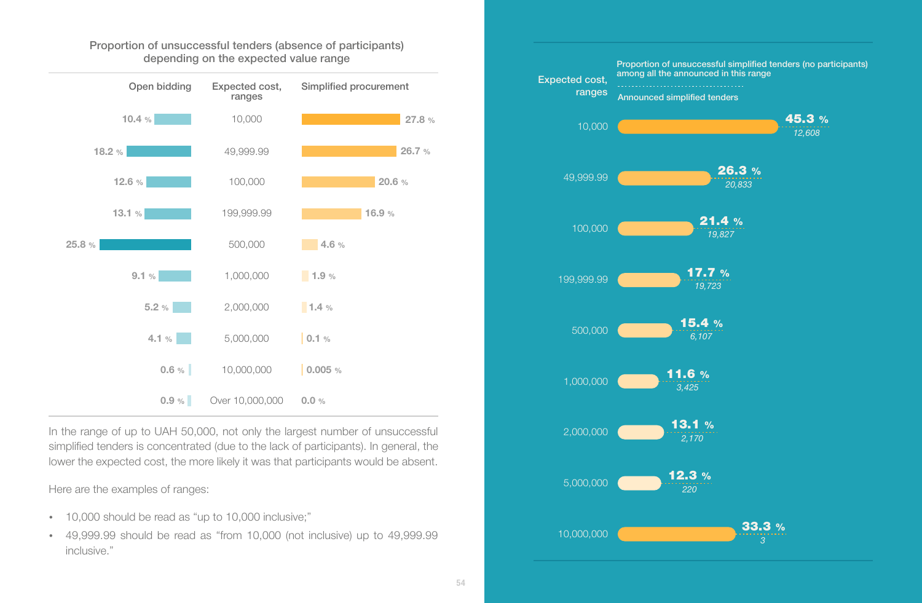## Proportion of unsuccessful tenders (absence of participants) depending on the expected value range

| Open bidding | Expected cost, ranges | Simplified procurement |
|---|---|---|
| 10.4 % | 10,000 | 27.8 % |
| 18.2 % | 49,999.99 | 26.7 % |
| 12.6 % | 100,000 | 20.6 % |
| 13.1 % | 199,999.99 | 16.9 % |
| 25.8 % | 500,000 | 4.6 % |
| 9.1 % | 1,000,000 | 1.9 % |
| 5.2 % | 2,000,000 | 1.4 % |
| 4.1 % | 5,000,000 | 0.1 % |
| 0.6 % | 10,000,000 | 0.005 % |
| 0.9 % | Over 10,000,000 | 0.0 % |

In the range of up to UAH 50,000, not only the largest number of unsuccessful simplified tenders is concentrated (due to the lack of participants). In general, the lower the expected cost, the more likely it was that participants would be absent.

Here are the examples of ranges:

- 10,000 should be read as "up to 10,000 inclusive;"
- 49,999.99 should be read as "from 10,000 (not inclusive) up to 49,999.99 inclusive."

| Expected cost, ranges | Proportion of unsuccessful simplified tenders (no participants) among all the announced in this range | Announced simplified tenders |
|---|---|---|
| 10,000 | 45.3 % | 12,608 |
| 49,999.99 | 26.3 % | 20,833 |
| 100,000 | 21.4 % | 19,827 |
| 199,999.99 | 17.7 % | 19,723 |
| 500,000 | 15.4 % | 6,107 |
| 1,000,000 | 11.6 % | 3,425 |
| 2,000,000 | 13.1 % | 2,170 |
| 5,000,000 | 12.3 % | 220 |
| 10,000,000 | 33.3 % | 3 |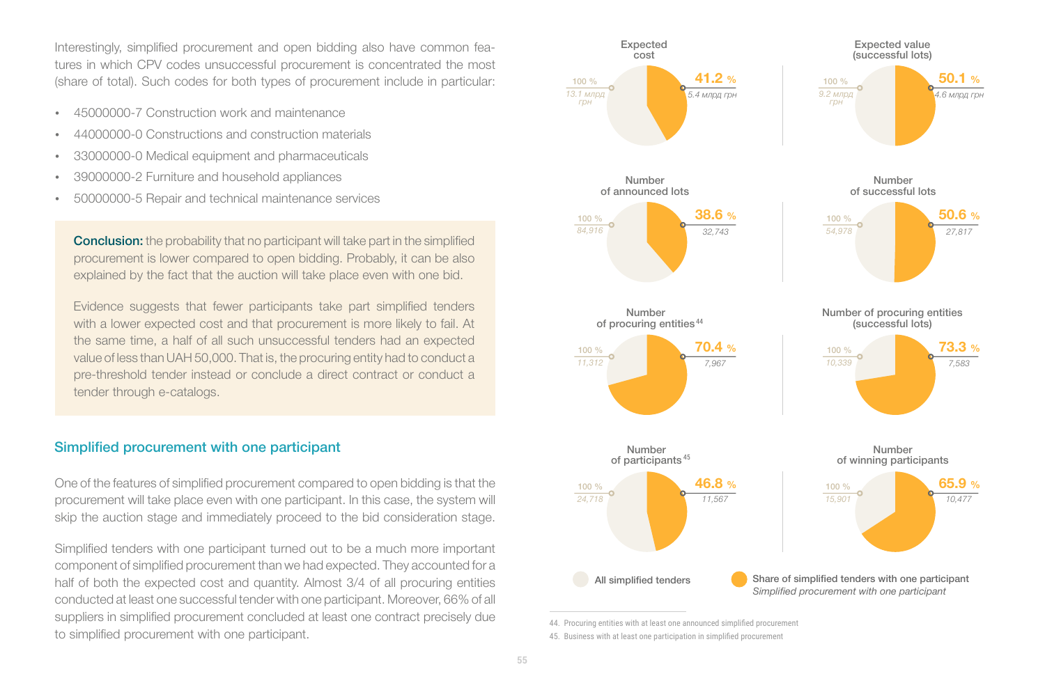Interestingly, simplified procurement and open bidding also have common features in which CPV codes unsuccessful procurement is concentrated the most (share of total). Such codes for both types of procurement include in particular:

- 45000000-7 Construction work and maintenance
- 44000000-0 Constructions and construction materials
- 33000000-0 Medical equipment and pharmaceuticals
- 39000000-2 Furniture and household appliances
- 50000000-5 Repair and technical maintenance services

**Conclusion:** the probability that no participant will take part in the simplified procurement is lower compared to open bidding. Probably, it can be also explained by the fact that the auction will take place even with one bid.

Evidence suggests that fewer participants take part simplified tenders with a lower expected cost and that procurement is more likely to fail. At the same time, a half of all such unsuccessful tenders had an expected value of less than UAH 50,000. That is, the procuring entity had to conduct a pre-threshold tender instead or conclude a direct contract or conduct a tender through e-catalogs.

## Simplified procurement with one participant

One of the features of simplified procurement compared to open bidding is that the procurement will take place even with one participant. In this case, the system will skip the auction stage and immediately proceed to the bid consideration stage.

Simplified tenders with one participant turned out to be a much more important component of simplified procurement than we had expected. They accounted for a half of both the expected cost and quantity. Almost 3/4 of all procuring entities conducted at least one successful tender with one participant. Moreover, 66% of all suppliers in simplified procurement concluded at least one contract precisely due to simplified procurement with one participant.

| Indicator | All simplified tenders (100 %) | Simplified procurement with one participant | Share of simplified tenders with one participant |
|---|---|---|---|
| Expected cost | 13.1 млрд грн | 5.4 млрд грн | 41.2 % |
| Expected value (successful lots) | 9.2 млрд грн | 4.6 млрд грн | 50.1 % |
| Number of announced lots | 84,916 | 32,743 | 38.6 % |
| Number of successful lots | 54,978 | 27,817 | 50.6 % |
| Number of procuring entities[44] | 11,312 | 7,967 | 70.4 % |
| Number of procuring entities (successful lots) | 10,339 | 7,583 | 73.3 % |
| Number of participants[45] | 24,718 | 11,567 | 46.8 % |
| Number of winning participants | 15,901 | 10,477 | 65.9 % |

44. Procuring entities with at least one announced simplified procurement

45. Business with at least one participation in simplified procurement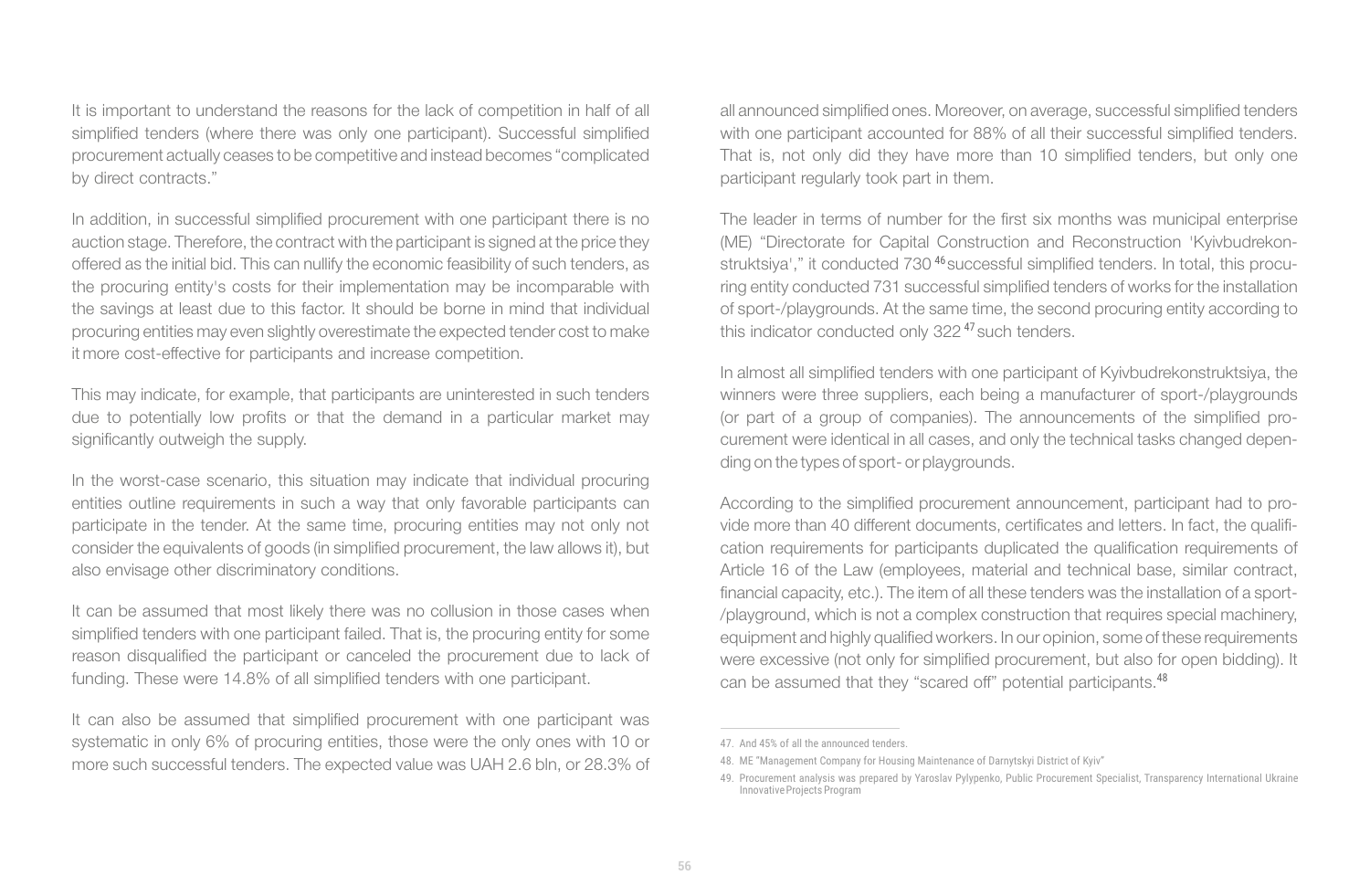It is important to understand the reasons for the lack of competition in half of all simplified tenders (where there was only one participant). Successful simplified procurement actually ceases to be competitive and instead becomes "complicated by direct contracts."

In addition, in successful simplified procurement with one participant there is no auction stage. Therefore, the contract with the participant is signed at the price they offered as the initial bid. This can nullify the economic feasibility of such tenders, as the procuring entity's costs for their implementation may be incomparable with the savings at least due to this factor. It should be borne in mind that individual procuring entities may even slightly overestimate the expected tender cost to make it more cost-effective for participants and increase competition.

This may indicate, for example, that participants are uninterested in such tenders due to potentially low profits or that the demand in a particular market may significantly outweigh the supply.

In the worst-case scenario, this situation may indicate that individual procuring entities outline requirements in such a way that only favorable participants can participate in the tender. At the same time, procuring entities may not only not consider the equivalents of goods (in simplified procurement, the law allows it), but also envisage other discriminatory conditions.

It can be assumed that most likely there was no collusion in those cases when simplified tenders with one participant failed. That is, the procuring entity for some reason disqualified the participant or canceled the procurement due to lack of funding. These were 14.8% of all simplified tenders with one participant.

It can also be assumed that simplified procurement with one participant was systematic in only 6% of procuring entities, those were the only ones with 10 or more such successful tenders. The expected value was UAH 2.6 bln, or 28.3% of all announced simplified ones. Moreover, on average, successful simplified tenders with one participant accounted for 88% of all their successful simplified tenders. That is, not only did they have more than 10 simplified tenders, but only one participant regularly took part in them.

The leader in terms of number for the first six months was municipal enterprise (ME) "Directorate for Capital Construction and Reconstruction 'Kyivbudrekonstruktsiya'," it conducted 730[46] successful simplified tenders. In total, this procuring entity conducted 731 successful simplified tenders of works for the installation of sport-/playgrounds. At the same time, the second procuring entity according to this indicator conducted only 322[47] such tenders.

In almost all simplified tenders with one participant of Kyivbudrekonstruktsiya, the winners were three suppliers, each being a manufacturer of sport-/playgrounds (or part of a group of companies). The announcements of the simplified procurement were identical in all cases, and only the technical tasks changed depending on the types of sport- or playgrounds.

According to the simplified procurement announcement, participant had to provide more than 40 different documents, certificates and letters. In fact, the qualification requirements for participants duplicated the qualification requirements of Article 16 of the Law (employees, material and technical base, similar contract, financial capacity, etc.). The item of all these tenders was the installation of a sport-/playground, which is not a complex construction that requires special machinery, equipment and highly qualified workers. In our opinion, some of these requirements were excessive (not only for simplified procurement, but also for open bidding). It can be assumed that they "scared off" potential participants.[48]

---

47. And 45% of all the announced tenders.

48. ME "Management Company for Housing Maintenance of Darnytskyi District of Kyiv"

49. Procurement analysis was prepared by Yaroslav Pylypenko, Public Procurement Specialist, Transparency International Ukraine Innovative Projects Program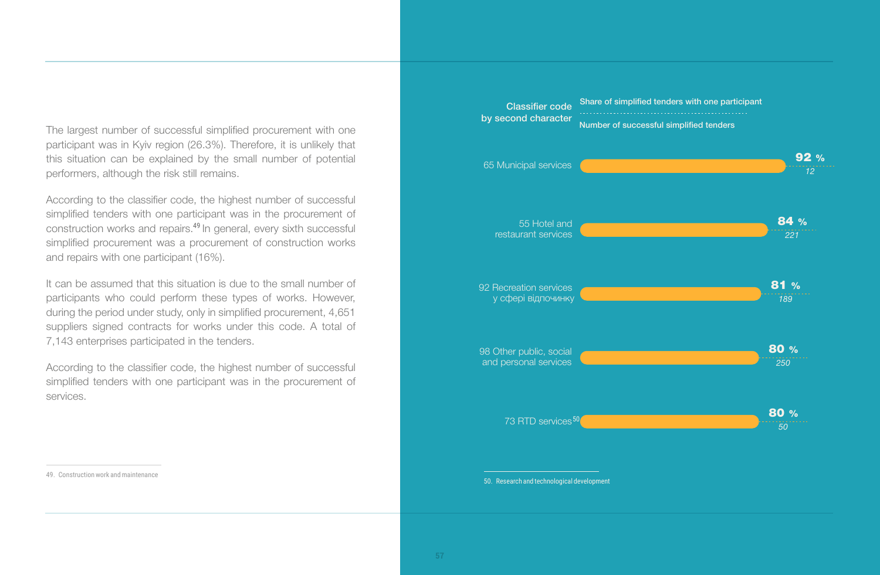The largest number of successful simplified procurement with one participant was in Kyiv region (26.3%). Therefore, it is unlikely that this situation can be explained by the small number of potential performers, although the risk still remains.

According to the classifier code, the highest number of successful simplified tenders with one participant was in the procurement of construction works and repairs.[49] In general, every sixth successful simplified procurement was a procurement of construction works and repairs with one participant (16%).

It can be assumed that this situation is due to the small number of participants who could perform these types of works. However, during the period under study, only in simplified procurement, 4,651 suppliers signed contracts for works under this code. A total of 7,143 enterprises participated in the tenders.

According to the classifier code, the highest number of successful simplified tenders with one participant was in the procurement of services.

49. Construction work and maintenance

| Classifier code by second character | Share of simplified tenders with one participant | Number of successful simplified tenders |
| --- | --- | --- |
| 65 Municipal services | 92 % | 12 |
| 55 Hotel and restaurant services | 84 % | 221 |
| 92 Recreation services у сфері відпочинку | 81 % | 189 |
| 98 Other public, social and personal services | 80 % | 250 |
| 73 RTD services[50] | 80 % | 50 |

50. Research and technological development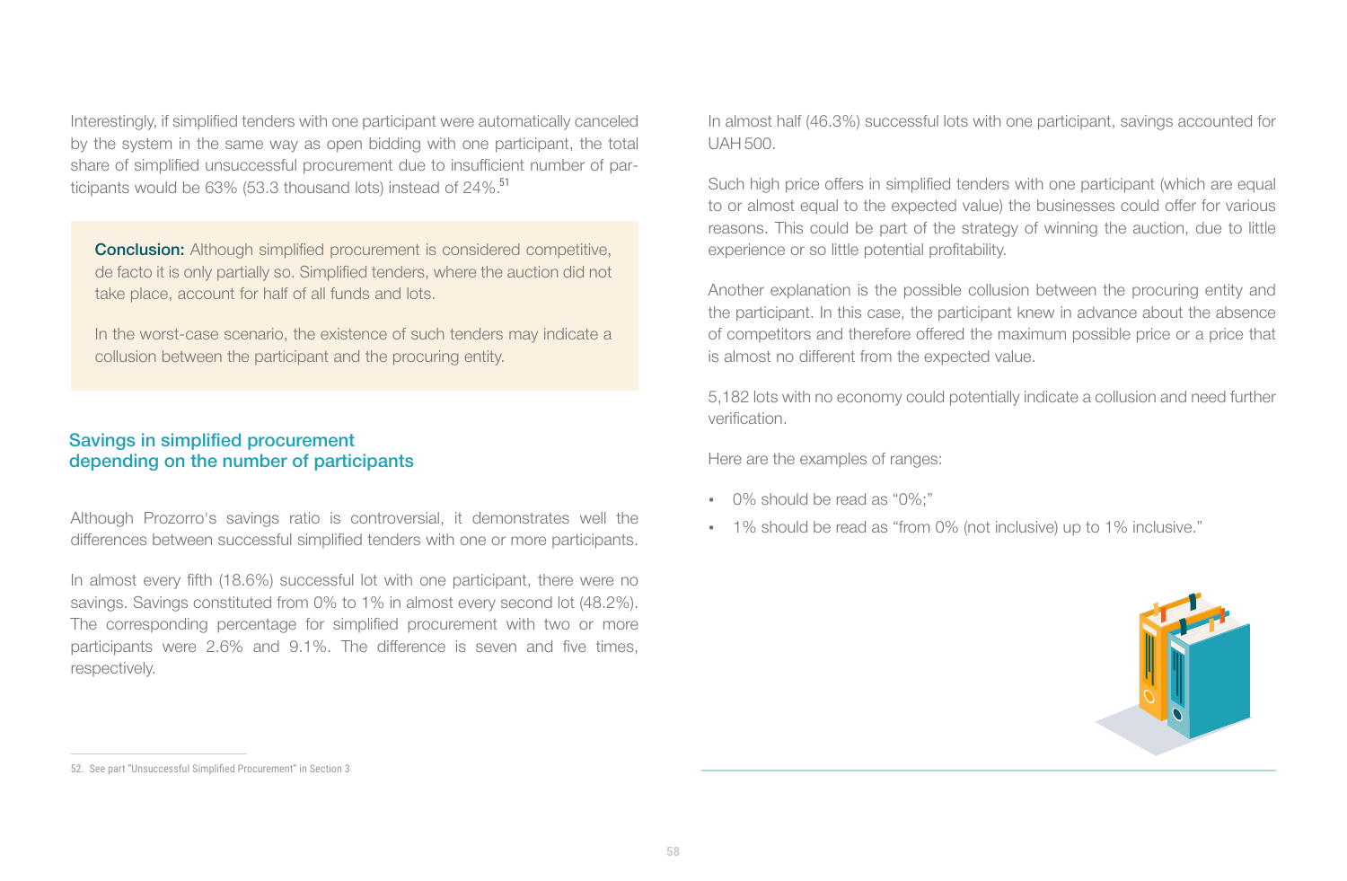Interestingly, if simplified tenders with one participant were automatically canceled by the system in the same way as open bidding with one participant, the total share of simplified unsuccessful procurement due to insufficient number of participants would be 63% (53.3 thousand lots) instead of 24%.[51]

**Conclusion:** Although simplified procurement is considered competitive, de facto it is only partially so. Simplified tenders, where the auction did not take place, account for half of all funds and lots.

In the worst-case scenario, the existence of such tenders may indicate a collusion between the participant and the procuring entity.

## Savings in simplified procurement depending on the number of participants

Although Prozorro's savings ratio is controversial, it demonstrates well the differences between successful simplified tenders with one or more participants.

In almost every fifth (18.6%) successful lot with one participant, there were no savings. Savings constituted from 0% to 1% in almost every second lot (48.2%). The corresponding percentage for simplified procurement with two or more participants were 2.6% and 9.1%. The difference is seven and five times, respectively.

In almost half (46.3%) successful lots with one participant, savings accounted for UAH 500.

Such high price offers in simplified tenders with one participant (which are equal to or almost equal to the expected value) the businesses could offer for various reasons. This could be part of the strategy of winning the auction, due to little experience or so little potential profitability.

Another explanation is the possible collusion between the procuring entity and the participant. In this case, the participant knew in advance about the absence of competitors and therefore offered the maximum possible price or a price that is almost no different from the expected value.

5,182 lots with no economy could potentially indicate a collusion and need further verification.

Here are the examples of ranges:

- 0% should be read as "0%;"
- 1% should be read as "from 0% (not inclusive) up to 1% inclusive."

52. See part "Unsuccessful Simplified Procurement" in Section 3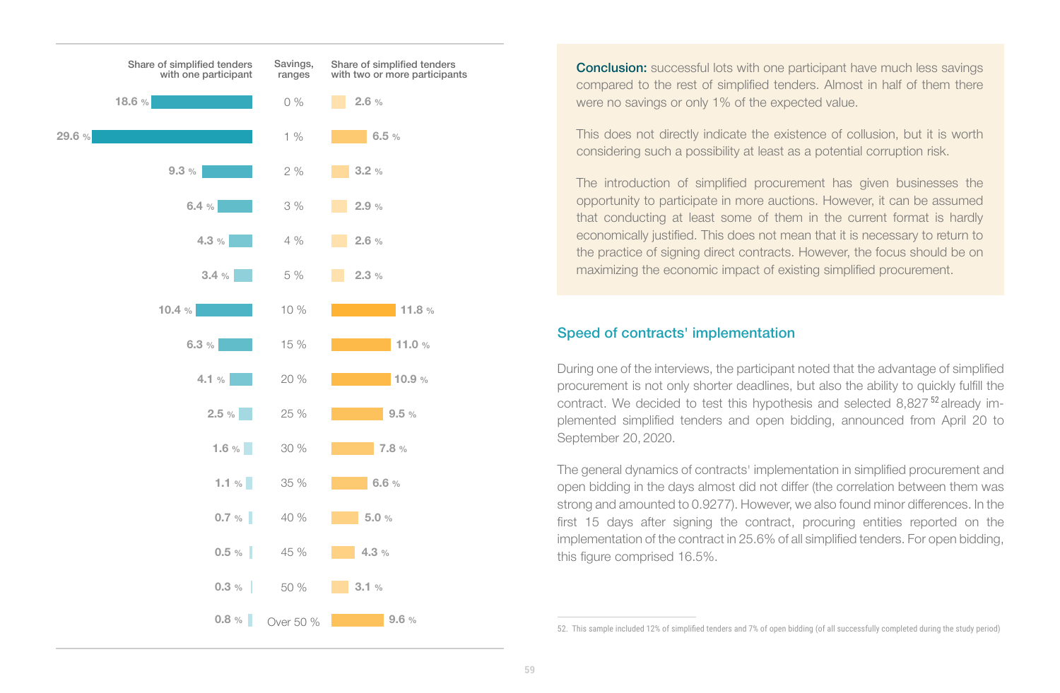| Share of simplified tenders with one participant | Savings, ranges | Share of simplified tenders with two or more participants |
|---|---|---|
| 18.6 % | 0 % | 2.6 % |
| 29.6 % | 1 % | 6.5 % |
| 9.3 % | 2 % | 3.2 % |
| 6.4 % | 3 % | 2.9 % |
| 4.3 % | 4 % | 2.6 % |
| 3.4 % | 5 % | 2.3 % |
| 10.4 % | 10 % | 11.8 % |
| 6.3 % | 15 % | 11.0 % |
| 4.1 % | 20 % | 10.9 % |
| 2.5 % | 25 % | 9.5 % |
| 1.6 % | 30 % | 7.8 % |
| 1.1 % | 35 % | 6.6 % |
| 0.7 % | 40 % | 5.0 % |
| 0.5 % | 45 % | 4.3 % |
| 0.3 % | 50 % | 3.1 % |
| 0.8 % | Over 50 % | 9.6 % |

**Conclusion:** successful lots with one participant have much less savings compared to the rest of simplified tenders. Almost in half of them there were no savings or only 1% of the expected value.

This does not directly indicate the existence of collusion, but it is worth considering such a possibility at least as a potential corruption risk.

The introduction of simplified procurement has given businesses the opportunity to participate in more auctions. However, it can be assumed that conducting at least some of them in the current format is hardly economically justified. This does not mean that it is necessary to return to the practice of signing direct contracts. However, the focus should be on maximizing the economic impact of existing simplified procurement.

## Speed of contracts' implementation

During one of the interviews, the participant noted that the advantage of simplified procurement is not only shorter deadlines, but also the ability to quickly fulfill the contract. We decided to test this hypothesis and selected 8,827 [52] already implemented simplified tenders and open bidding, announced from April 20 to September 20, 2020.

The general dynamics of contracts' implementation in simplified procurement and open bidding in the days almost did not differ (the correlation between them was strong and amounted to 0.9277). However, we also found minor differences. In the first 15 days after signing the contract, procuring entities reported on the implementation of the contract in 25.6% of all simplified tenders. For open bidding, this figure comprised 16.5%.

52. This sample included 12% of simplified tenders and 7% of open bidding (of all successfully completed during the study period)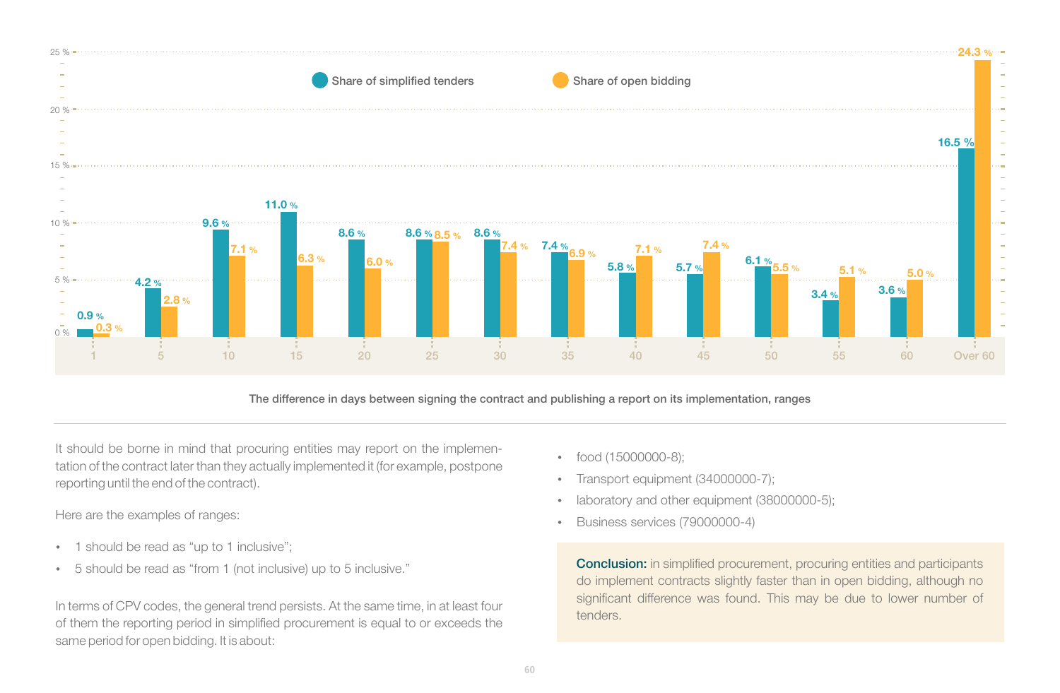| The difference in days between signing the contract and publishing a report on its implementation, ranges | Share of simplified tenders | Share of open bidding |
|---|---|---|
| 1 | 0.9 % | 0.3 % |
| 5 | 4.2 % | 2.8 % |
| 10 | 9.6 % | 7.1 % |
| 15 | 11.0 % | 6.3 % |
| 20 | 8.6 % | 6.0 % |
| 25 | 8.6 % | 8.5 % |
| 30 | 8.6 % | 7.4 % |
| 35 | 7.4 % | 6.9 % |
| 40 | 5.8 % | 7.1 % |
| 45 | 5.7 % | 7.4 % |
| 50 | 6.1 % | 5.5 % |
| 55 | 3.4 % | 5.1 % |
| 60 | 3.6 % | 5.0 % |
| Over 60 | 16.5 % | 24.3 % |

The difference in days between signing the contract and publishing a report on its implementation, ranges

It should be borne in mind that procuring entities may report on the implementation of the contract later than they actually implemented it (for example, postpone reporting until the end of the contract).

Here are the examples of ranges:

- 1 should be read as "up to 1 inclusive";
- 5 should be read as "from 1 (not inclusive) up to 5 inclusive."

In terms of CPV codes, the general trend persists. At the same time, in at least four of them the reporting period in simplified procurement is equal to or exceeds the same period for open bidding. It is about:

- food (15000000-8);
- Transport equipment (34000000-7);
- laboratory and other equipment (38000000-5);
- Business services (79000000-4)

**Conclusion:** in simplified procurement, procuring entities and participants do implement contracts slightly faster than in open bidding, although no significant difference was found. This may be due to lower number of tenders.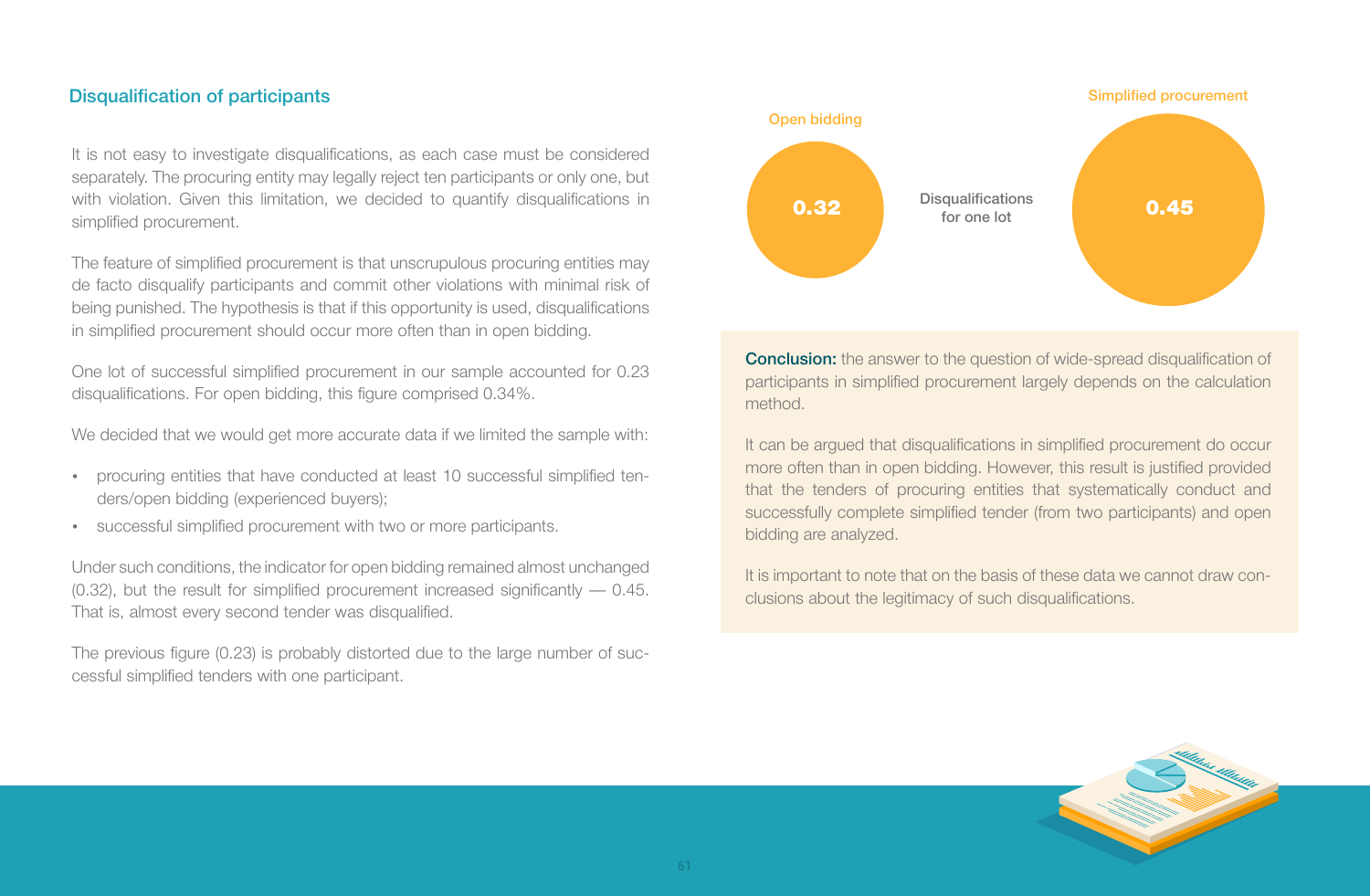## Disqualification of participants

It is not easy to investigate disqualifications, as each case must be considered separately. The procuring entity may legally reject ten participants or only one, but with violation. Given this limitation, we decided to quantify disqualifications in simplified procurement.

The feature of simplified procurement is that unscrupulous procuring entities may de facto disqualify participants and commit other violations with minimal risk of being punished. The hypothesis is that if this opportunity is used, disqualifications in simplified procurement should occur more often than in open bidding.

One lot of successful simplified procurement in our sample accounted for 0.23 disqualifications. For open bidding, this figure comprised 0.34%.

We decided that we would get more accurate data if we limited the sample with:

- procuring entities that have conducted at least 10 successful simplified tenders/open bidding (experienced buyers);
- successful simplified procurement with two or more participants.

Under such conditions, the indicator for open bidding remained almost unchanged (0.32), but the result for simplified procurement increased significantly — 0.45. That is, almost every second tender was disqualified.

The previous figure (0.23) is probably distorted due to the large number of successful simplified tenders with one participant.

Disqualifications for one lot

| Open bidding | Simplified procurement |
|---|---|
| 0.32 | 0.45 |

**Conclusion:** the answer to the question of wide-spread disqualification of participants in simplified procurement largely depends on the calculation method.

It can be argued that disqualifications in simplified procurement do occur more often than in open bidding. However, this result is justified provided that the tenders of procuring entities that systematically conduct and successfully complete simplified tender (from two participants) and open bidding are analyzed.

It is important to note that on the basis of these data we cannot draw conclusions about the legitimacy of such disqualifications.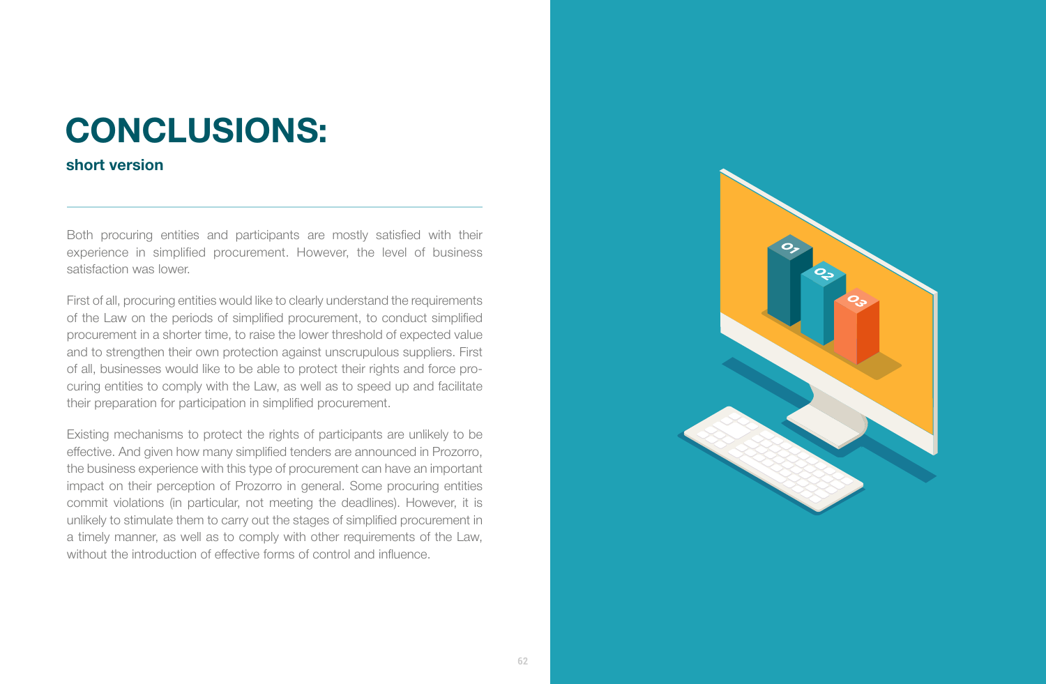# CONCLUSIONS:

## short version

Both procuring entities and participants are mostly satisfied with their experience in simplified procurement. However, the level of business satisfaction was lower.

First of all, procuring entities would like to clearly understand the requirements of the Law on the periods of simplified procurement, to conduct simplified procurement in a shorter time, to raise the lower threshold of expected value and to strengthen their own protection against unscrupulous suppliers. First of all, businesses would like to be able to protect their rights and force procuring entities to comply with the Law, as well as to speed up and facilitate their preparation for participation in simplified procurement.

Existing mechanisms to protect the rights of participants are unlikely to be effective. And given how many simplified tenders are announced in Prozorro, the business experience with this type of procurement can have an important impact on their perception of Prozorro in general. Some procuring entities commit violations (in particular, not meeting the deadlines). However, it is unlikely to stimulate them to carry out the stages of simplified procurement in a timely manner, as well as to comply with other requirements of the Law, without the introduction of effective forms of control and influence.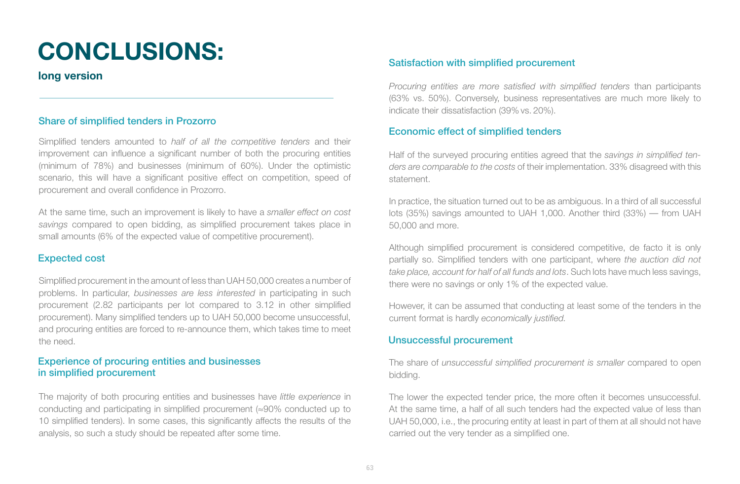# CONCLUSIONS:

**long version**

## Share of simplified tenders in Prozorro

Simplified tenders amounted to *half of all the competitive tenders* and their improvement can influence a significant number of both the procuring entities (minimum of 78%) and businesses (minimum of 60%). Under the optimistic scenario, this will have a significant positive effect on competition, speed of procurement and overall confidence in Prozorro.

At the same time, such an improvement is likely to have a *smaller effect on cost savings* compared to open bidding, as simplified procurement takes place in small amounts (6% of the expected value of competitive procurement).

## Expected cost

Simplified procurement in the amount of less than UAH 50,000 creates a number of problems. In particular, *businesses are less interested* in participating in such procurement (2.82 participants per lot compared to 3.12 in other simplified procurement). Many simplified tenders up to UAH 50,000 become unsuccessful, and procuring entities are forced to re-announce them, which takes time to meet the need.

## Experience of procuring entities and businesses in simplified procurement

The majority of both procuring entities and businesses have *little experience* in conducting and participating in simplified procurement (≈90% conducted up to 10 simplified tenders). In some cases, this significantly affects the results of the analysis, so such a study should be repeated after some time.

## Satisfaction with simplified procurement

*Procuring entities are more satisfied with simplified tenders* than participants (63% vs. 50%). Conversely, business representatives are much more likely to indicate their dissatisfaction (39% vs. 20%).

## Economic effect of simplified tenders

Half of the surveyed procuring entities agreed that the *savings in simplified tenders are comparable to the costs* of their implementation. 33% disagreed with this statement.

In practice, the situation turned out to be as ambiguous. In a third of all successful lots (35%) savings amounted to UAH 1,000. Another third (33%) — from UAH 50,000 and more.

Although simplified procurement is considered competitive, de facto it is only partially so. Simplified tenders with one participant, where *the auction did not take place, account for half of all funds and lots*. Such lots have much less savings, there were no savings or only 1% of the expected value.

However, it can be assumed that conducting at least some of the tenders in the current format is hardly *economically justified.*

## Unsuccessful procurement

The share of *unsuccessful simplified procurement is smaller* compared to open bidding.

The lower the expected tender price, the more often it becomes unsuccessful. At the same time, a half of all such tenders had the expected value of less than UAH 50,000, i.e., the procuring entity at least in part of them at all should not have carried out the very tender as a simplified one.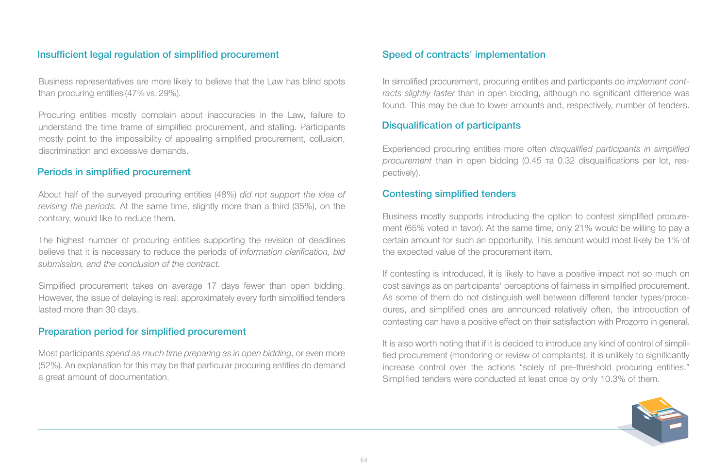## Insufficient legal regulation of simplified procurement

Business representatives are more likely to believe that the Law has blind spots than procuring entities (47% vs. 29%).

Procuring entities mostly complain about inaccuracies in the Law, failure to understand the time frame of simplified procurement, and stalling. Participants mostly point to the impossibility of appealing simplified procurement, collusion, discrimination and excessive demands.

## Periods in simplified procurement

About half of the surveyed procuring entities (48%) *did not support the idea of revising the periods.* At the same time, slightly more than a third (35%), on the contrary, would like to reduce them.

The highest number of procuring entities supporting the revision of deadlines believe that it is necessary to reduce the periods of i*nformation clarification, bid submission, and the conclusion of the contract.*

Simplified procurement takes on average 17 days fewer than open bidding. However, the issue of delaying is real: approximately every forth simplified tenders lasted more than 30 days.

## Preparation period for simplified procurement

Most participants *spend as much time preparing as in open bidding*, or even more (52%). An explanation for this may be that particular procuring entities do demand a great amount of documentation.

## Speed of contracts' implementation

In simplified procurement, procuring entities and participants do *implement contracts slightly faster* than in open bidding, although no significant difference was found. This may be due to lower amounts and, respectively, number of tenders.

## Disqualification of participants

Experienced procuring entities more often *disqualified participants in simplified procurement* than in open bidding (0.45 та 0.32 disqualifications per lot, respectively).

## Contesting simplified tenders

Business mostly supports introducing the option to contest simplified procurement (65% voted in favor). At the same time, only 21% would be willing to pay a certain amount for such an opportunity. This amount would most likely be 1% of the expected value of the procurement item.

If contesting is introduced, it is likely to have a positive impact not so much on cost savings as on participants' perceptions of fairness in simplified procurement. As some of them do not distinguish well between different tender types/procedures, and simplified ones are announced relatively often, the introduction of contesting can have a positive effect on their satisfaction with Prozorro in general.

It is also worth noting that if it is decided to introduce any kind of control of simplified procurement (monitoring or review of complaints), it is unlikely to significantly increase control over the actions "solely of pre-threshold procuring entities." Simplified tenders were conducted at least once by only 10.3% of them.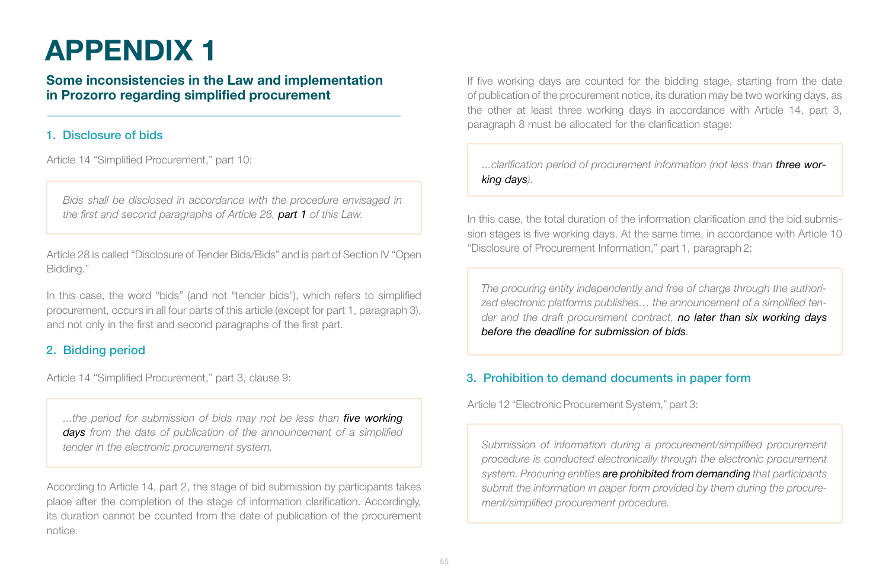# APPENDIX 1

## Some inconsistencies in the Law and implementation in Prozorro regarding simplified procurement

### 1. Disclosure of bids

Article 14 "Simplified Procurement," part 10:

> *Bids shall be disclosed in accordance with the procedure envisaged in the first and second paragraphs of Article 28,* ***part 1*** *of this Law.*

Article 28 is called "Disclosure of Tender Bids/Bids" and is part of Section IV "Open Bidding."

In this case, the word "bids" (and not "tender bids"), which refers to simplified procurement, occurs in all four parts of this article (except for part 1, paragraph 3), and not only in the first and second paragraphs of the first part.

### 2. Bidding period

Article 14 "Simplified Procurement," part 3, clause 9:

> *...the period for submission of bids may not be less than* ***five working days*** *from the date of publication of the announcement of a simplified tender in the electronic procurement system.*

According to Article 14, part 2, the stage of bid submission by participants takes place after the completion of the stage of information clarification. Accordingly, its duration cannot be counted from the date of publication of the procurement notice.

If five working days are counted for the bidding stage, starting from the date of publication of the procurement notice, its duration may be two working days, as the other at least three working days in accordance with Article 14, part 3, paragraph 8 must be allocated for the clarification stage:

> *...clarification period of procurement information (not less than* ***three working days****).*

In this case, the total duration of the information clarification and the bid submission stages is five working days. At the same time, in accordance with Article 10 "Disclosure of Procurement Information," part 1, paragraph 2:

> *The procuring entity independently and free of charge through the authorized electronic platforms publishes… the announcement of a simplified tender and the draft procurement contract,* ***no later than six working days before the deadline for submission of bids****.*

### 3. Prohibition to demand documents in paper form

Article 12 "Electronic Procurement System," part 3:

> *Submission of information during a procurement/simplified procurement procedure is conducted electronically through the electronic procurement system. Procuring entities* ***are prohibited from demanding*** *that participants submit the information in paper form provided by them during the procurement/simplified procurement procedure.*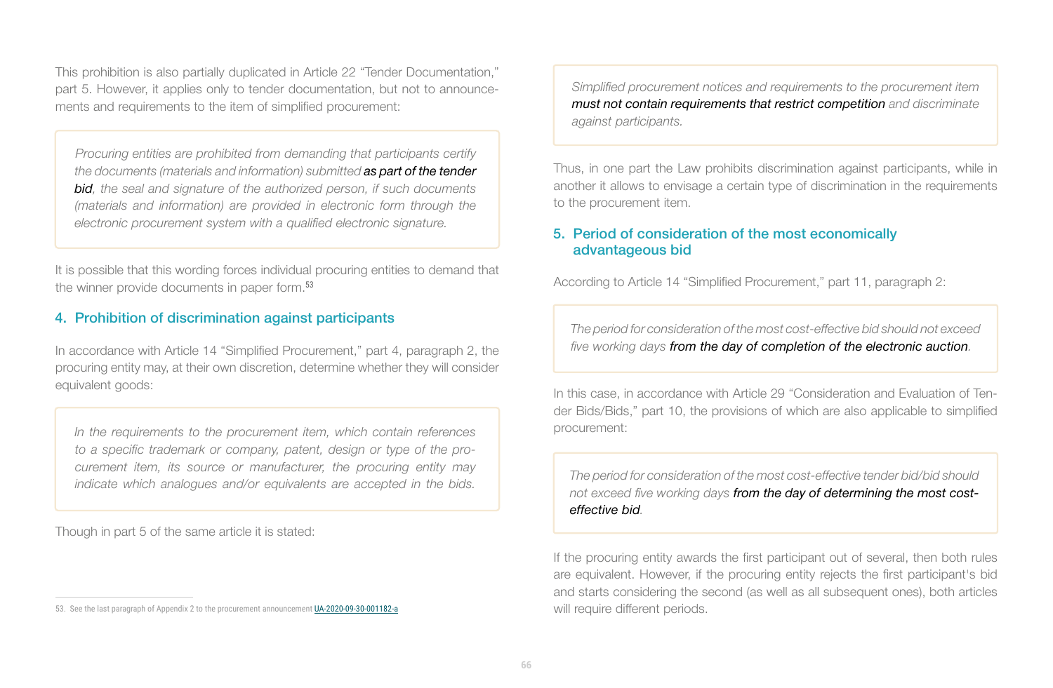This prohibition is also partially duplicated in Article 22 "Tender Documentation," part 5. However, it applies only to tender documentation, but not to announcements and requirements to the item of simplified procurement:

> *Procuring entities are prohibited from demanding that participants certify the documents (materials and information) submitted **as part of the tender bid**, the seal and signature of the authorized person, if such documents (materials and information) are provided in electronic form through the electronic procurement system with a qualified electronic signature.*

It is possible that this wording forces individual procuring entities to demand that the winner provide documents in paper form.[53]

## 4. Prohibition of discrimination against participants

In accordance with Article 14 "Simplified Procurement," part 4, paragraph 2, the procuring entity may, at their own discretion, determine whether they will consider equivalent goods:

> *In the requirements to the procurement item, which contain references to a specific trademark or company, patent, design or type of the procurement item, its source or manufacturer, the procuring entity may indicate which analogues and/or equivalents are accepted in the bids.*

Though in part 5 of the same article it is stated:

> *Simplified procurement notices and requirements to the procurement item **must not contain requirements that restrict competition** and discriminate against participants.*

Thus, in one part the Law prohibits discrimination against participants, while in another it allows to envisage a certain type of discrimination in the requirements to the procurement item.

## 5. Period of consideration of the most economically advantageous bid

According to Article 14 "Simplified Procurement," part 11, paragraph 2:

> *The period for consideration of the most cost-effective bid should not exceed five working days **from the day of completion of the electronic auction**.*

In this case, in accordance with Article 29 "Consideration and Evaluation of Tender Bids/Bids," part 10, the provisions of which are also applicable to simplified procurement:

> *The period for consideration of the most cost-effective tender bid/bid should not exceed five working days **from the day of determining the most cost-effective bid**.*

If the procuring entity awards the first participant out of several, then both rules are equivalent. However, if the procuring entity rejects the first participant's bid and starts considering the second (as well as all subsequent ones), both articles will require different periods.

53. See the last paragraph of Appendix 2 to the procurement announcement UA-2020-09-30-001182-a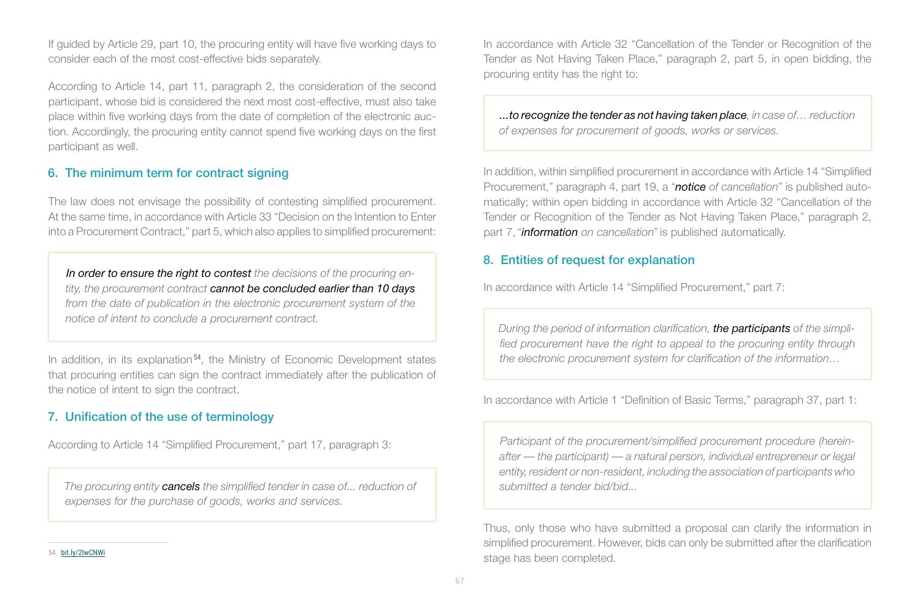If guided by Article 29, part 10, the procuring entity will have five working days to consider each of the most cost-effective bids separately.

According to Article 14, part 11, paragraph 2, the consideration of the second participant, whose bid is considered the next most cost-effective, must also take place within five working days from the date of completion of the electronic auction. Accordingly, the procuring entity cannot spend five working days on the first participant as well.

## 6. The minimum term for contract signing

The law does not envisage the possibility of contesting simplified procurement. At the same time, in accordance with Article 33 "Decision on the Intention to Enter into a Procurement Contract," part 5, which also applies to simplified procurement:

> *In order to ensure the right to contest the decisions of the procuring entity, the procurement contract cannot be concluded earlier than 10 days from the date of publication in the electronic procurement system of the notice of intent to conclude a procurement contract.*

In addition, in its explanation[54], the Ministry of Economic Development states that procuring entities can sign the contract immediately after the publication of the notice of intent to sign the contract.

## 7. Unification of the use of terminology

According to Article 14 "Simplified Procurement," part 17, paragraph 3:

> *The procuring entity **cancels** the simplified tender in case of... reduction of expenses for the purchase of goods, works and services.*

In accordance with Article 32 "Cancellation of the Tender or Recognition of the Tender as Not Having Taken Place," paragraph 2, part 5, in open bidding, the procuring entity has the right to:

> *...to recognize the tender as not having taken place, in case of… reduction of expenses for procurement of goods, works or services.*

In addition, within simplified procurement in accordance with Article 14 "Simplified Procurement," paragraph 4, part 19, a "***notice** of cancellation*" is published automatically; within open bidding in accordance with Article 32 "Cancellation of the Tender or Recognition of the Tender as Not Having Taken Place," paragraph 2, part 7, "***information** on cancellation*" is published automatically.

## 8. Entities of request for explanation

In accordance with Article 14 "Simplified Procurement," part 7:

> *During the period of information clarification, **the participants** of the simplified procurement have the right to appeal to the procuring entity through the electronic procurement system for clarification of the information…*

In accordance with Article 1 "Definition of Basic Terms," paragraph 37, part 1:

> *Participant of the procurement/simplified procurement procedure (hereinafter — the participant) — a natural person, individual entrepreneur or legal entity, resident or non-resident, including the association of participants who submitted a tender bid/bid...*

Thus, only those who have submitted a proposal can clarify the information in simplified procurement. However, bids can only be submitted after the clarification stage has been completed.

54. bit.ly/2lwCNWi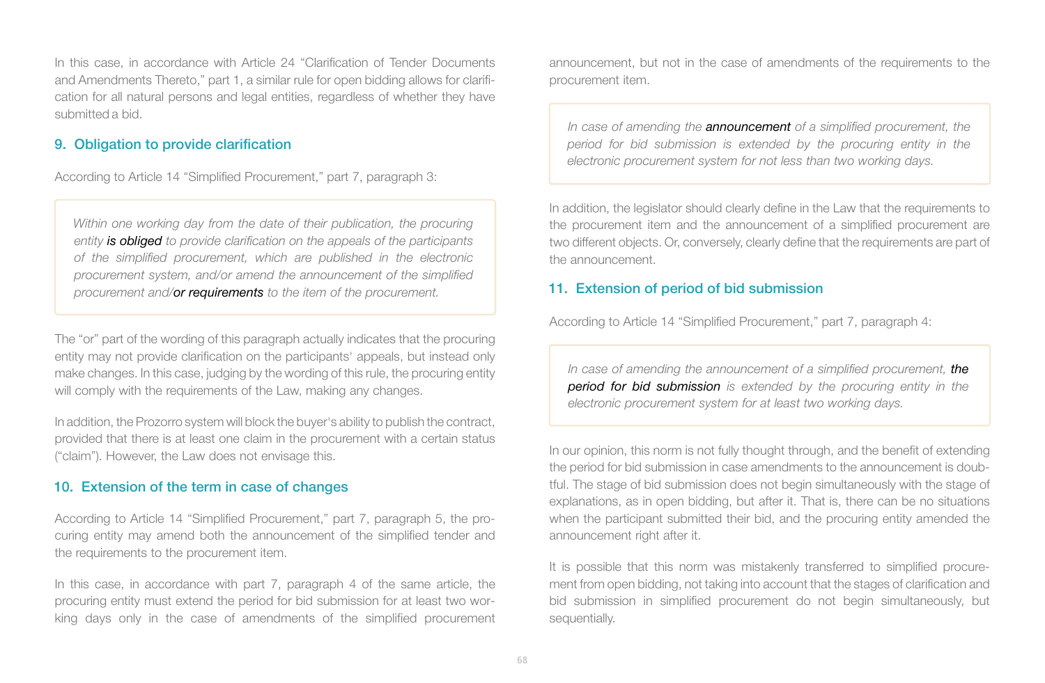In this case, in accordance with Article 24 "Clarification of Tender Documents and Amendments Thereto," part 1, a similar rule for open bidding allows for clarification for all natural persons and legal entities, regardless of whether they have submitted a bid.

## 9. Obligation to provide clarification

According to Article 14 "Simplified Procurement," part 7, paragraph 3:

> *Within one working day from the date of their publication, the procuring entity* ***is obliged*** *to provide clarification on the appeals of the participants of the simplified procurement, which are published in the electronic procurement system, and/or amend the announcement of the simplified procurement and/****or requirements*** *to the item of the procurement.*

The "or" part of the wording of this paragraph actually indicates that the procuring entity may not provide clarification on the participants' appeals, but instead only make changes. In this case, judging by the wording of this rule, the procuring entity will comply with the requirements of the Law, making any changes.

In addition, the Prozorro system will block the buyer's ability to publish the contract, provided that there is at least one claim in the procurement with a certain status ("claim"). However, the Law does not envisage this.

## 10. Extension of the term in case of changes

According to Article 14 "Simplified Procurement," part 7, paragraph 5, the procuring entity may amend both the announcement of the simplified tender and the requirements to the procurement item.

In this case, in accordance with part 7, paragraph 4 of the same article, the procuring entity must extend the period for bid submission for at least two working days only in the case of amendments of the simplified procurement announcement, but not in the case of amendments of the requirements to the procurement item.

> *In case of amending the* ***announcement*** *of a simplified procurement, the period for bid submission is extended by the procuring entity in the electronic procurement system for not less than two working days.*

In addition, the legislator should clearly define in the Law that the requirements to the procurement item and the announcement of a simplified procurement are two different objects. Or, conversely, clearly define that the requirements are part of the announcement.

## 11. Extension of period of bid submission

According to Article 14 "Simplified Procurement," part 7, paragraph 4:

> *In case of amending the announcement of a simplified procurement,* ***the period for bid submission*** *is extended by the procuring entity in the electronic procurement system for at least two working days.*

In our opinion, this norm is not fully thought through, and the benefit of extending the period for bid submission in case amendments to the announcement is doubtful. The stage of bid submission does not begin simultaneously with the stage of explanations, as in open bidding, but after it. That is, there can be no situations when the participant submitted their bid, and the procuring entity amended the announcement right after it.

It is possible that this norm was mistakenly transferred to simplified procurement from open bidding, not taking into account that the stages of clarification and bid submission in simplified procurement do not begin simultaneously, but sequentially.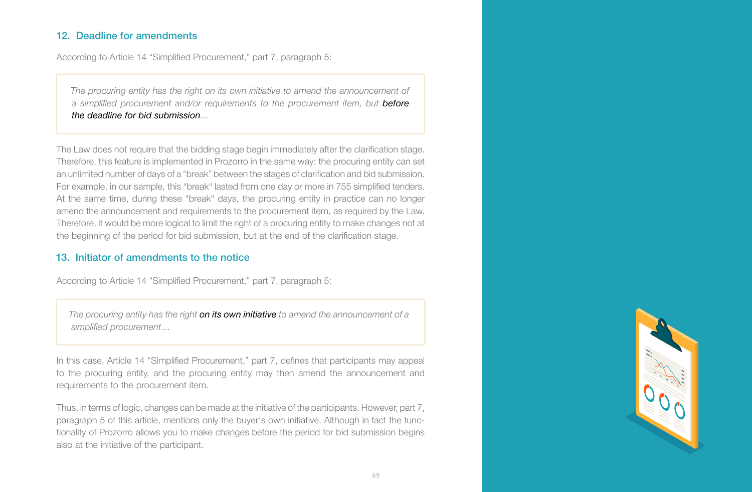## 12. Deadline for amendments

According to Article 14 "Simplified Procurement," part 7, paragraph 5:

> *The procuring entity has the right on its own initiative to amend the announcement of a simplified procurement and/or requirements to the procurement item, but* ***before the deadline for bid submission****...*

The Law does not require that the bidding stage begin immediately after the clarification stage. Therefore, this feature is implemented in Prozorro in the same way: the procuring entity can set an unlimited number of days of a "break" between the stages of clarification and bid submission. For example, in our sample, this "break" lasted from one day or more in 755 simplified tenders. At the same time, during these "break" days, the procuring entity in practice can no longer amend the announcement and requirements to the procurement item, as required by the Law. Therefore, it would be more logical to limit the right of a procuring entity to make changes not at the beginning of the period for bid submission, but at the end of the clarification stage.

## 13. Initiator of amendments to the notice

According to Article 14 "Simplified Procurement," part 7, paragraph 5:

> *The procuring entity has the right* ***on its own initiative*** *to amend the announcement of a simplified procurement...*

In this case, Article 14 "Simplified Procurement," part 7, defines that participants may appeal to the procuring entity, and the procuring entity may then amend the announcement and requirements to the procurement item.

Thus, in terms of logic, changes can be made at the initiative of the participants. However, part 7, paragraph 5 of this article, mentions only the buyer's own initiative. Although in fact the functionality of Prozorro allows you to make changes before the period for bid submission begins also at the initiative of the participant.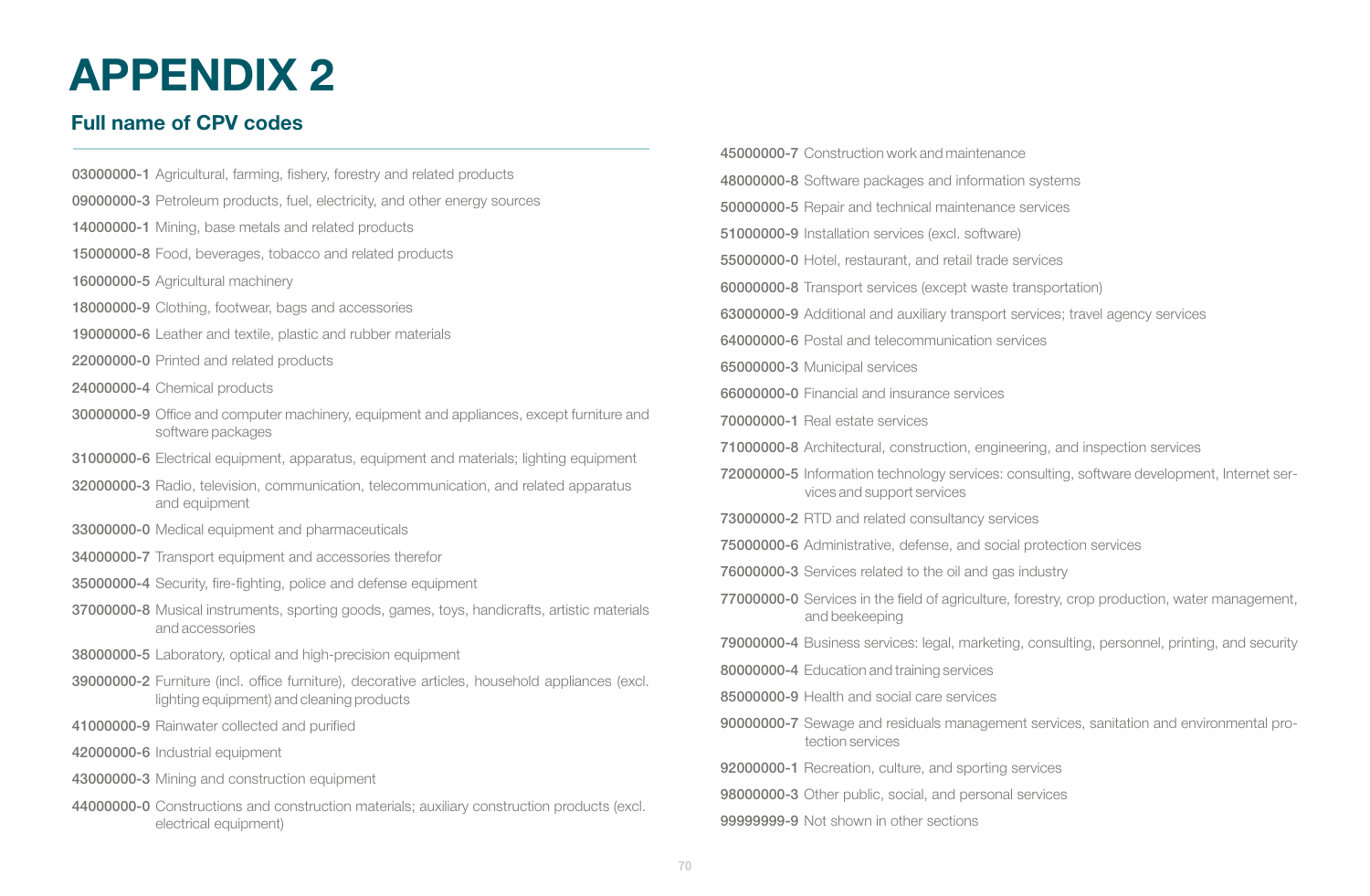# APPENDIX 2

## Full name of CPV codes

**03000000-1** Agricultural, farming, fishery, forestry and related products

**09000000-3** Petroleum products, fuel, electricity, and other energy sources

**14000000-1** Mining, base metals and related products

**15000000-8** Food, beverages, tobacco and related products

**16000000-5** Agricultural machinery

**18000000-9** Clothing, footwear, bags and accessories

**19000000-6** Leather and textile, plastic and rubber materials

**22000000-0** Printed and related products

**24000000-4** Chemical products

**30000000-9** Office and computer machinery, equipment and appliances, except furniture and software packages

**31000000-6** Electrical equipment, apparatus, equipment and materials; lighting equipment

**32000000-3** Radio, television, communication, telecommunication, and related apparatus and equipment

**33000000-0** Medical equipment and pharmaceuticals

**34000000-7** Transport equipment and accessories therefor

**35000000-4** Security, fire-fighting, police and defense equipment

**37000000-8** Musical instruments, sporting goods, games, toys, handicrafts, artistic materials and accessories

**38000000-5** Laboratory, optical and high-precision equipment

**39000000-2** Furniture (incl. office furniture), decorative articles, household appliances (excl. lighting equipment) and cleaning products

**41000000-9** Rainwater collected and purified

**42000000-6** Industrial equipment

**43000000-3** Mining and construction equipment

**44000000-0** Constructions and construction materials; auxiliary construction products (excl. electrical equipment)

**45000000-7** Construction work and maintenance

**48000000-8** Software packages and information systems

**50000000-5** Repair and technical maintenance services

**51000000-9** Installation services (excl. software)

**55000000-0** Hotel, restaurant, and retail trade services

**60000000-8** Transport services (except waste transportation)

**63000000-9** Additional and auxiliary transport services; travel agency services

**64000000-6** Postal and telecommunication services

**65000000-3** Municipal services

**66000000-0** Financial and insurance services

**70000000-1** Real estate services

**71000000-8** Architectural, construction, engineering, and inspection services

**72000000-5** Information technology services: consulting, software development, Internet services and support services

**73000000-2** RTD and related consultancy services

**75000000-6** Administrative, defense, and social protection services

**76000000-3** Services related to the oil and gas industry

**77000000-0** Services in the field of agriculture, forestry, crop production, water management, and beekeeping

**79000000-4** Business services: legal, marketing, consulting, personnel, printing, and security

**80000000-4** Education and training services

**85000000-9** Health and social care services

**90000000-7** Sewage and residuals management services, sanitation and environmental protection services

**92000000-1** Recreation, culture, and sporting services

**98000000-3** Other public, social, and personal services

**99999999-9** Not shown in other sections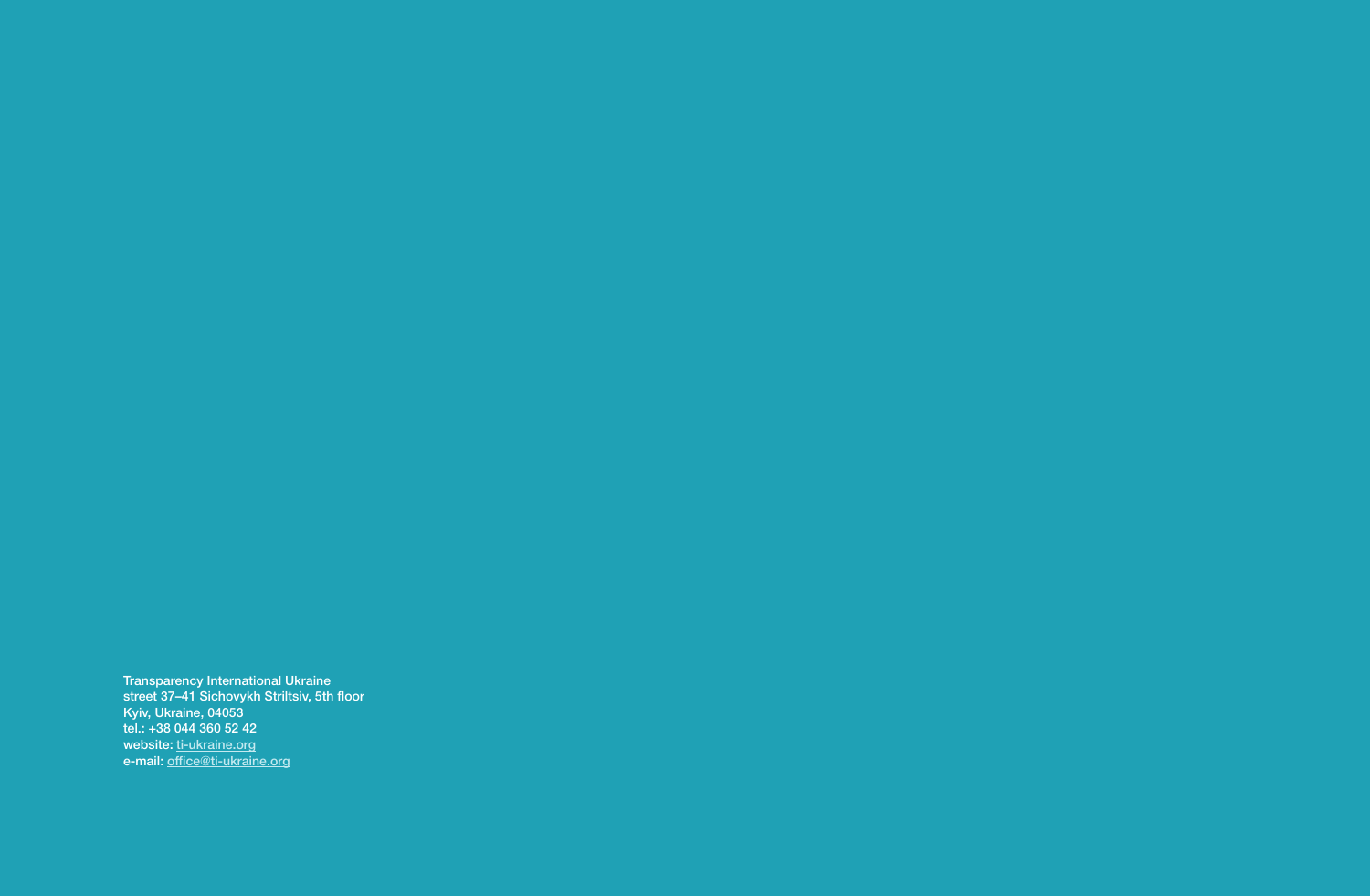Transparency International Ukraine
street 37–41 Sichovykh Striltsiv, 5th floor
Kyiv, Ukraine, 04053
tel.: +38 044 360 52 42
website: ti-ukraine.org
e-mail: office@ti-ukraine.org